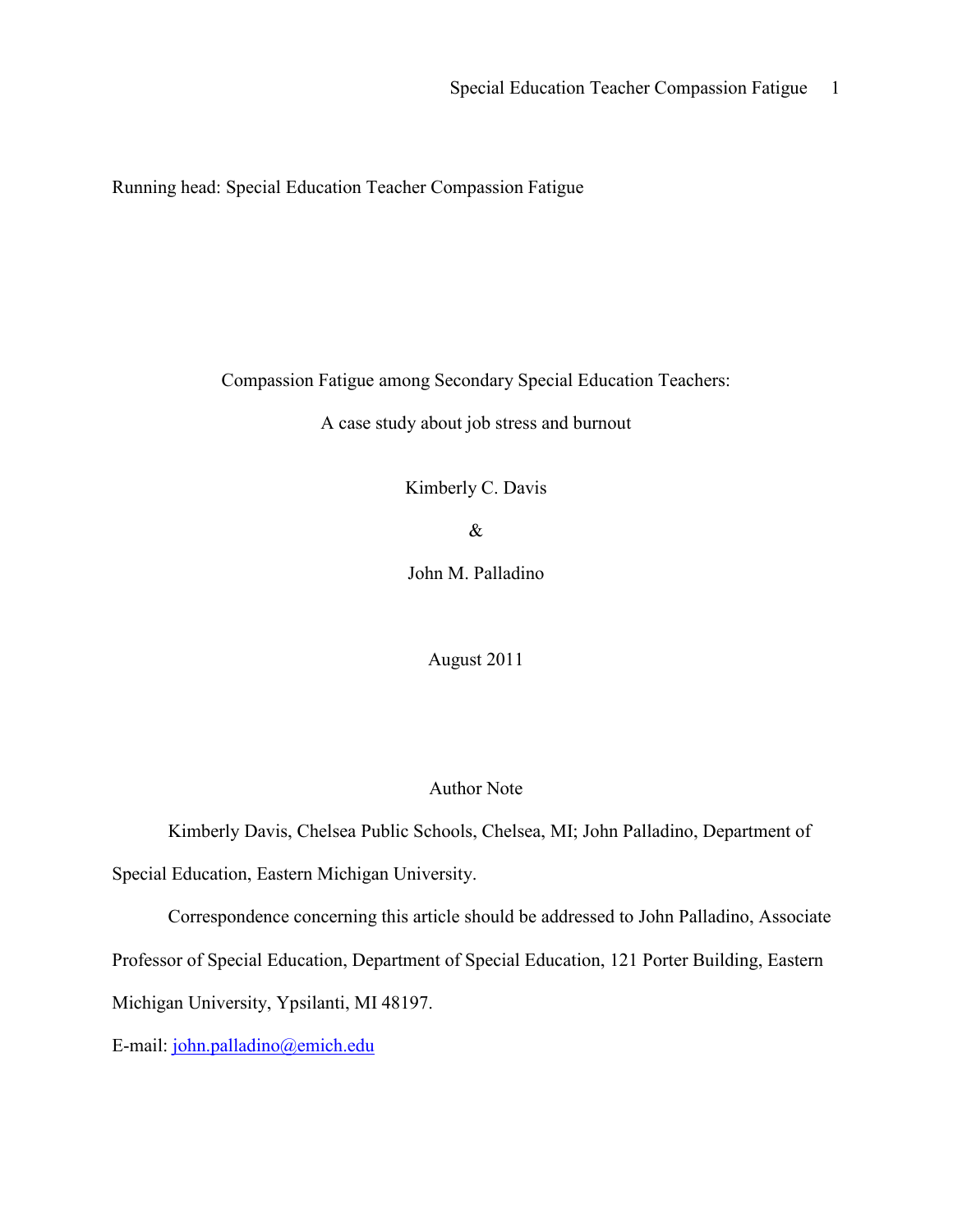Running head: Special Education Teacher Compassion Fatigue

# Compassion Fatigue among Secondary Special Education Teachers:

## A case study about job stress and burnout

Kimberly C. Davis

&

John M. Palladino

August 2011

Author Note

Kimberly Davis, Chelsea Public Schools, Chelsea, MI; John Palladino, Department of Special Education, Eastern Michigan University.

Correspondence concerning this article should be addressed to John Palladino, Associate Professor of Special Education, Department of Special Education, 121 Porter Building, Eastern Michigan University, Ypsilanti, MI 48197.

E-mail: john.palladino@emich.edu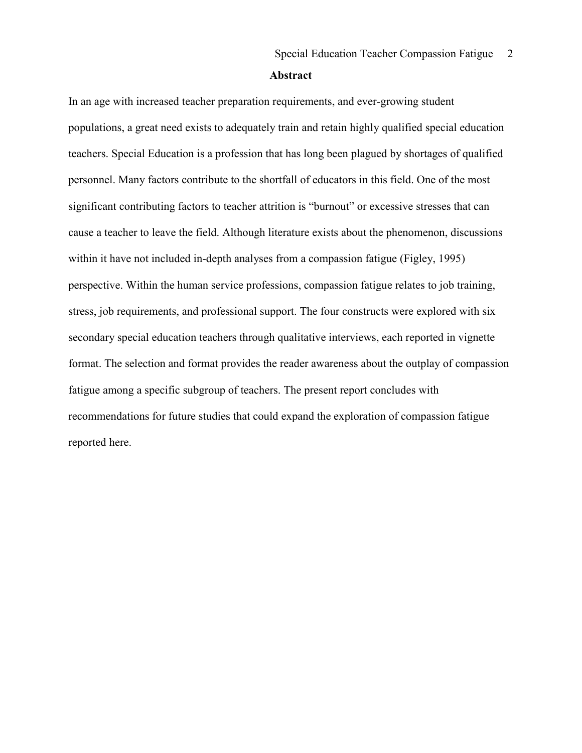## Abstract

In an age with increased teacher preparation requirements, and ever-growing student populations, a great need exists to adequately train and retain highly qualified special education teachers. Special Education is a profession that has long been plagued by shortages of qualified personnel. Many factors contribute to the shortfall of educators in this field. One of the most significant contributing factors to teacher attrition is "burnout" or excessive stresses that can cause a teacher to leave the field. Although literature exists about the phenomenon, discussions within it have not included in-depth analyses from a compassion fatigue (Figley, 1995) perspective. Within the human service professions, compassion fatigue relates to job training, stress, job requirements, and professional support. The four constructs were explored with six secondary special education teachers through qualitative interviews, each reported in vignette format. The selection and format provides the reader awareness about the outplay of compassion fatigue among a specific subgroup of teachers. The present report concludes with recommendations for future studies that could expand the exploration of compassion fatigue reported here.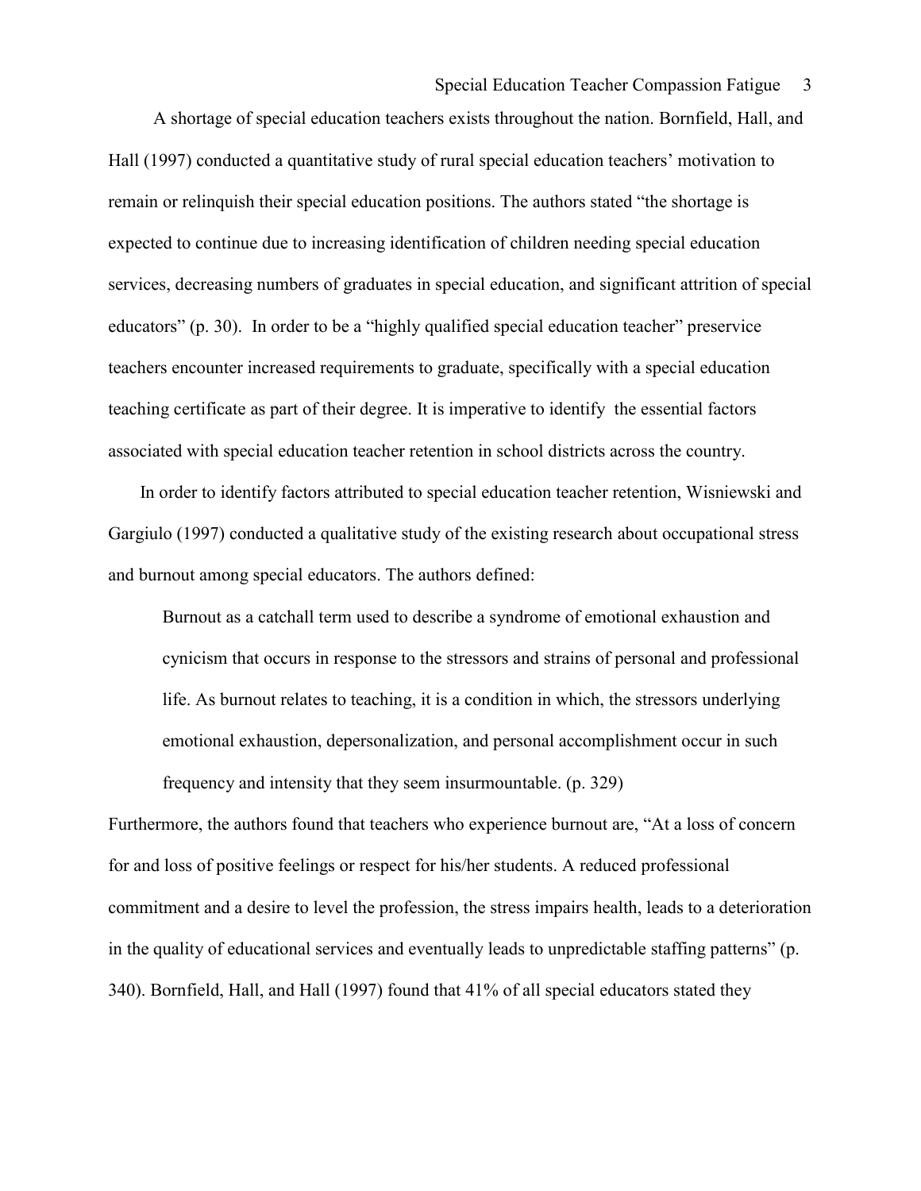A shortage of special education teachers exists throughout the nation. Bornfield, Hall, and Hall (1997) conducted a quantitative study of rural special education teachers' motivation to remain or relinquish their special education positions. The authors stated "the shortage is expected to continue due to increasing identification of children needing special education services, decreasing numbers of graduates in special education, and significant attrition of special educators" (p. 30). In order to be a "highly qualified special education teacher" preservice teachers encounter increased requirements to graduate, specifically with a special education teaching certificate as part of their degree. It is imperative to identify the essential factors associated with special education teacher retention in school districts across the country.

In order to identify factors attributed to special education teacher retention, Wisniewski and Gargiulo (1997) conducted a qualitative study of the existing research about occupational stress and burnout among special educators. The authors defined:

> Burnout as a catchall term used to describe a syndrome of emotional exhaustion and cynicism that occurs in response to the stressors and strains of personal and professional life. As burnout relates to teaching, it is a condition in which, the stressors underlying emotional exhaustion, depersonalization, and personal accomplishment occur in such frequency and intensity that they seem insurmountable. (p. 329)

Furthermore, the authors found that teachers who experience burnout are, "At a loss of concern for and loss of positive feelings or respect for his/her students. A reduced professional commitment and a desire to level the profession, the stress impairs health, leads to a deterioration in the quality of educational services and eventually leads to unpredictable staffing patterns" (p. 340). Bornfield, Hall, and Hall (1997) found that 41% of all special educators stated they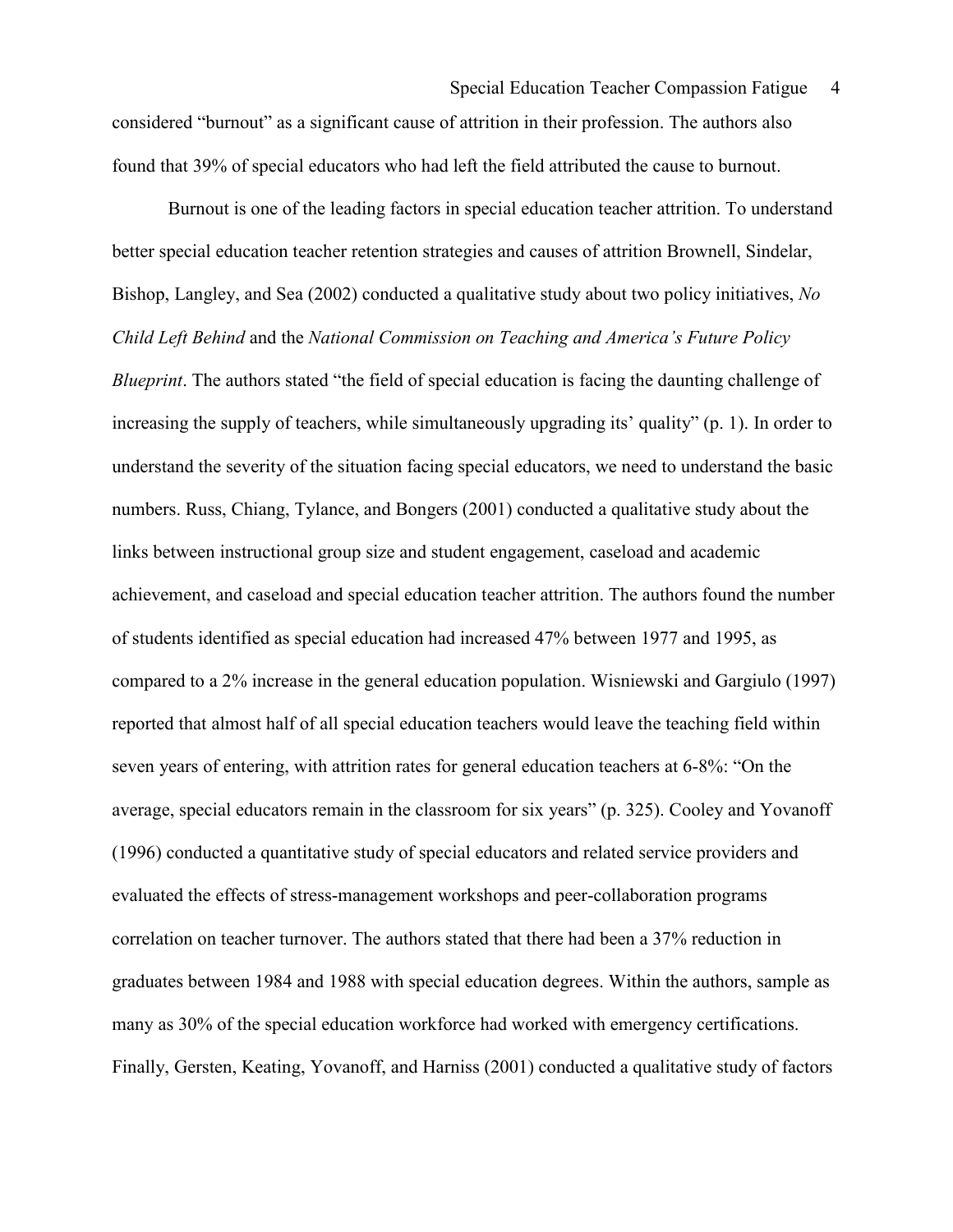considered "burnout" as a significant cause of attrition in their profession. The authors also found that 39% of special educators who had left the field attributed the cause to burnout.

Burnout is one of the leading factors in special education teacher attrition. To understand better special education teacher retention strategies and causes of attrition Brownell, Sindelar, Bishop, Langley, and Sea (2002) conducted a qualitative study about two policy initiatives, *No Child Left Behind* and the *National Commission on Teaching and America's Future Policy Blueprint*. The authors stated "the field of special education is facing the daunting challenge of increasing the supply of teachers, while simultaneously upgrading its' quality" (p. 1). In order to understand the severity of the situation facing special educators, we need to understand the basic numbers. Russ, Chiang, Tylance, and Bongers (2001) conducted a qualitative study about the links between instructional group size and student engagement, caseload and academic achievement, and caseload and special education teacher attrition. The authors found the number of students identified as special education had increased 47% between 1977 and 1995, as compared to a 2% increase in the general education population. Wisniewski and Gargiulo (1997) reported that almost half of all special education teachers would leave the teaching field within seven years of entering, with attrition rates for general education teachers at 6-8%: "On the average, special educators remain in the classroom for six years" (p. 325). Cooley and Yovanoff (1996) conducted a quantitative study of special educators and related service providers and evaluated the effects of stress-management workshops and peer-collaboration programs correlation on teacher turnover. The authors stated that there had been a 37% reduction in graduates between 1984 and 1988 with special education degrees. Within the authors, sample as many as 30% of the special education workforce had worked with emergency certifications. Finally, Gersten, Keating, Yovanoff, and Harniss (2001) conducted a qualitative study of factors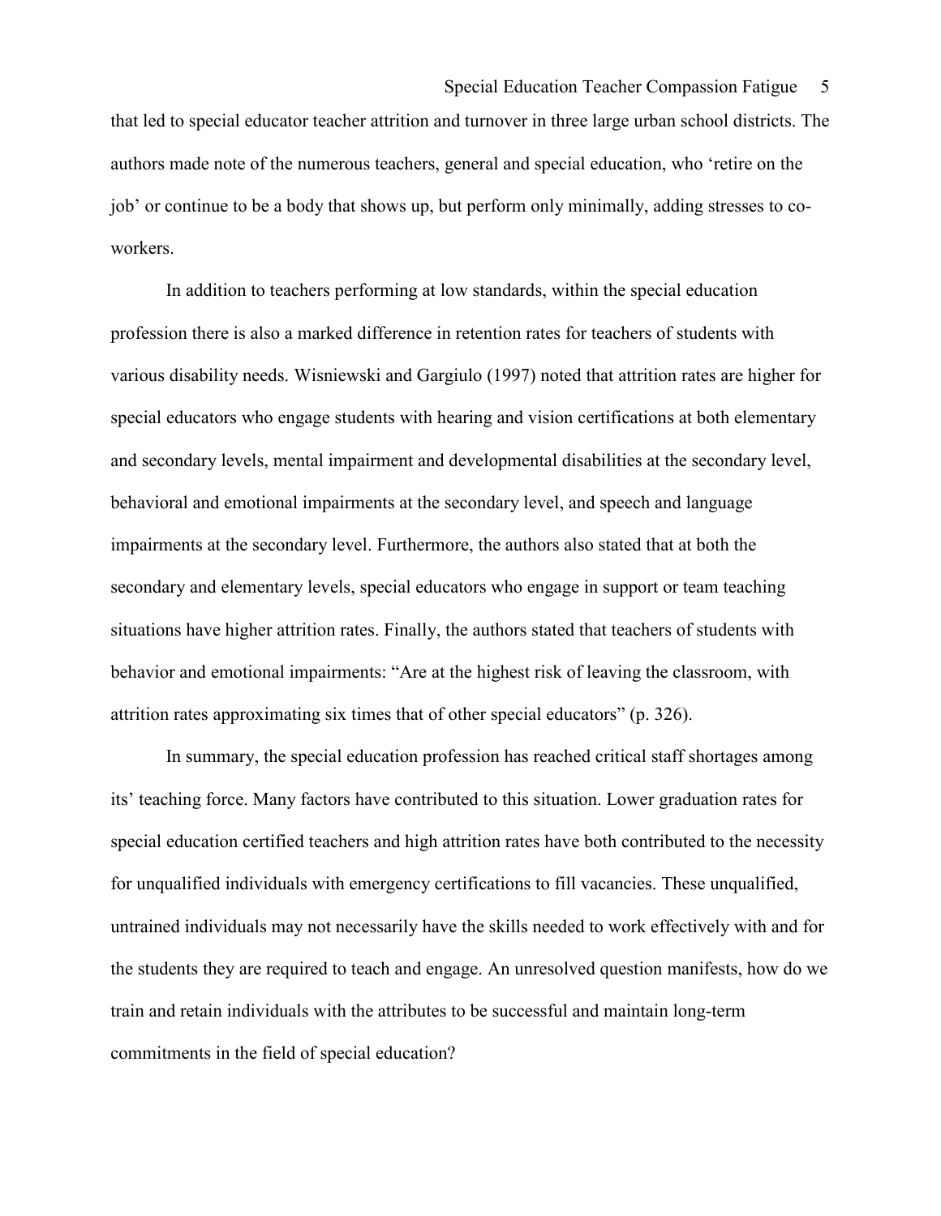that led to special educator teacher attrition and turnover in three large urban school districts. The authors made note of the numerous teachers, general and special education, who 'retire on the job' or continue to be a body that shows up, but perform only minimally, adding stresses to co-workers.

In addition to teachers performing at low standards, within the special education profession there is also a marked difference in retention rates for teachers of students with various disability needs. Wisniewski and Gargiulo (1997) noted that attrition rates are higher for special educators who engage students with hearing and vision certifications at both elementary and secondary levels, mental impairment and developmental disabilities at the secondary level, behavioral and emotional impairments at the secondary level, and speech and language impairments at the secondary level. Furthermore, the authors also stated that at both the secondary and elementary levels, special educators who engage in support or team teaching situations have higher attrition rates. Finally, the authors stated that teachers of students with behavior and emotional impairments: "Are at the highest risk of leaving the classroom, with attrition rates approximating six times that of other special educators" (p. 326).

In summary, the special education profession has reached critical staff shortages among its' teaching force. Many factors have contributed to this situation. Lower graduation rates for special education certified teachers and high attrition rates have both contributed to the necessity for unqualified individuals with emergency certifications to fill vacancies. These unqualified, untrained individuals may not necessarily have the skills needed to work effectively with and for the students they are required to teach and engage. An unresolved question manifests, how do we train and retain individuals with the attributes to be successful and maintain long-term commitments in the field of special education?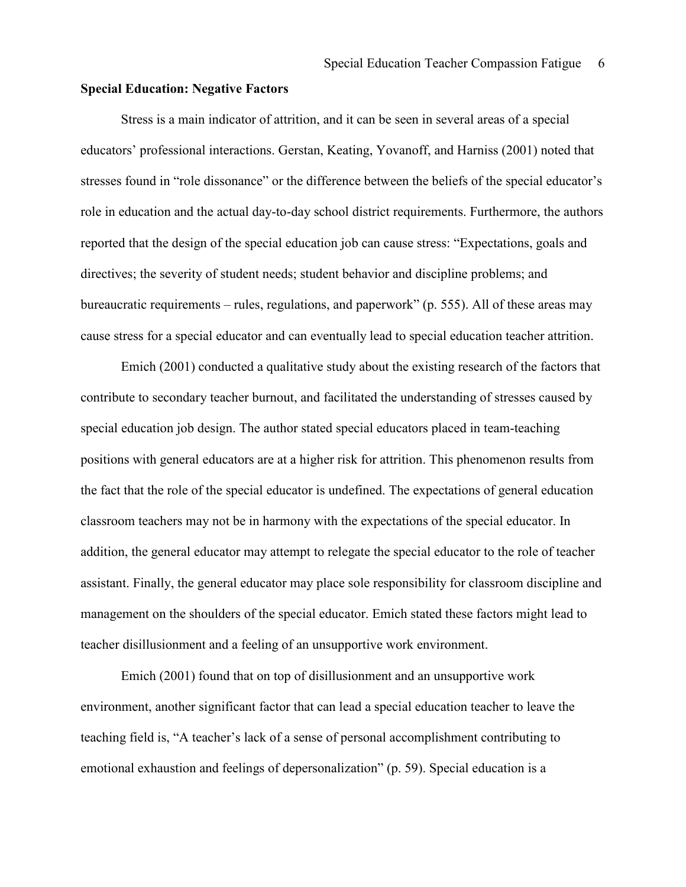**Special Education: Negative Factors**

Stress is a main indicator of attrition, and it can be seen in several areas of a special educators' professional interactions. Gerstan, Keating, Yovanoff, and Harniss (2001) noted that stresses found in "role dissonance" or the difference between the beliefs of the special educator's role in education and the actual day-to-day school district requirements. Furthermore, the authors reported that the design of the special education job can cause stress: "Expectations, goals and directives; the severity of student needs; student behavior and discipline problems; and bureaucratic requirements – rules, regulations, and paperwork" (p. 555). All of these areas may cause stress for a special educator and can eventually lead to special education teacher attrition.

Emich (2001) conducted a qualitative study about the existing research of the factors that contribute to secondary teacher burnout, and facilitated the understanding of stresses caused by special education job design. The author stated special educators placed in team-teaching positions with general educators are at a higher risk for attrition. This phenomenon results from the fact that the role of the special educator is undefined. The expectations of general education classroom teachers may not be in harmony with the expectations of the special educator. In addition, the general educator may attempt to relegate the special educator to the role of teacher assistant. Finally, the general educator may place sole responsibility for classroom discipline and management on the shoulders of the special educator. Emich stated these factors might lead to teacher disillusionment and a feeling of an unsupportive work environment.

Emich (2001) found that on top of disillusionment and an unsupportive work environment, another significant factor that can lead a special education teacher to leave the teaching field is, "A teacher's lack of a sense of personal accomplishment contributing to emotional exhaustion and feelings of depersonalization" (p. 59). Special education is a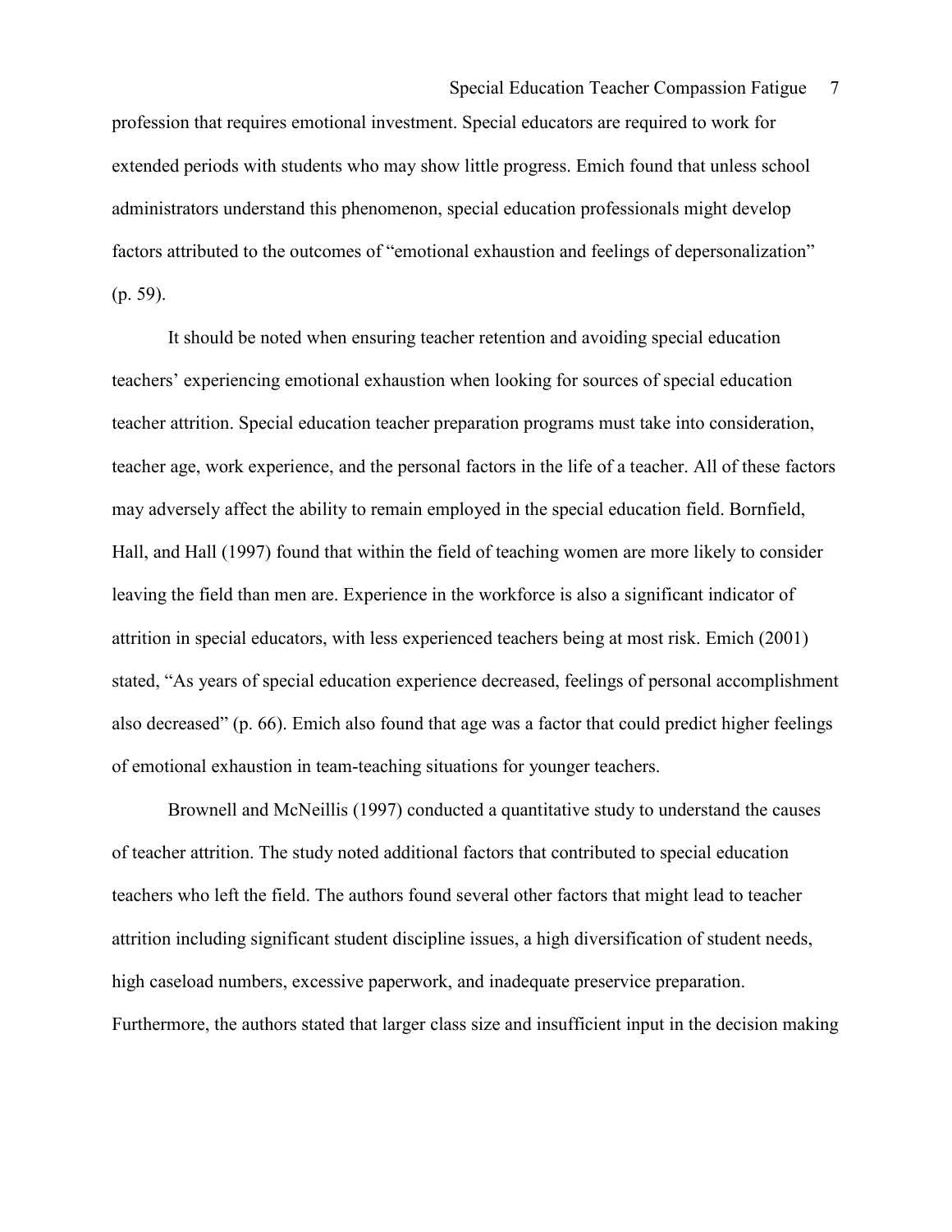profession that requires emotional investment. Special educators are required to work for extended periods with students who may show little progress. Emich found that unless school administrators understand this phenomenon, special education professionals might develop factors attributed to the outcomes of “emotional exhaustion and feelings of depersonalization” (p. 59).

It should be noted when ensuring teacher retention and avoiding special education teachers’ experiencing emotional exhaustion when looking for sources of special education teacher attrition. Special education teacher preparation programs must take into consideration, teacher age, work experience, and the personal factors in the life of a teacher. All of these factors may adversely affect the ability to remain employed in the special education field. Bornfield, Hall, and Hall (1997) found that within the field of teaching women are more likely to consider leaving the field than men are. Experience in the workforce is also a significant indicator of attrition in special educators, with less experienced teachers being at most risk. Emich (2001) stated, “As years of special education experience decreased, feelings of personal accomplishment also decreased” (p. 66). Emich also found that age was a factor that could predict higher feelings of emotional exhaustion in team-teaching situations for younger teachers.

Brownell and McNeillis (1997) conducted a quantitative study to understand the causes of teacher attrition. The study noted additional factors that contributed to special education teachers who left the field. The authors found several other factors that might lead to teacher attrition including significant student discipline issues, a high diversification of student needs, high caseload numbers, excessive paperwork, and inadequate preservice preparation. Furthermore, the authors stated that larger class size and insufficient input in the decision making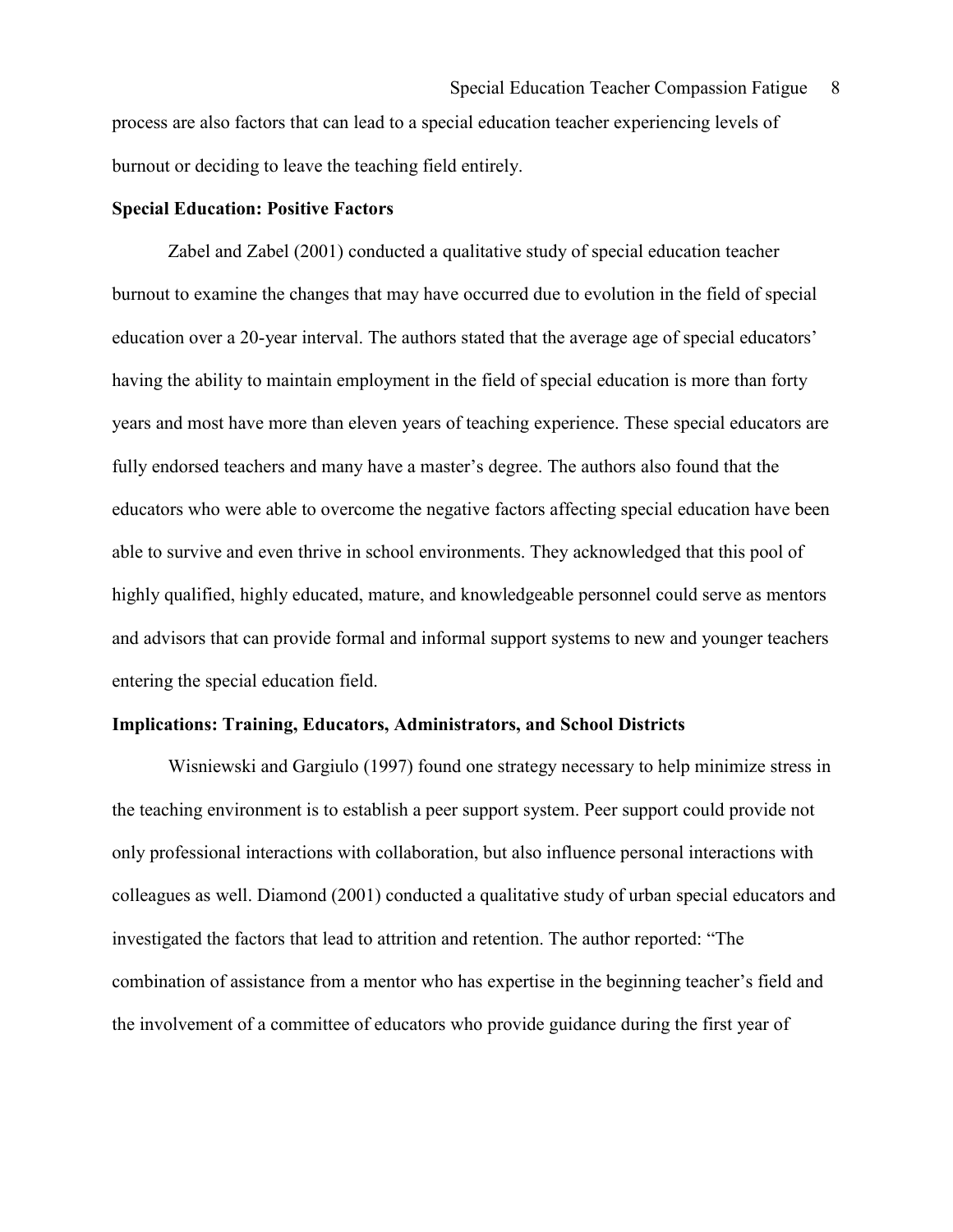process are also factors that can lead to a special education teacher experiencing levels of burnout or deciding to leave the teaching field entirely.

## Special Education: Positive Factors

Zabel and Zabel (2001) conducted a qualitative study of special education teacher burnout to examine the changes that may have occurred due to evolution in the field of special education over a 20-year interval. The authors stated that the average age of special educators' having the ability to maintain employment in the field of special education is more than forty years and most have more than eleven years of teaching experience. These special educators are fully endorsed teachers and many have a master's degree. The authors also found that the educators who were able to overcome the negative factors affecting special education have been able to survive and even thrive in school environments. They acknowledged that this pool of highly qualified, highly educated, mature, and knowledgeable personnel could serve as mentors and advisors that can provide formal and informal support systems to new and younger teachers entering the special education field.

## Implications: Training, Educators, Administrators, and School Districts

Wisniewski and Gargiulo (1997) found one strategy necessary to help minimize stress in the teaching environment is to establish a peer support system. Peer support could provide not only professional interactions with collaboration, but also influence personal interactions with colleagues as well. Diamond (2001) conducted a qualitative study of urban special educators and investigated the factors that lead to attrition and retention. The author reported: "The combination of assistance from a mentor who has expertise in the beginning teacher's field and the involvement of a committee of educators who provide guidance during the first year of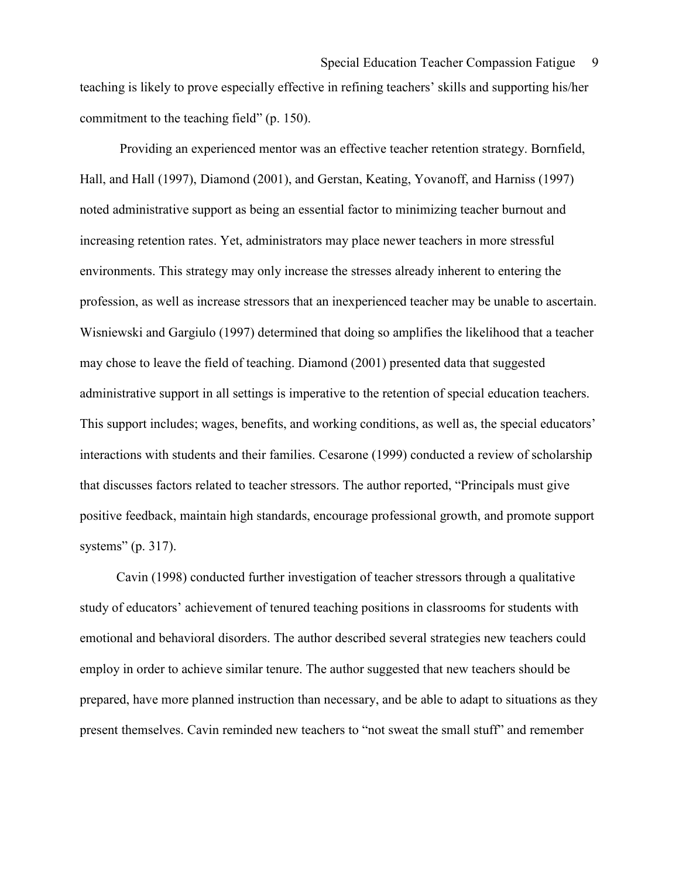teaching is likely to prove especially effective in refining teachers' skills and supporting his/her commitment to the teaching field" (p. 150).

Providing an experienced mentor was an effective teacher retention strategy. Bornfield, Hall, and Hall (1997), Diamond (2001), and Gerstan, Keating, Yovanoff, and Harniss (1997) noted administrative support as being an essential factor to minimizing teacher burnout and increasing retention rates. Yet, administrators may place newer teachers in more stressful environments. This strategy may only increase the stresses already inherent to entering the profession, as well as increase stressors that an inexperienced teacher may be unable to ascertain. Wisniewski and Gargiulo (1997) determined that doing so amplifies the likelihood that a teacher may chose to leave the field of teaching. Diamond (2001) presented data that suggested administrative support in all settings is imperative to the retention of special education teachers. This support includes; wages, benefits, and working conditions, as well as, the special educators' interactions with students and their families. Cesarone (1999) conducted a review of scholarship that discusses factors related to teacher stressors. The author reported, "Principals must give positive feedback, maintain high standards, encourage professional growth, and promote support systems" (p. 317).

Cavin (1998) conducted further investigation of teacher stressors through a qualitative study of educators' achievement of tenured teaching positions in classrooms for students with emotional and behavioral disorders. The author described several strategies new teachers could employ in order to achieve similar tenure. The author suggested that new teachers should be prepared, have more planned instruction than necessary, and be able to adapt to situations as they present themselves. Cavin reminded new teachers to "not sweat the small stuff" and remember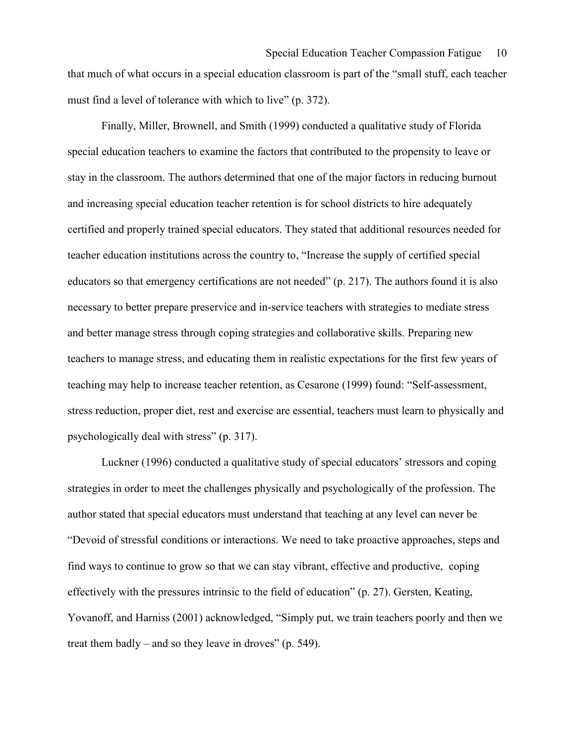that much of what occurs in a special education classroom is part of the "small stuff, each teacher must find a level of tolerance with which to live" (p. 372).

Finally, Miller, Brownell, and Smith (1999) conducted a qualitative study of Florida special education teachers to examine the factors that contributed to the propensity to leave or stay in the classroom. The authors determined that one of the major factors in reducing burnout and increasing special education teacher retention is for school districts to hire adequately certified and properly trained special educators. They stated that additional resources needed for teacher education institutions across the country to, "Increase the supply of certified special educators so that emergency certifications are not needed" (p. 217). The authors found it is also necessary to better prepare preservice and in-service teachers with strategies to mediate stress and better manage stress through coping strategies and collaborative skills. Preparing new teachers to manage stress, and educating them in realistic expectations for the first few years of teaching may help to increase teacher retention, as Cesarone (1999) found: "Self-assessment, stress reduction, proper diet, rest and exercise are essential, teachers must learn to physically and psychologically deal with stress" (p. 317).

Luckner (1996) conducted a qualitative study of special educators' stressors and coping strategies in order to meet the challenges physically and psychologically of the profession. The author stated that special educators must understand that teaching at any level can never be "Devoid of stressful conditions or interactions. We need to take proactive approaches, steps and find ways to continue to grow so that we can stay vibrant, effective and productive, coping effectively with the pressures intrinsic to the field of education" (p. 27). Gersten, Keating, Yovanoff, and Harniss (2001) acknowledged, "Simply put, we train teachers poorly and then we treat them badly – and so they leave in droves" (p. 549).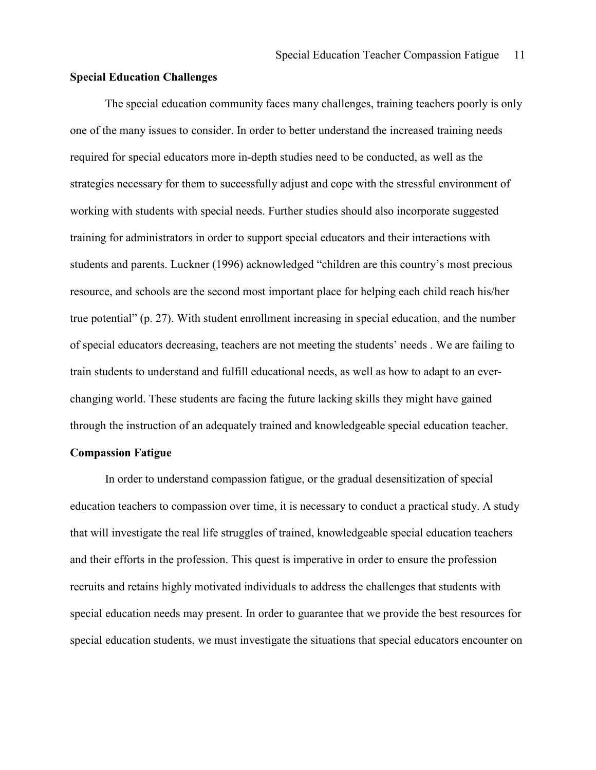**Special Education Challenges**

The special education community faces many challenges, training teachers poorly is only one of the many issues to consider. In order to better understand the increased training needs required for special educators more in-depth studies need to be conducted, as well as the strategies necessary for them to successfully adjust and cope with the stressful environment of working with students with special needs. Further studies should also incorporate suggested training for administrators in order to support special educators and their interactions with students and parents. Luckner (1996) acknowledged "children are this country's most precious resource, and schools are the second most important place for helping each child reach his/her true potential" (p. 27). With student enrollment increasing in special education, and the number of special educators decreasing, teachers are not meeting the students' needs . We are failing to train students to understand and fulfill educational needs, as well as how to adapt to an ever-changing world. These students are facing the future lacking skills they might have gained through the instruction of an adequately trained and knowledgeable special education teacher.

**Compassion Fatigue**

In order to understand compassion fatigue, or the gradual desensitization of special education teachers to compassion over time, it is necessary to conduct a practical study. A study that will investigate the real life struggles of trained, knowledgeable special education teachers and their efforts in the profession. This quest is imperative in order to ensure the profession recruits and retains highly motivated individuals to address the challenges that students with special education needs may present. In order to guarantee that we provide the best resources for special education students, we must investigate the situations that special educators encounter on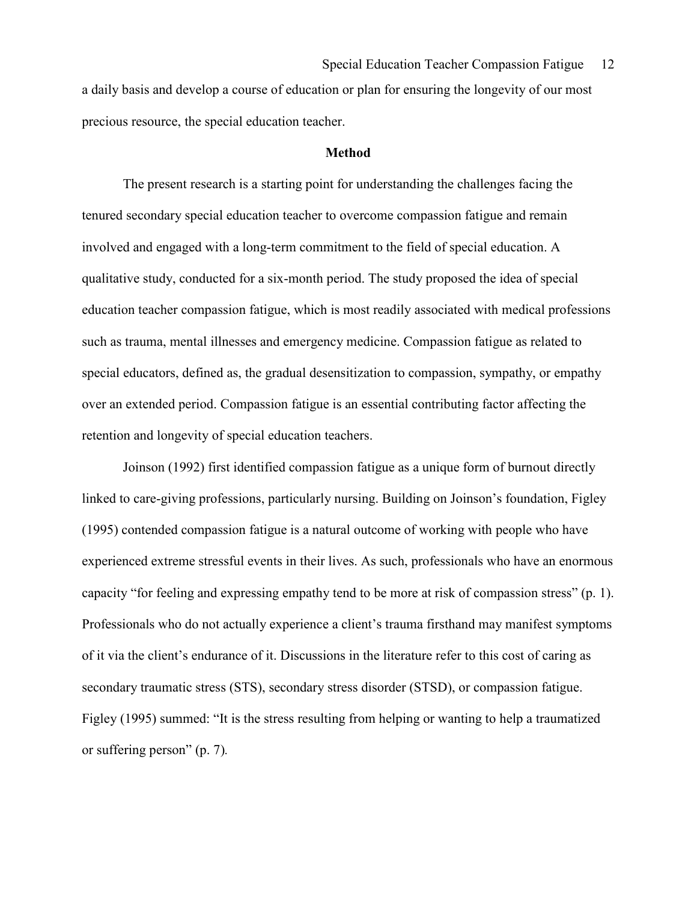a daily basis and develop a course of education or plan for ensuring the longevity of our most precious resource, the special education teacher.

## Method

The present research is a starting point for understanding the challenges facing the tenured secondary special education teacher to overcome compassion fatigue and remain involved and engaged with a long-term commitment to the field of special education. A qualitative study, conducted for a six-month period. The study proposed the idea of special education teacher compassion fatigue, which is most readily associated with medical professions such as trauma, mental illnesses and emergency medicine. Compassion fatigue as related to special educators, defined as, the gradual desensitization to compassion, sympathy, or empathy over an extended period. Compassion fatigue is an essential contributing factor affecting the retention and longevity of special education teachers.

Joinson (1992) first identified compassion fatigue as a unique form of burnout directly linked to care-giving professions, particularly nursing. Building on Joinson's foundation, Figley (1995) contended compassion fatigue is a natural outcome of working with people who have experienced extreme stressful events in their lives. As such, professionals who have an enormous capacity "for feeling and expressing empathy tend to be more at risk of compassion stress" (p. 1). Professionals who do not actually experience a client's trauma firsthand may manifest symptoms of it via the client's endurance of it. Discussions in the literature refer to this cost of caring as secondary traumatic stress (STS), secondary stress disorder (STSD), or compassion fatigue. Figley (1995) summed: "It is the stress resulting from helping or wanting to help a traumatized or suffering person" (p. 7).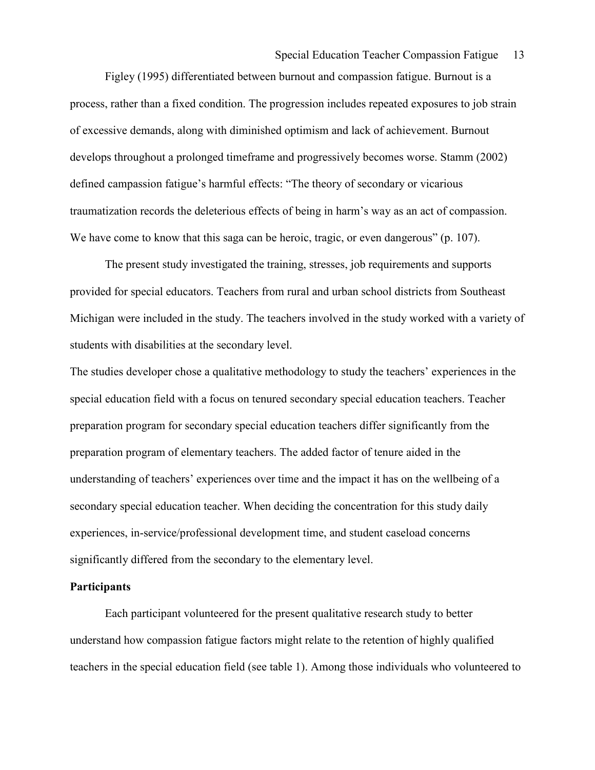Figley (1995) differentiated between burnout and compassion fatigue. Burnout is a process, rather than a fixed condition. The progression includes repeated exposures to job strain of excessive demands, along with diminished optimism and lack of achievement. Burnout develops throughout a prolonged timeframe and progressively becomes worse. Stamm (2002) defined campassion fatigue's harmful effects: "The theory of secondary or vicarious traumatization records the deleterious effects of being in harm's way as an act of compassion. We have come to know that this saga can be heroic, tragic, or even dangerous" (p. 107).

The present study investigated the training, stresses, job requirements and supports provided for special educators. Teachers from rural and urban school districts from Southeast Michigan were included in the study. The teachers involved in the study worked with a variety of students with disabilities at the secondary level.

The studies developer chose a qualitative methodology to study the teachers' experiences in the special education field with a focus on tenured secondary special education teachers. Teacher preparation program for secondary special education teachers differ significantly from the preparation program of elementary teachers. The added factor of tenure aided in the understanding of teachers' experiences over time and the impact it has on the wellbeing of a secondary special education teacher. When deciding the concentration for this study daily experiences, in-service/professional development time, and student caseload concerns significantly differed from the secondary to the elementary level.

**Participants**

Each participant volunteered for the present qualitative research study to better understand how compassion fatigue factors might relate to the retention of highly qualified teachers in the special education field (see table 1). Among those individuals who volunteered to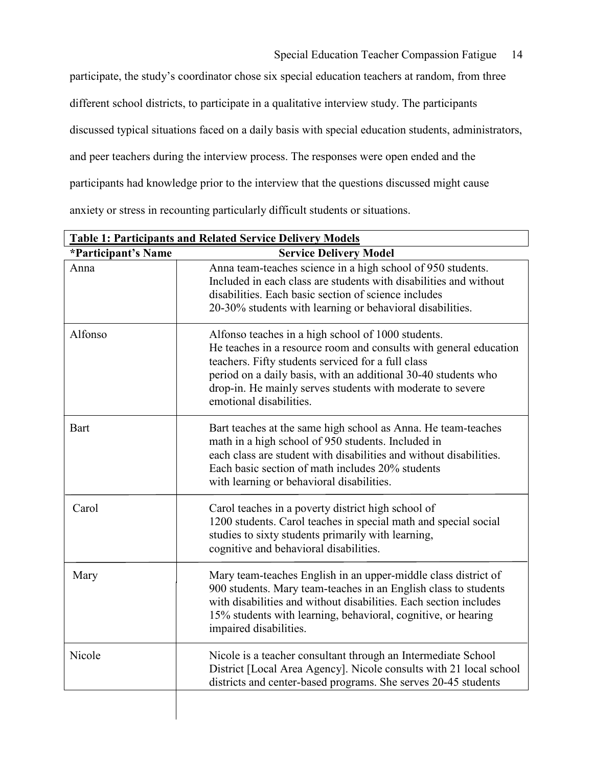participate, the study's coordinator chose six special education teachers at random, from three different school districts, to participate in a qualitative interview study. The participants discussed typical situations faced on a daily basis with special education students, administrators, and peer teachers during the interview process. The responses were open ended and the participants had knowledge prior to the interview that the questions discussed might cause anxiety or stress in recounting particularly difficult students or situations.

**Table 1: Participants and Related Service Delivery Models**

| *Participant's Name | Service Delivery Model |
|---|---|
| Anna | Anna team-teaches science in a high school of 950 students. Included in each class are students with disabilities and without disabilities. Each basic section of science includes 20-30% students with learning or behavioral disabilities. |
| Alfonso | Alfonso teaches in a high school of 1000 students. He teaches in a resource room and consults with general education teachers. Fifty students serviced for a full class period on a daily basis, with an additional 30-40 students who drop-in. He mainly serves students with moderate to severe emotional disabilities. |
| Bart | Bart teaches at the same high school as Anna. He team-teaches math in a high school of 950 students. Included in each class are student with disabilities and without disabilities. Each basic section of math includes 20% students with learning or behavioral disabilities. |
| Carol | Carol teaches in a poverty district high school of 1200 students. Carol teaches in special math and special social studies to sixty students primarily with learning, cognitive and behavioral disabilities. |
| Mary | Mary team-teaches English in an upper-middle class district of 900 students. Mary team-teaches in an English class to students with disabilities and without disabilities. Each section includes 15% students with learning, behavioral, cognitive, or hearing impaired disabilities. |
| Nicole | Nicole is a teacher consultant through an Intermediate School District [Local Area Agency]. Nicole consults with 21 local school districts and center-based programs. She serves 20-45 students |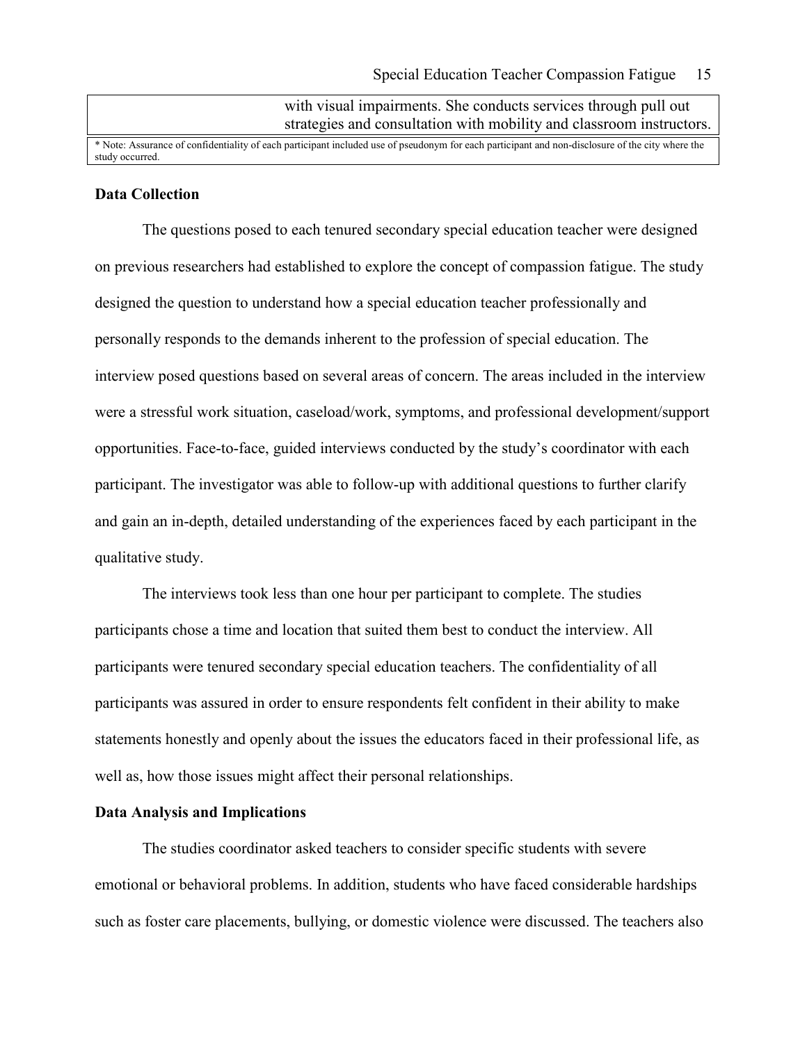| | with visual impairments. She conducts services through pull out strategies and consultation with mobility and classroom instructors. |
|---|---|

* Note: Assurance of confidentiality of each participant included use of pseudonym for each participant and non-disclosure of the city where the study occurred.

**Data Collection**

The questions posed to each tenured secondary special education teacher were designed on previous researchers had established to explore the concept of compassion fatigue. The study designed the question to understand how a special education teacher professionally and personally responds to the demands inherent to the profession of special education. The interview posed questions based on several areas of concern. The areas included in the interview were a stressful work situation, caseload/work, symptoms, and professional development/support opportunities. Face-to-face, guided interviews conducted by the study's coordinator with each participant. The investigator was able to follow-up with additional questions to further clarify and gain an in-depth, detailed understanding of the experiences faced by each participant in the qualitative study.

The interviews took less than one hour per participant to complete. The studies participants chose a time and location that suited them best to conduct the interview. All participants were tenured secondary special education teachers. The confidentiality of all participants was assured in order to ensure respondents felt confident in their ability to make statements honestly and openly about the issues the educators faced in their professional life, as well as, how those issues might affect their personal relationships.

**Data Analysis and Implications**

The studies coordinator asked teachers to consider specific students with severe emotional or behavioral problems. In addition, students who have faced considerable hardships such as foster care placements, bullying, or domestic violence were discussed. The teachers also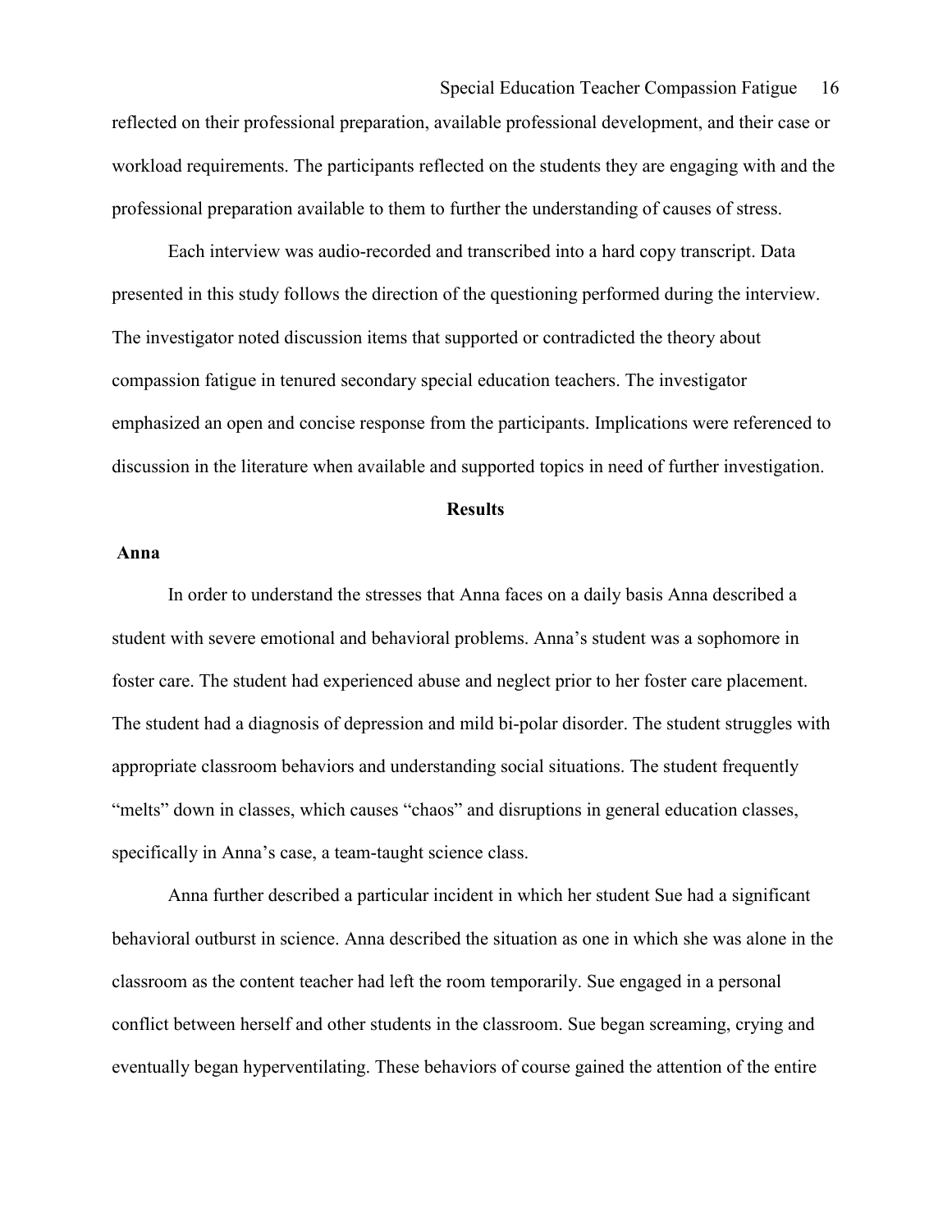reflected on their professional preparation, available professional development, and their case or workload requirements. The participants reflected on the students they are engaging with and the professional preparation available to them to further the understanding of causes of stress.

Each interview was audio-recorded and transcribed into a hard copy transcript. Data presented in this study follows the direction of the questioning performed during the interview. The investigator noted discussion items that supported or contradicted the theory about compassion fatigue in tenured secondary special education teachers. The investigator emphasized an open and concise response from the participants. Implications were referenced to discussion in the literature when available and supported topics in need of further investigation.

## Results

### Anna

In order to understand the stresses that Anna faces on a daily basis Anna described a student with severe emotional and behavioral problems. Anna's student was a sophomore in foster care. The student had experienced abuse and neglect prior to her foster care placement. The student had a diagnosis of depression and mild bi-polar disorder. The student struggles with appropriate classroom behaviors and understanding social situations. The student frequently "melts" down in classes, which causes "chaos" and disruptions in general education classes, specifically in Anna's case, a team-taught science class.

Anna further described a particular incident in which her student Sue had a significant behavioral outburst in science. Anna described the situation as one in which she was alone in the classroom as the content teacher had left the room temporarily. Sue engaged in a personal conflict between herself and other students in the classroom. Sue began screaming, crying and eventually began hyperventilating. These behaviors of course gained the attention of the entire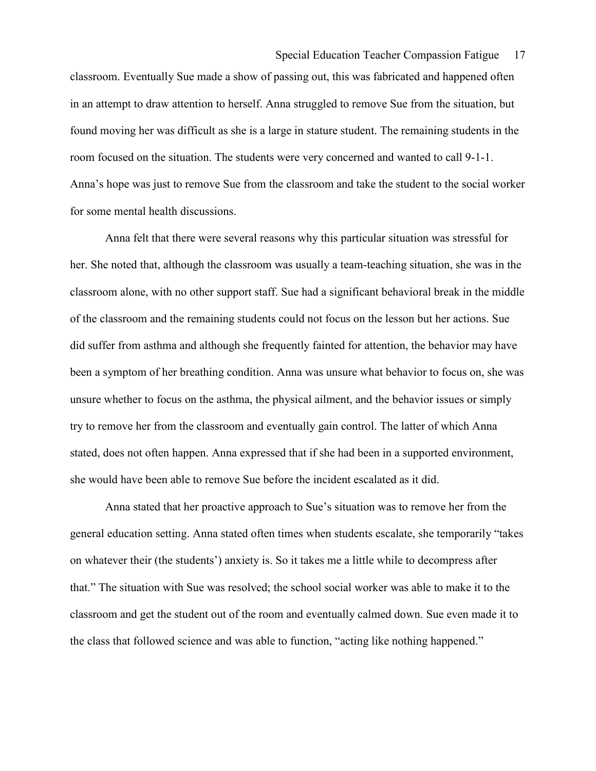classroom. Eventually Sue made a show of passing out, this was fabricated and happened often in an attempt to draw attention to herself. Anna struggled to remove Sue from the situation, but found moving her was difficult as she is a large in stature student. The remaining students in the room focused on the situation. The students were very concerned and wanted to call 9-1-1. Anna's hope was just to remove Sue from the classroom and take the student to the social worker for some mental health discussions.

Anna felt that there were several reasons why this particular situation was stressful for her. She noted that, although the classroom was usually a team-teaching situation, she was in the classroom alone, with no other support staff. Sue had a significant behavioral break in the middle of the classroom and the remaining students could not focus on the lesson but her actions. Sue did suffer from asthma and although she frequently fainted for attention, the behavior may have been a symptom of her breathing condition. Anna was unsure what behavior to focus on, she was unsure whether to focus on the asthma, the physical ailment, and the behavior issues or simply try to remove her from the classroom and eventually gain control. The latter of which Anna stated, does not often happen. Anna expressed that if she had been in a supported environment, she would have been able to remove Sue before the incident escalated as it did.

Anna stated that her proactive approach to Sue's situation was to remove her from the general education setting. Anna stated often times when students escalate, she temporarily "takes on whatever their (the students') anxiety is. So it takes me a little while to decompress after that." The situation with Sue was resolved; the school social worker was able to make it to the classroom and get the student out of the room and eventually calmed down. Sue even made it to the class that followed science and was able to function, "acting like nothing happened."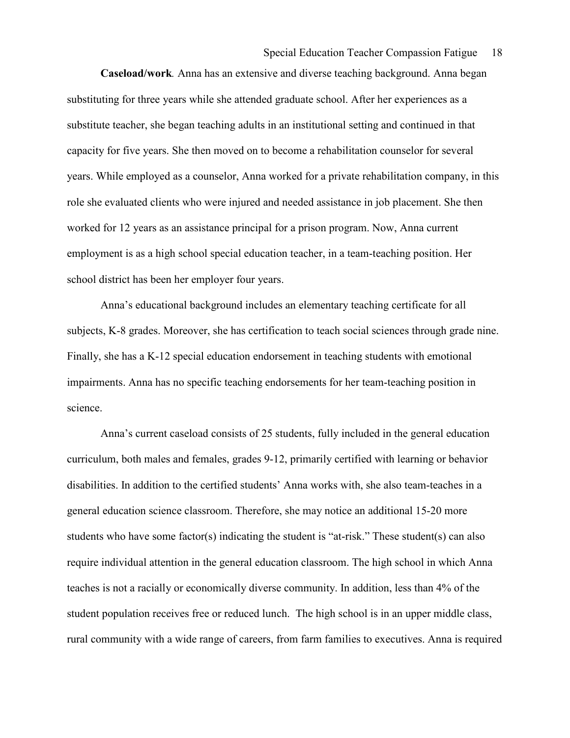**Caseload/work***.* Anna has an extensive and diverse teaching background. Anna began substituting for three years while she attended graduate school. After her experiences as a substitute teacher, she began teaching adults in an institutional setting and continued in that capacity for five years. She then moved on to become a rehabilitation counselor for several years. While employed as a counselor, Anna worked for a private rehabilitation company, in this role she evaluated clients who were injured and needed assistance in job placement. She then worked for 12 years as an assistance principal for a prison program. Now, Anna current employment is as a high school special education teacher, in a team-teaching position. Her school district has been her employer four years.

Anna's educational background includes an elementary teaching certificate for all subjects, K-8 grades. Moreover, she has certification to teach social sciences through grade nine. Finally, she has a K-12 special education endorsement in teaching students with emotional impairments. Anna has no specific teaching endorsements for her team-teaching position in science.

Anna's current caseload consists of 25 students, fully included in the general education curriculum, both males and females, grades 9-12, primarily certified with learning or behavior disabilities. In addition to the certified students' Anna works with, she also team-teaches in a general education science classroom. Therefore, she may notice an additional 15-20 more students who have some factor(s) indicating the student is "at-risk." These student(s) can also require individual attention in the general education classroom. The high school in which Anna teaches is not a racially or economically diverse community. In addition, less than 4% of the student population receives free or reduced lunch. The high school is in an upper middle class, rural community with a wide range of careers, from farm families to executives. Anna is required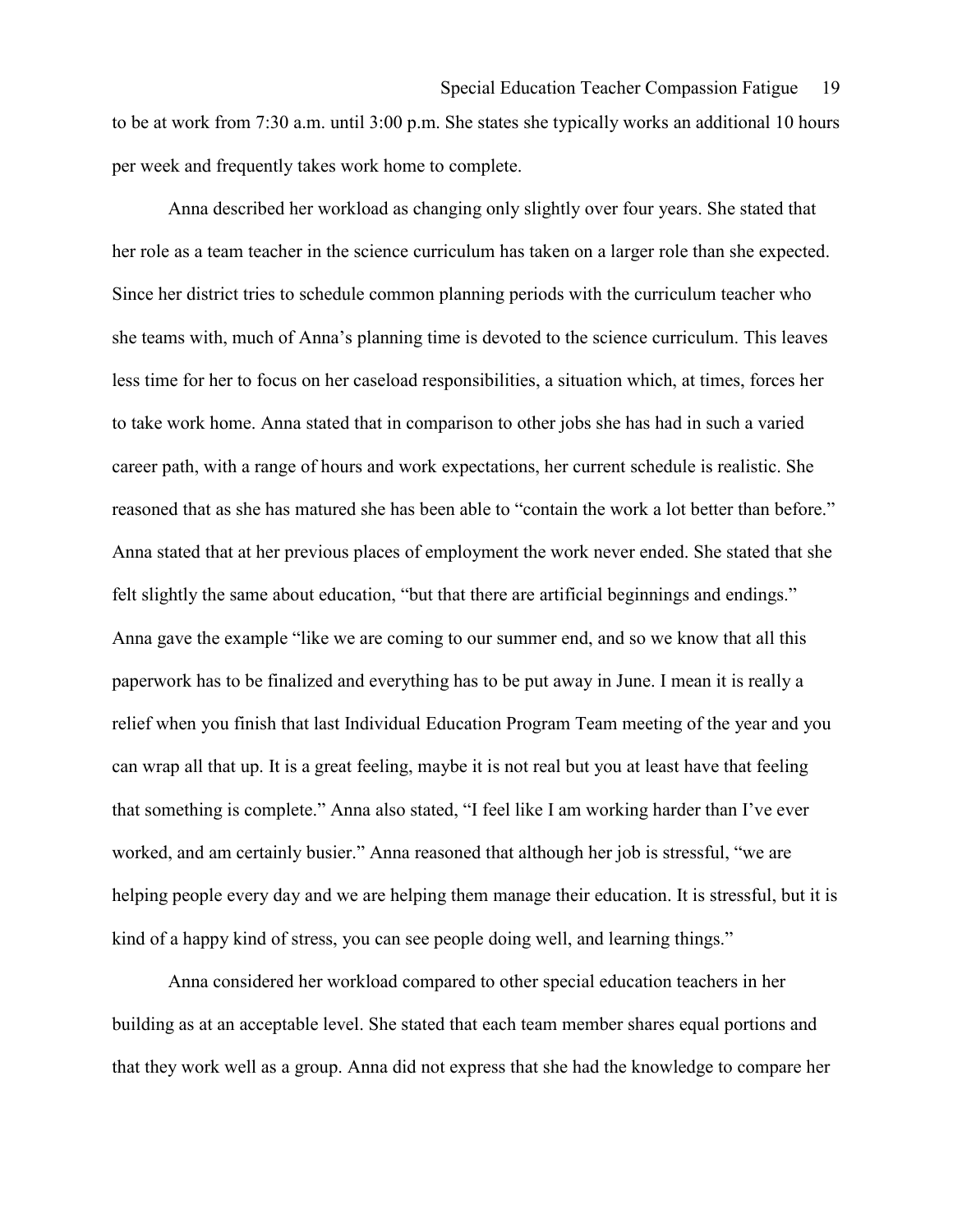to be at work from 7:30 a.m. until 3:00 p.m. She states she typically works an additional 10 hours per week and frequently takes work home to complete.

Anna described her workload as changing only slightly over four years. She stated that her role as a team teacher in the science curriculum has taken on a larger role than she expected. Since her district tries to schedule common planning periods with the curriculum teacher who she teams with, much of Anna's planning time is devoted to the science curriculum. This leaves less time for her to focus on her caseload responsibilities, a situation which, at times, forces her to take work home. Anna stated that in comparison to other jobs she has had in such a varied career path, with a range of hours and work expectations, her current schedule is realistic. She reasoned that as she has matured she has been able to "contain the work a lot better than before." Anna stated that at her previous places of employment the work never ended. She stated that she felt slightly the same about education, "but that there are artificial beginnings and endings." Anna gave the example "like we are coming to our summer end, and so we know that all this paperwork has to be finalized and everything has to be put away in June. I mean it is really a relief when you finish that last Individual Education Program Team meeting of the year and you can wrap all that up. It is a great feeling, maybe it is not real but you at least have that feeling that something is complete." Anna also stated, "I feel like I am working harder than I've ever worked, and am certainly busier." Anna reasoned that although her job is stressful, "we are helping people every day and we are helping them manage their education. It is stressful, but it is kind of a happy kind of stress, you can see people doing well, and learning things."

Anna considered her workload compared to other special education teachers in her building as at an acceptable level. She stated that each team member shares equal portions and that they work well as a group. Anna did not express that she had the knowledge to compare her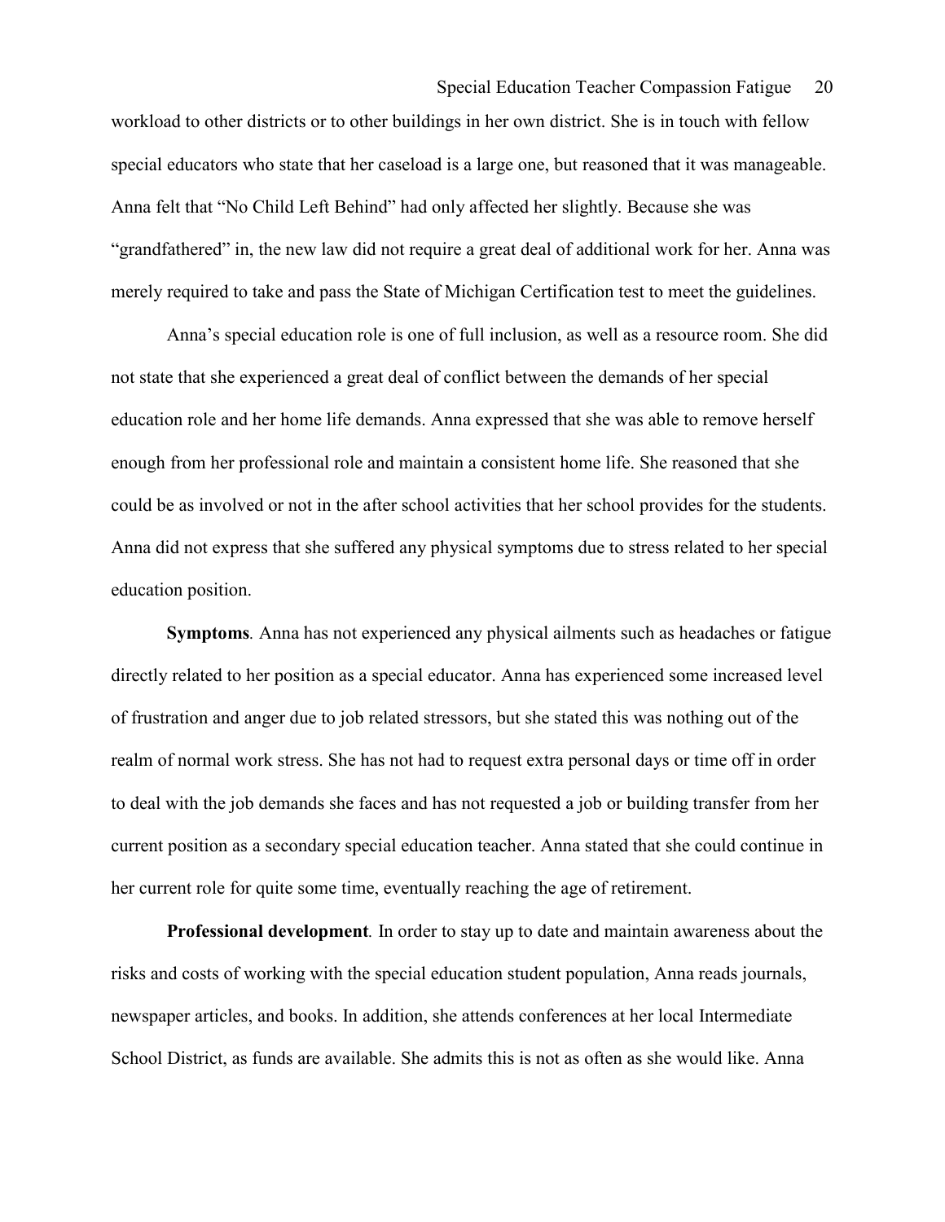workload to other districts or to other buildings in her own district. She is in touch with fellow special educators who state that her caseload is a large one, but reasoned that it was manageable. Anna felt that "No Child Left Behind" had only affected her slightly. Because she was "grandfathered" in, the new law did not require a great deal of additional work for her. Anna was merely required to take and pass the State of Michigan Certification test to meet the guidelines.

Anna's special education role is one of full inclusion, as well as a resource room. She did not state that she experienced a great deal of conflict between the demands of her special education role and her home life demands. Anna expressed that she was able to remove herself enough from her professional role and maintain a consistent home life. She reasoned that she could be as involved or not in the after school activities that her school provides for the students. Anna did not express that she suffered any physical symptoms due to stress related to her special education position.

**Symptoms***.* Anna has not experienced any physical ailments such as headaches or fatigue directly related to her position as a special educator. Anna has experienced some increased level of frustration and anger due to job related stressors, but she stated this was nothing out of the realm of normal work stress. She has not had to request extra personal days or time off in order to deal with the job demands she faces and has not requested a job or building transfer from her current position as a secondary special education teacher. Anna stated that she could continue in her current role for quite some time, eventually reaching the age of retirement.

**Professional development***.* In order to stay up to date and maintain awareness about the risks and costs of working with the special education student population, Anna reads journals, newspaper articles, and books. In addition, she attends conferences at her local Intermediate School District, as funds are available. She admits this is not as often as she would like. Anna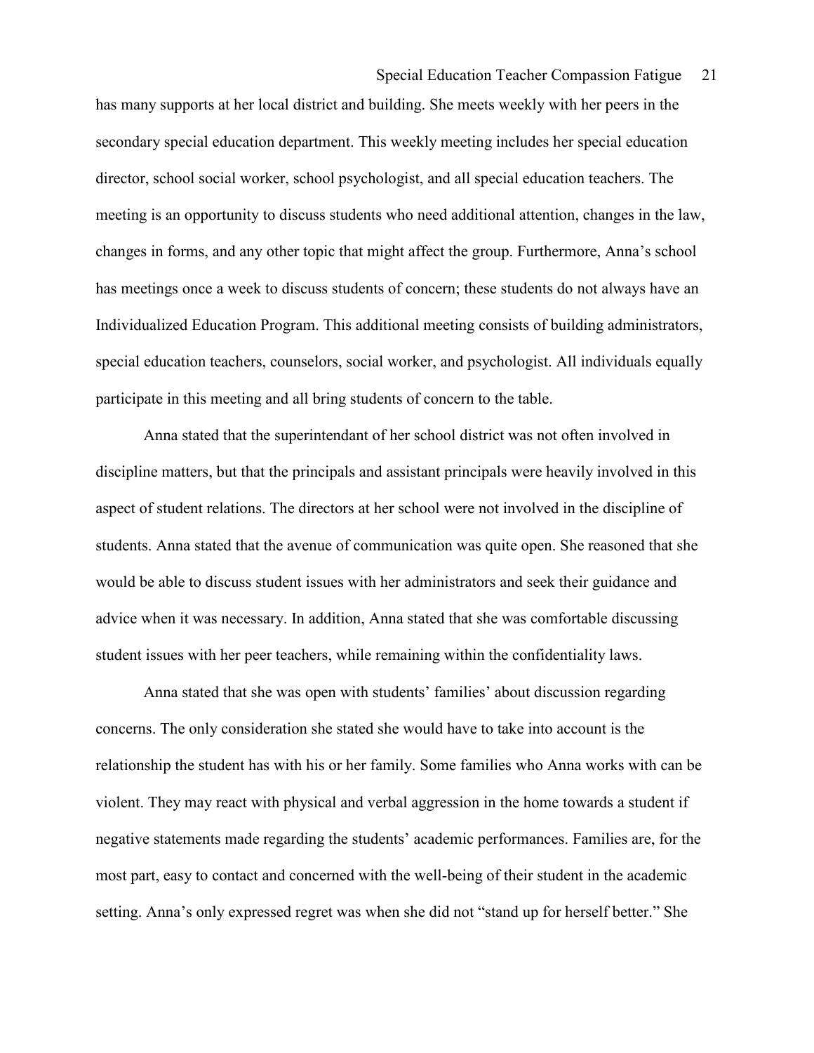has many supports at her local district and building. She meets weekly with her peers in the secondary special education department. This weekly meeting includes her special education director, school social worker, school psychologist, and all special education teachers. The meeting is an opportunity to discuss students who need additional attention, changes in the law, changes in forms, and any other topic that might affect the group. Furthermore, Anna's school has meetings once a week to discuss students of concern; these students do not always have an Individualized Education Program. This additional meeting consists of building administrators, special education teachers, counselors, social worker, and psychologist. All individuals equally participate in this meeting and all bring students of concern to the table.

Anna stated that the superintendant of her school district was not often involved in discipline matters, but that the principals and assistant principals were heavily involved in this aspect of student relations. The directors at her school were not involved in the discipline of students. Anna stated that the avenue of communication was quite open. She reasoned that she would be able to discuss student issues with her administrators and seek their guidance and advice when it was necessary. In addition, Anna stated that she was comfortable discussing student issues with her peer teachers, while remaining within the confidentiality laws.

Anna stated that she was open with students' families' about discussion regarding concerns. The only consideration she stated she would have to take into account is the relationship the student has with his or her family. Some families who Anna works with can be violent. They may react with physical and verbal aggression in the home towards a student if negative statements made regarding the students' academic performances. Families are, for the most part, easy to contact and concerned with the well-being of their student in the academic setting. Anna's only expressed regret was when she did not "stand up for herself better." She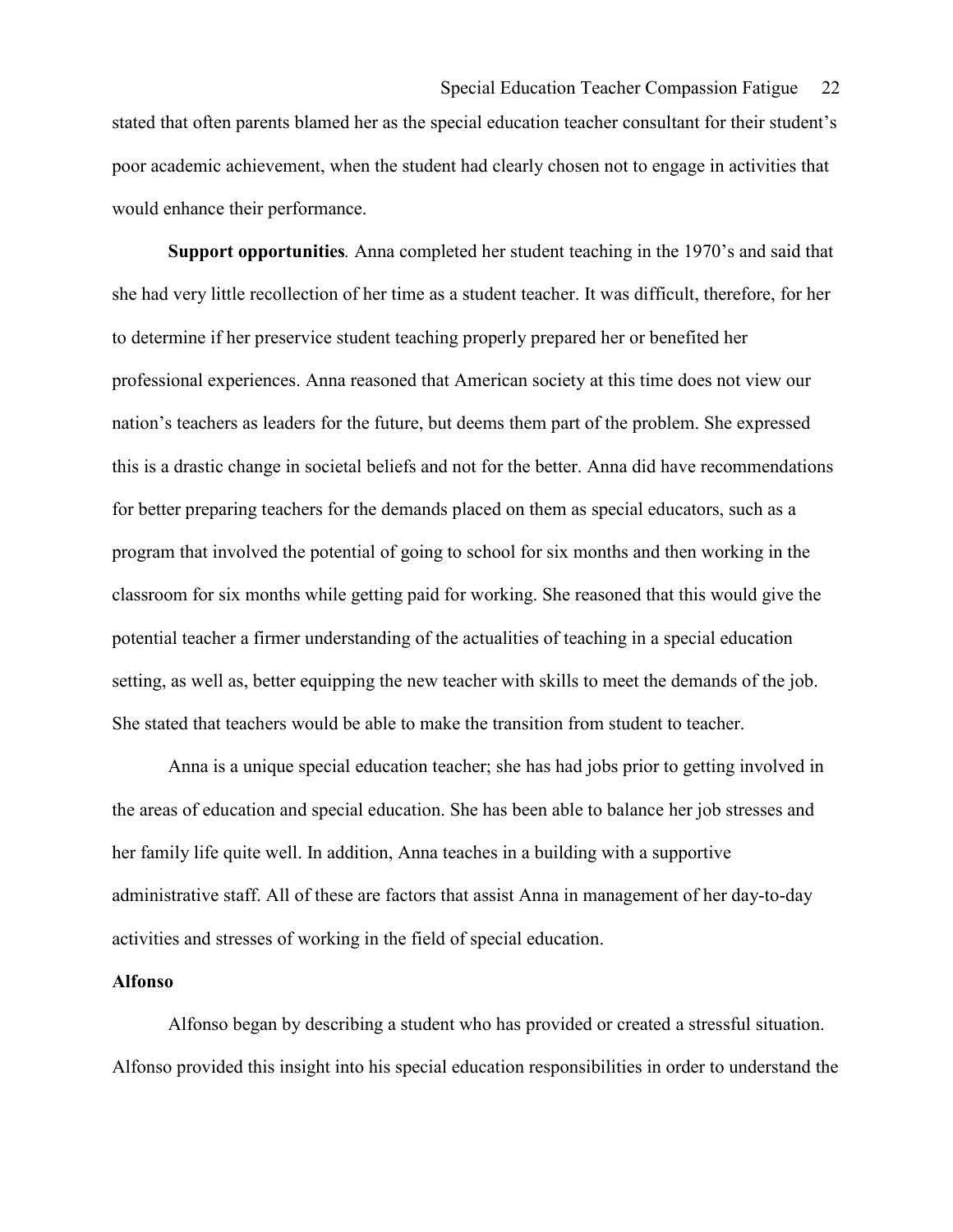stated that often parents blamed her as the special education teacher consultant for their student's poor academic achievement, when the student had clearly chosen not to engage in activities that would enhance their performance.

**Support opportunities***.* Anna completed her student teaching in the 1970's and said that she had very little recollection of her time as a student teacher. It was difficult, therefore, for her to determine if her preservice student teaching properly prepared her or benefited her professional experiences. Anna reasoned that American society at this time does not view our nation's teachers as leaders for the future, but deems them part of the problem. She expressed this is a drastic change in societal beliefs and not for the better. Anna did have recommendations for better preparing teachers for the demands placed on them as special educators, such as a program that involved the potential of going to school for six months and then working in the classroom for six months while getting paid for working. She reasoned that this would give the potential teacher a firmer understanding of the actualities of teaching in a special education setting, as well as, better equipping the new teacher with skills to meet the demands of the job. She stated that teachers would be able to make the transition from student to teacher.

Anna is a unique special education teacher; she has had jobs prior to getting involved in the areas of education and special education. She has been able to balance her job stresses and her family life quite well. In addition, Anna teaches in a building with a supportive administrative staff. All of these are factors that assist Anna in management of her day-to-day activities and stresses of working in the field of special education.

**Alfonso**

Alfonso began by describing a student who has provided or created a stressful situation. Alfonso provided this insight into his special education responsibilities in order to understand the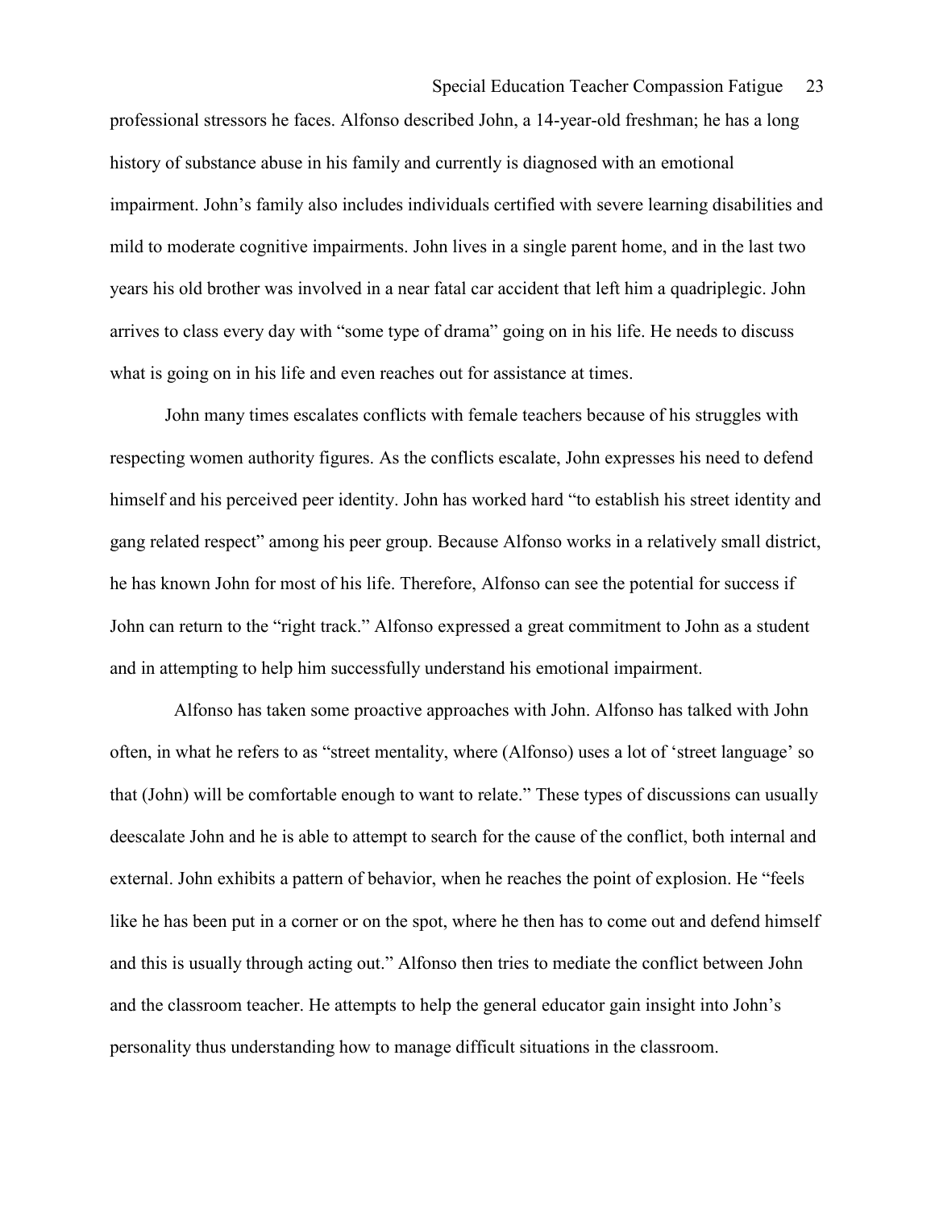professional stressors he faces. Alfonso described John, a 14-year-old freshman; he has a long history of substance abuse in his family and currently is diagnosed with an emotional impairment. John's family also includes individuals certified with severe learning disabilities and mild to moderate cognitive impairments. John lives in a single parent home, and in the last two years his old brother was involved in a near fatal car accident that left him a quadriplegic. John arrives to class every day with "some type of drama" going on in his life. He needs to discuss what is going on in his life and even reaches out for assistance at times.

John many times escalates conflicts with female teachers because of his struggles with respecting women authority figures. As the conflicts escalate, John expresses his need to defend himself and his perceived peer identity. John has worked hard "to establish his street identity and gang related respect" among his peer group. Because Alfonso works in a relatively small district, he has known John for most of his life. Therefore, Alfonso can see the potential for success if John can return to the "right track." Alfonso expressed a great commitment to John as a student and in attempting to help him successfully understand his emotional impairment.

Alfonso has taken some proactive approaches with John. Alfonso has talked with John often, in what he refers to as "street mentality, where (Alfonso) uses a lot of 'street language' so that (John) will be comfortable enough to want to relate." These types of discussions can usually deescalate John and he is able to attempt to search for the cause of the conflict, both internal and external. John exhibits a pattern of behavior, when he reaches the point of explosion. He "feels like he has been put in a corner or on the spot, where he then has to come out and defend himself and this is usually through acting out." Alfonso then tries to mediate the conflict between John and the classroom teacher. He attempts to help the general educator gain insight into John's personality thus understanding how to manage difficult situations in the classroom.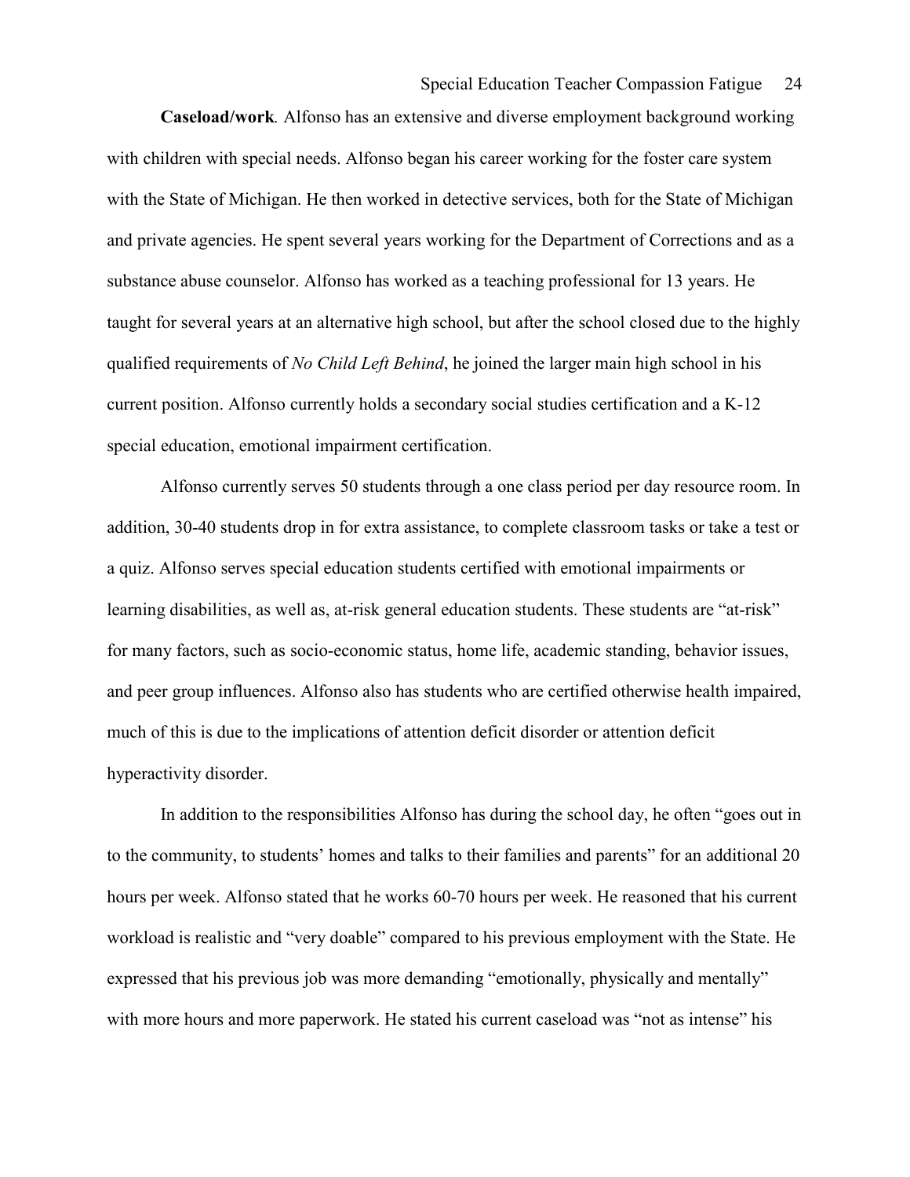**Caseload/work***.* Alfonso has an extensive and diverse employment background working with children with special needs. Alfonso began his career working for the foster care system with the State of Michigan. He then worked in detective services, both for the State of Michigan and private agencies. He spent several years working for the Department of Corrections and as a substance abuse counselor. Alfonso has worked as a teaching professional for 13 years. He taught for several years at an alternative high school, but after the school closed due to the highly qualified requirements of *No Child Left Behind*, he joined the larger main high school in his current position. Alfonso currently holds a secondary social studies certification and a K-12 special education, emotional impairment certification.

Alfonso currently serves 50 students through a one class period per day resource room. In addition, 30-40 students drop in for extra assistance, to complete classroom tasks or take a test or a quiz. Alfonso serves special education students certified with emotional impairments or learning disabilities, as well as, at-risk general education students. These students are "at-risk" for many factors, such as socio-economic status, home life, academic standing, behavior issues, and peer group influences. Alfonso also has students who are certified otherwise health impaired, much of this is due to the implications of attention deficit disorder or attention deficit hyperactivity disorder.

In addition to the responsibilities Alfonso has during the school day, he often "goes out in to the community, to students' homes and talks to their families and parents" for an additional 20 hours per week. Alfonso stated that he works 60-70 hours per week. He reasoned that his current workload is realistic and "very doable" compared to his previous employment with the State. He expressed that his previous job was more demanding "emotionally, physically and mentally" with more hours and more paperwork. He stated his current caseload was "not as intense" his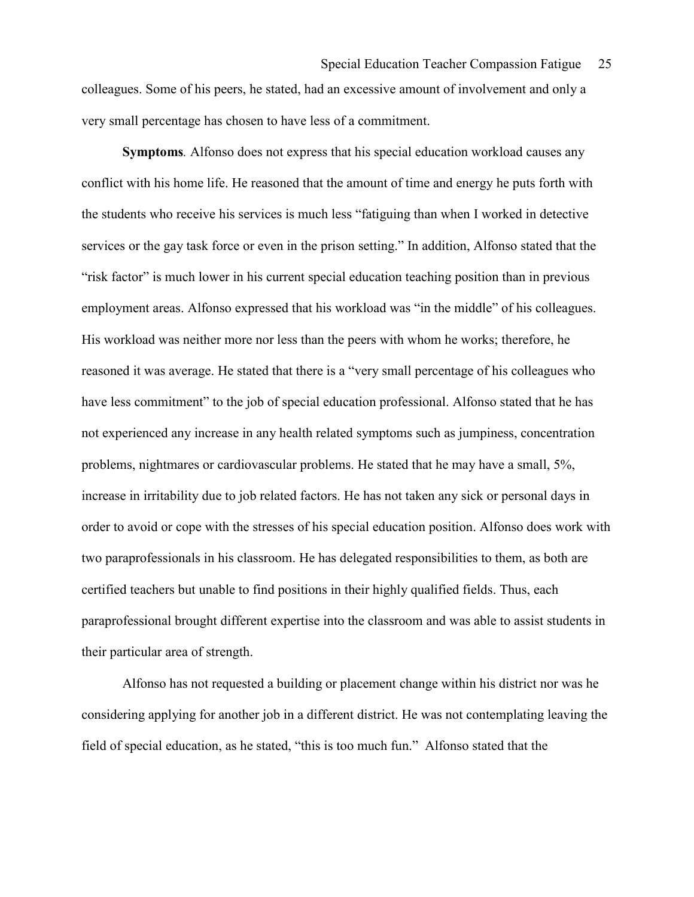colleagues. Some of his peers, he stated, had an excessive amount of involvement and only a very small percentage has chosen to have less of a commitment.

**Symptoms***.* Alfonso does not express that his special education workload causes any conflict with his home life. He reasoned that the amount of time and energy he puts forth with the students who receive his services is much less "fatiguing than when I worked in detective services or the gay task force or even in the prison setting." In addition, Alfonso stated that the "risk factor" is much lower in his current special education teaching position than in previous employment areas. Alfonso expressed that his workload was "in the middle" of his colleagues. His workload was neither more nor less than the peers with whom he works; therefore, he reasoned it was average. He stated that there is a "very small percentage of his colleagues who have less commitment" to the job of special education professional. Alfonso stated that he has not experienced any increase in any health related symptoms such as jumpiness, concentration problems, nightmares or cardiovascular problems. He stated that he may have a small, 5%, increase in irritability due to job related factors. He has not taken any sick or personal days in order to avoid or cope with the stresses of his special education position. Alfonso does work with two paraprofessionals in his classroom. He has delegated responsibilities to them, as both are certified teachers but unable to find positions in their highly qualified fields. Thus, each paraprofessional brought different expertise into the classroom and was able to assist students in their particular area of strength.

Alfonso has not requested a building or placement change within his district nor was he considering applying for another job in a different district. He was not contemplating leaving the field of special education, as he stated, "this is too much fun." Alfonso stated that the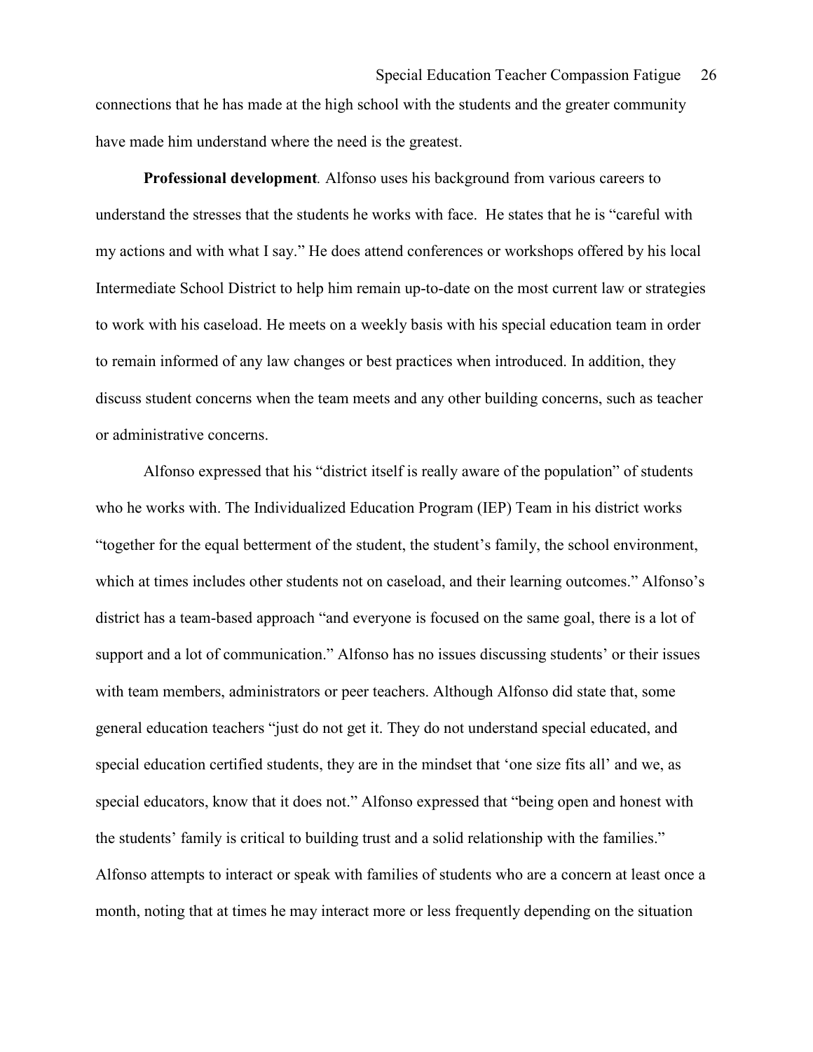connections that he has made at the high school with the students and the greater community have made him understand where the need is the greatest.

**Professional development**. Alfonso uses his background from various careers to understand the stresses that the students he works with face. He states that he is "careful with my actions and with what I say." He does attend conferences or workshops offered by his local Intermediate School District to help him remain up-to-date on the most current law or strategies to work with his caseload. He meets on a weekly basis with his special education team in order to remain informed of any law changes or best practices when introduced. In addition, they discuss student concerns when the team meets and any other building concerns, such as teacher or administrative concerns.

Alfonso expressed that his "district itself is really aware of the population" of students who he works with. The Individualized Education Program (IEP) Team in his district works "together for the equal betterment of the student, the student's family, the school environment, which at times includes other students not on caseload, and their learning outcomes." Alfonso's district has a team-based approach "and everyone is focused on the same goal, there is a lot of support and a lot of communication." Alfonso has no issues discussing students' or their issues with team members, administrators or peer teachers. Although Alfonso did state that, some general education teachers "just do not get it. They do not understand special educated, and special education certified students, they are in the mindset that 'one size fits all' and we, as special educators, know that it does not." Alfonso expressed that "being open and honest with the students' family is critical to building trust and a solid relationship with the families." Alfonso attempts to interact or speak with families of students who are a concern at least once a month, noting that at times he may interact more or less frequently depending on the situation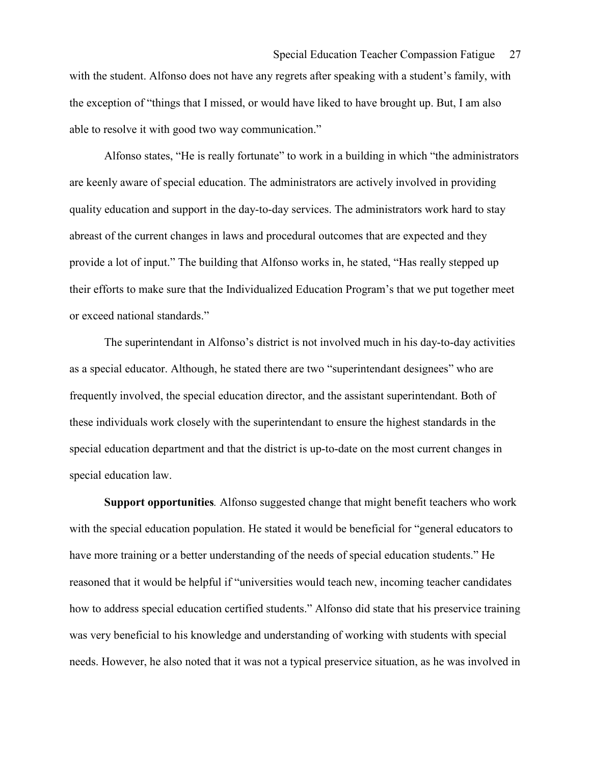with the student. Alfonso does not have any regrets after speaking with a student's family, with the exception of "things that I missed, or would have liked to have brought up. But, I am also able to resolve it with good two way communication."

Alfonso states, "He is really fortunate" to work in a building in which "the administrators are keenly aware of special education. The administrators are actively involved in providing quality education and support in the day-to-day services. The administrators work hard to stay abreast of the current changes in laws and procedural outcomes that are expected and they provide a lot of input." The building that Alfonso works in, he stated, "Has really stepped up their efforts to make sure that the Individualized Education Program's that we put together meet or exceed national standards."

The superintendant in Alfonso's district is not involved much in his day-to-day activities as a special educator. Although, he stated there are two "superintendant designees" who are frequently involved, the special education director, and the assistant superintendant. Both of these individuals work closely with the superintendant to ensure the highest standards in the special education department and that the district is up-to-date on the most current changes in special education law.

**Support opportunities***.* Alfonso suggested change that might benefit teachers who work with the special education population. He stated it would be beneficial for "general educators to have more training or a better understanding of the needs of special education students." He reasoned that it would be helpful if "universities would teach new, incoming teacher candidates how to address special education certified students." Alfonso did state that his preservice training was very beneficial to his knowledge and understanding of working with students with special needs. However, he also noted that it was not a typical preservice situation, as he was involved in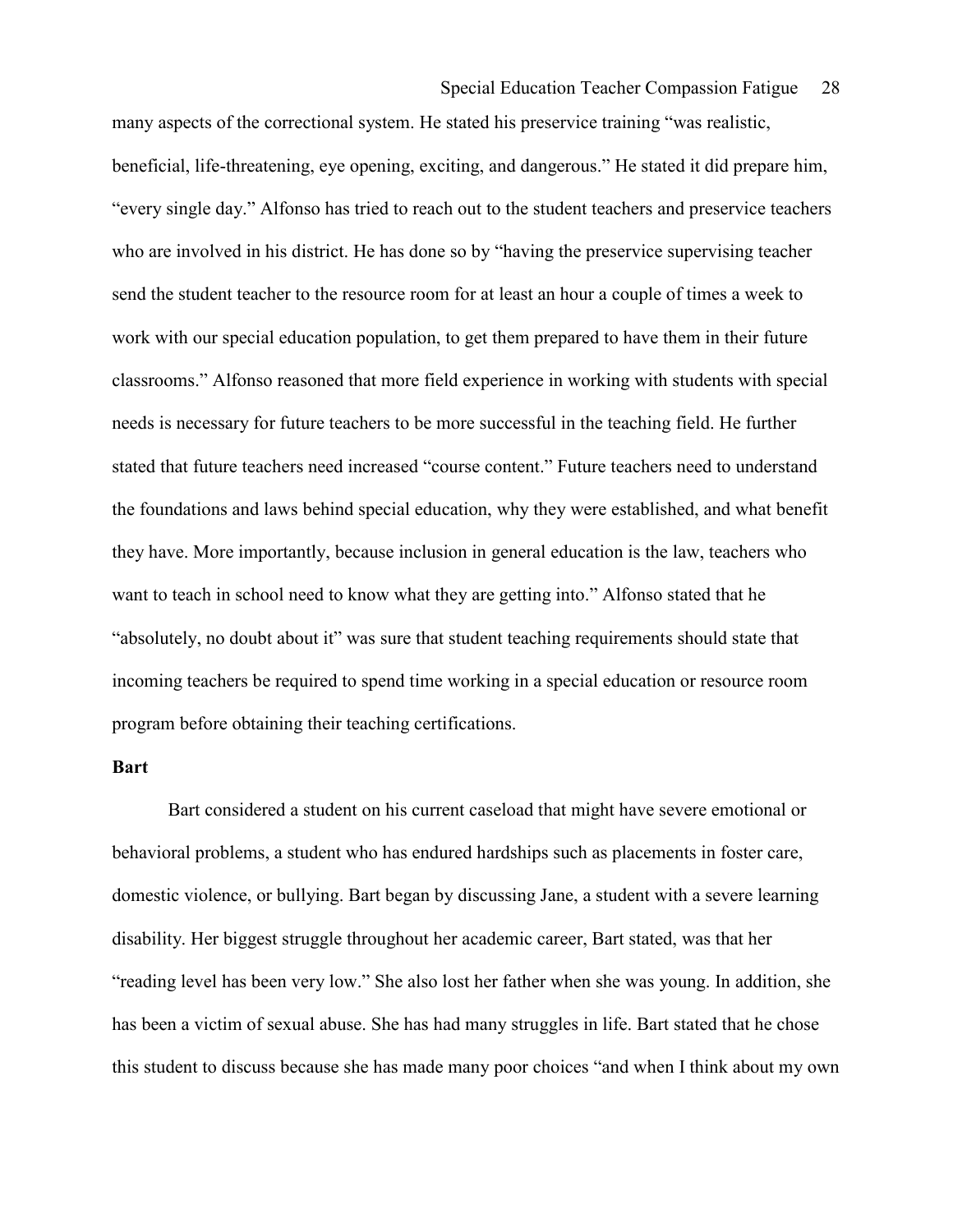many aspects of the correctional system. He stated his preservice training "was realistic, beneficial, life-threatening, eye opening, exciting, and dangerous." He stated it did prepare him, "every single day." Alfonso has tried to reach out to the student teachers and preservice teachers who are involved in his district. He has done so by "having the preservice supervising teacher send the student teacher to the resource room for at least an hour a couple of times a week to work with our special education population, to get them prepared to have them in their future classrooms." Alfonso reasoned that more field experience in working with students with special needs is necessary for future teachers to be more successful in the teaching field. He further stated that future teachers need increased "course content." Future teachers need to understand the foundations and laws behind special education, why they were established, and what benefit they have. More importantly, because inclusion in general education is the law, teachers who want to teach in school need to know what they are getting into." Alfonso stated that he "absolutely, no doubt about it" was sure that student teaching requirements should state that incoming teachers be required to spend time working in a special education or resource room program before obtaining their teaching certifications.

**Bart**

Bart considered a student on his current caseload that might have severe emotional or behavioral problems, a student who has endured hardships such as placements in foster care, domestic violence, or bullying. Bart began by discussing Jane, a student with a severe learning disability. Her biggest struggle throughout her academic career, Bart stated, was that her "reading level has been very low." She also lost her father when she was young. In addition, she has been a victim of sexual abuse. She has had many struggles in life. Bart stated that he chose this student to discuss because she has made many poor choices "and when I think about my own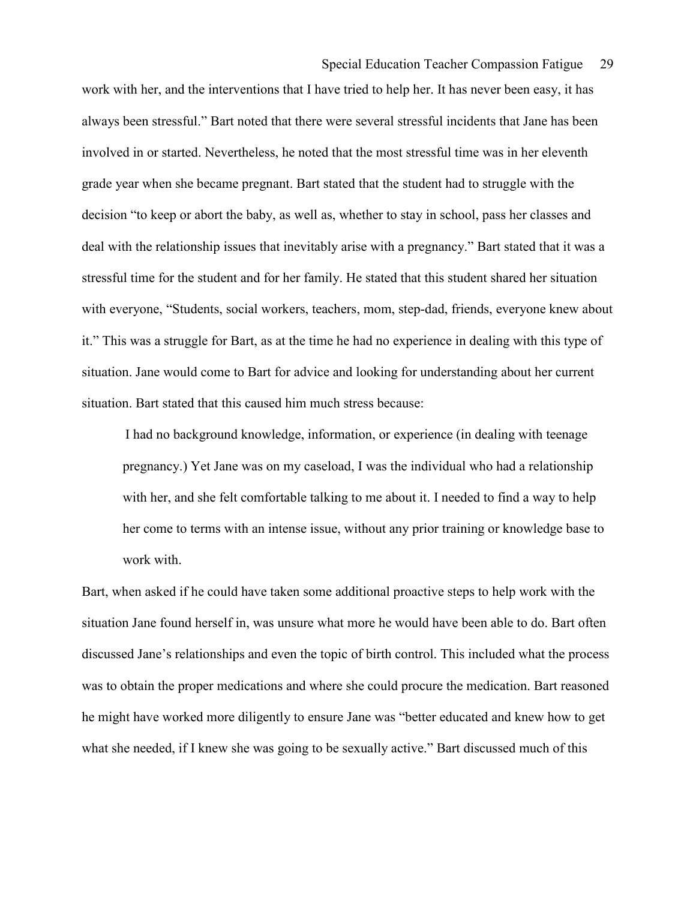work with her, and the interventions that I have tried to help her. It has never been easy, it has always been stressful." Bart noted that there were several stressful incidents that Jane has been involved in or started. Nevertheless, he noted that the most stressful time was in her eleventh grade year when she became pregnant. Bart stated that the student had to struggle with the decision "to keep or abort the baby, as well as, whether to stay in school, pass her classes and deal with the relationship issues that inevitably arise with a pregnancy." Bart stated that it was a stressful time for the student and for her family. He stated that this student shared her situation with everyone, "Students, social workers, teachers, mom, step-dad, friends, everyone knew about it." This was a struggle for Bart, as at the time he had no experience in dealing with this type of situation. Jane would come to Bart for advice and looking for understanding about her current situation. Bart stated that this caused him much stress because:

> I had no background knowledge, information, or experience (in dealing with teenage pregnancy.) Yet Jane was on my caseload, I was the individual who had a relationship with her, and she felt comfortable talking to me about it. I needed to find a way to help her come to terms with an intense issue, without any prior training or knowledge base to work with.

Bart, when asked if he could have taken some additional proactive steps to help work with the situation Jane found herself in, was unsure what more he would have been able to do. Bart often discussed Jane's relationships and even the topic of birth control. This included what the process was to obtain the proper medications and where she could procure the medication. Bart reasoned he might have worked more diligently to ensure Jane was "better educated and knew how to get what she needed, if I knew she was going to be sexually active." Bart discussed much of this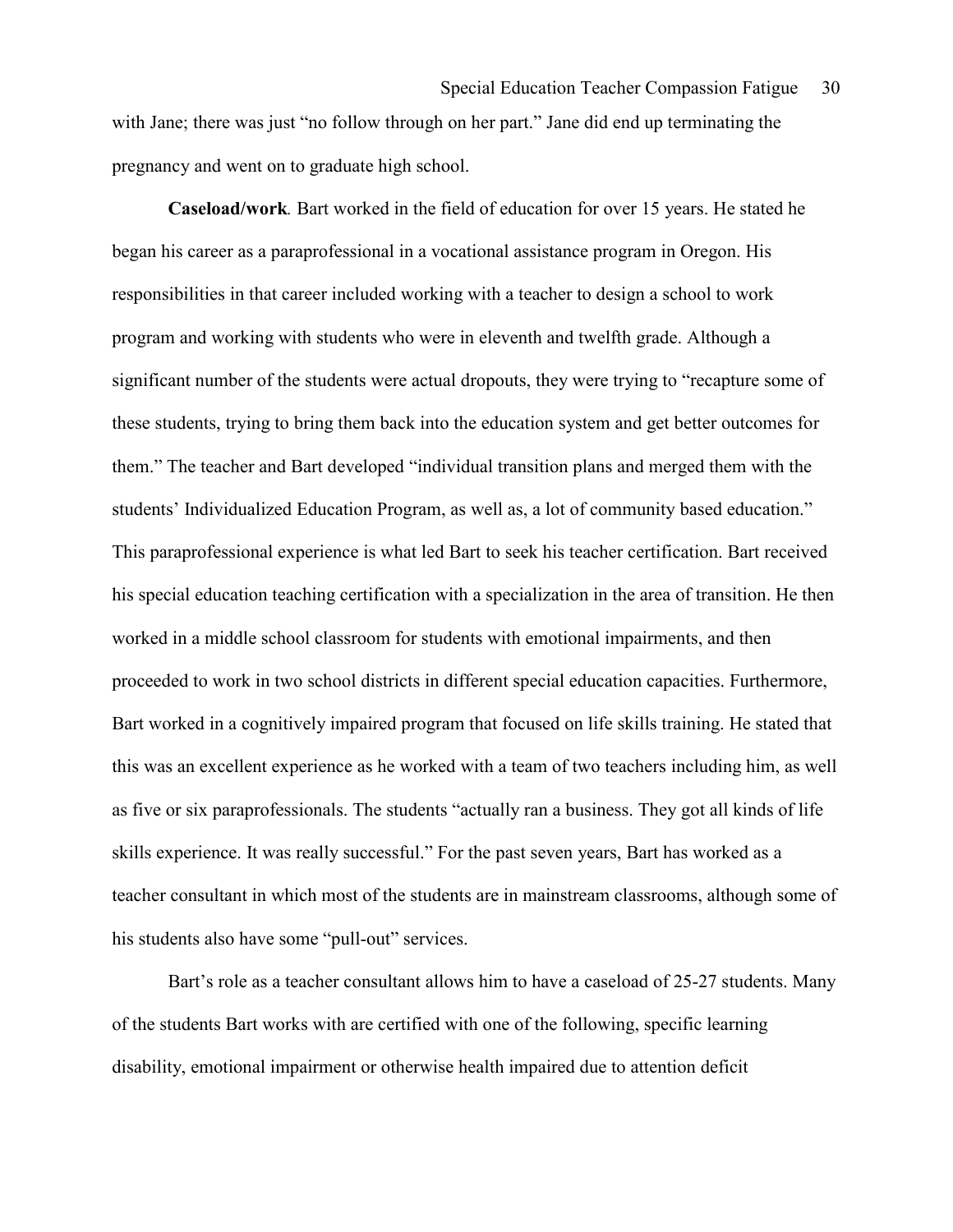with Jane; there was just "no follow through on her part." Jane did end up terminating the pregnancy and went on to graduate high school.

**Caseload/work***.* Bart worked in the field of education for over 15 years. He stated he began his career as a paraprofessional in a vocational assistance program in Oregon. His responsibilities in that career included working with a teacher to design a school to work program and working with students who were in eleventh and twelfth grade. Although a significant number of the students were actual dropouts, they were trying to "recapture some of these students, trying to bring them back into the education system and get better outcomes for them." The teacher and Bart developed "individual transition plans and merged them with the students' Individualized Education Program, as well as, a lot of community based education." This paraprofessional experience is what led Bart to seek his teacher certification. Bart received his special education teaching certification with a specialization in the area of transition. He then worked in a middle school classroom for students with emotional impairments, and then proceeded to work in two school districts in different special education capacities. Furthermore, Bart worked in a cognitively impaired program that focused on life skills training. He stated that this was an excellent experience as he worked with a team of two teachers including him, as well as five or six paraprofessionals. The students "actually ran a business. They got all kinds of life skills experience. It was really successful." For the past seven years, Bart has worked as a teacher consultant in which most of the students are in mainstream classrooms, although some of his students also have some "pull-out" services.

Bart's role as a teacher consultant allows him to have a caseload of 25-27 students. Many of the students Bart works with are certified with one of the following, specific learning disability, emotional impairment or otherwise health impaired due to attention deficit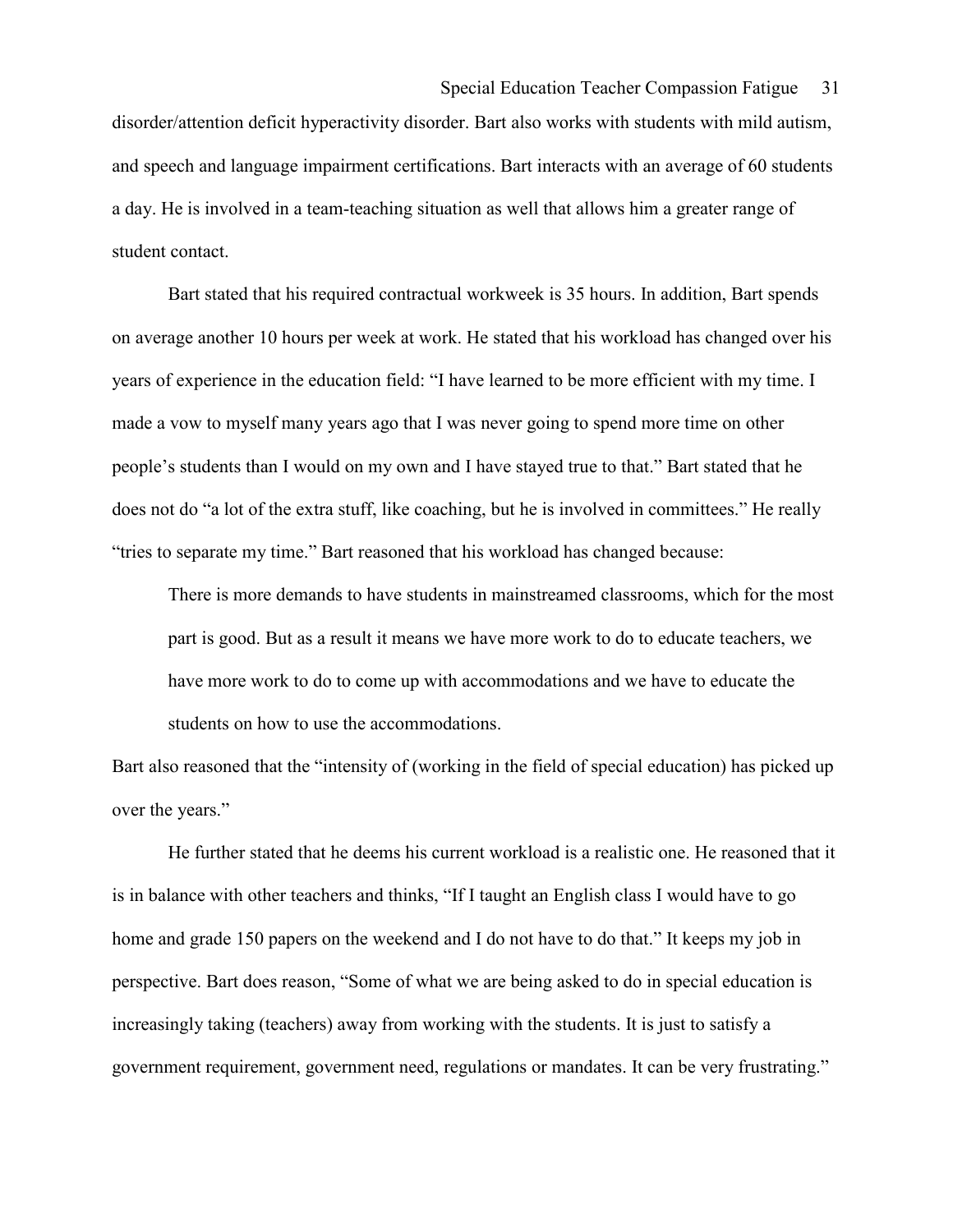disorder/attention deficit hyperactivity disorder. Bart also works with students with mild autism, and speech and language impairment certifications. Bart interacts with an average of 60 students a day. He is involved in a team-teaching situation as well that allows him a greater range of student contact.

Bart stated that his required contractual workweek is 35 hours. In addition, Bart spends on average another 10 hours per week at work. He stated that his workload has changed over his years of experience in the education field: "I have learned to be more efficient with my time. I made a vow to myself many years ago that I was never going to spend more time on other people's students than I would on my own and I have stayed true to that." Bart stated that he does not do "a lot of the extra stuff, like coaching, but he is involved in committees." He really "tries to separate my time." Bart reasoned that his workload has changed because:

> There is more demands to have students in mainstreamed classrooms, which for the most part is good. But as a result it means we have more work to do to educate teachers, we have more work to do to come up with accommodations and we have to educate the students on how to use the accommodations.

Bart also reasoned that the "intensity of (working in the field of special education) has picked up over the years."

He further stated that he deems his current workload is a realistic one. He reasoned that it is in balance with other teachers and thinks, "If I taught an English class I would have to go home and grade 150 papers on the weekend and I do not have to do that." It keeps my job in perspective. Bart does reason, "Some of what we are being asked to do in special education is increasingly taking (teachers) away from working with the students. It is just to satisfy a government requirement, government need, regulations or mandates. It can be very frustrating."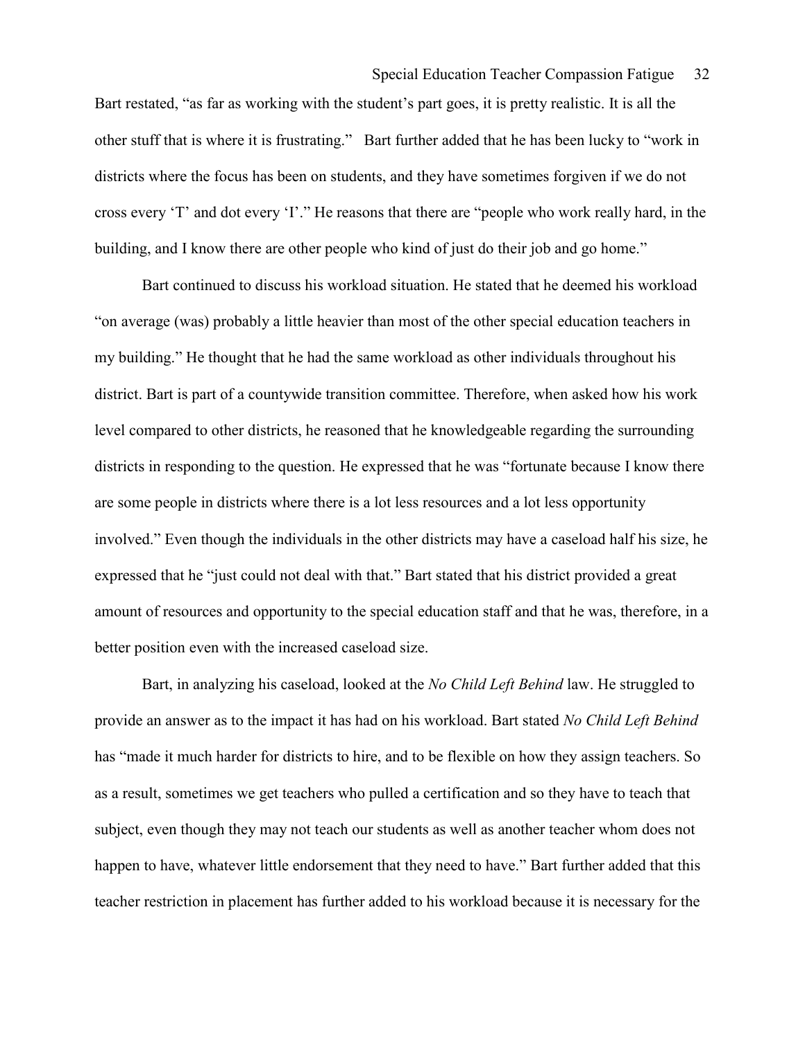Bart restated, "as far as working with the student's part goes, it is pretty realistic. It is all the other stuff that is where it is frustrating." Bart further added that he has been lucky to "work in districts where the focus has been on students, and they have sometimes forgiven if we do not cross every 'T' and dot every 'I'." He reasons that there are "people who work really hard, in the building, and I know there are other people who kind of just do their job and go home."

Bart continued to discuss his workload situation. He stated that he deemed his workload "on average (was) probably a little heavier than most of the other special education teachers in my building." He thought that he had the same workload as other individuals throughout his district. Bart is part of a countywide transition committee. Therefore, when asked how his work level compared to other districts, he reasoned that he knowledgeable regarding the surrounding districts in responding to the question. He expressed that he was "fortunate because I know there are some people in districts where there is a lot less resources and a lot less opportunity involved." Even though the individuals in the other districts may have a caseload half his size, he expressed that he "just could not deal with that." Bart stated that his district provided a great amount of resources and opportunity to the special education staff and that he was, therefore, in a better position even with the increased caseload size.

Bart, in analyzing his caseload, looked at the *No Child Left Behind* law. He struggled to provide an answer as to the impact it has had on his workload. Bart stated *No Child Left Behind* has "made it much harder for districts to hire, and to be flexible on how they assign teachers. So as a result, sometimes we get teachers who pulled a certification and so they have to teach that subject, even though they may not teach our students as well as another teacher whom does not happen to have, whatever little endorsement that they need to have." Bart further added that this teacher restriction in placement has further added to his workload because it is necessary for the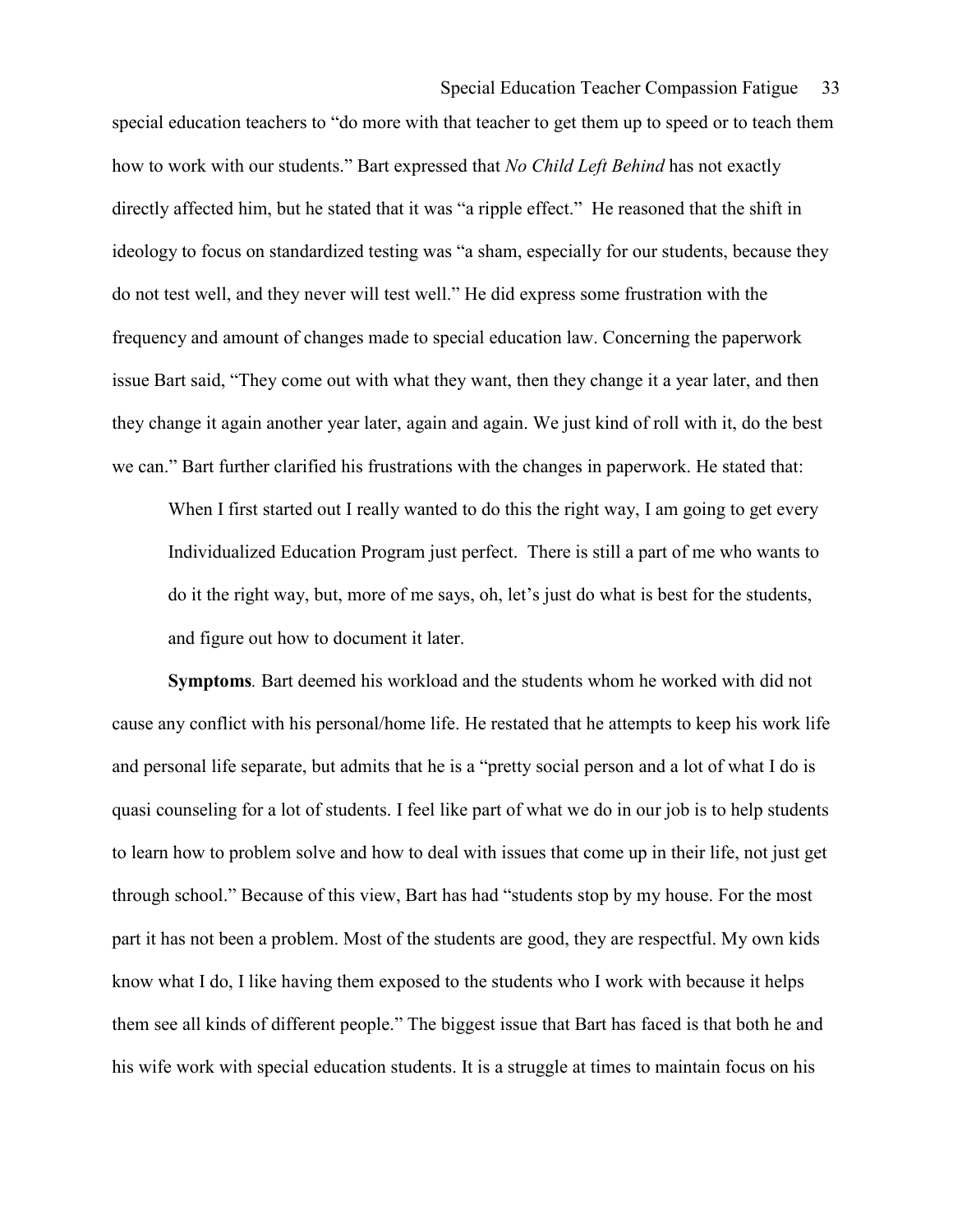special education teachers to “do more with that teacher to get them up to speed or to teach them how to work with our students.” Bart expressed that *No Child Left Behind* has not exactly directly affected him, but he stated that it was “a ripple effect.” He reasoned that the shift in ideology to focus on standardized testing was “a sham, especially for our students, because they do not test well, and they never will test well.” He did express some frustration with the frequency and amount of changes made to special education law. Concerning the paperwork issue Bart said, “They come out with what they want, then they change it a year later, and then they change it again another year later, again and again. We just kind of roll with it, do the best we can.” Bart further clarified his frustrations with the changes in paperwork. He stated that:

> When I first started out I really wanted to do this the right way, I am going to get every Individualized Education Program just perfect. There is still a part of me who wants to do it the right way, but, more of me says, oh, let’s just do what is best for the students, and figure out how to document it later.

**Symptoms***.* Bart deemed his workload and the students whom he worked with did not cause any conflict with his personal/home life. He restated that he attempts to keep his work life and personal life separate, but admits that he is a “pretty social person and a lot of what I do is quasi counseling for a lot of students. I feel like part of what we do in our job is to help students to learn how to problem solve and how to deal with issues that come up in their life, not just get through school.” Because of this view, Bart has had “students stop by my house. For the most part it has not been a problem. Most of the students are good, they are respectful. My own kids know what I do, I like having them exposed to the students who I work with because it helps them see all kinds of different people.” The biggest issue that Bart has faced is that both he and his wife work with special education students. It is a struggle at times to maintain focus on his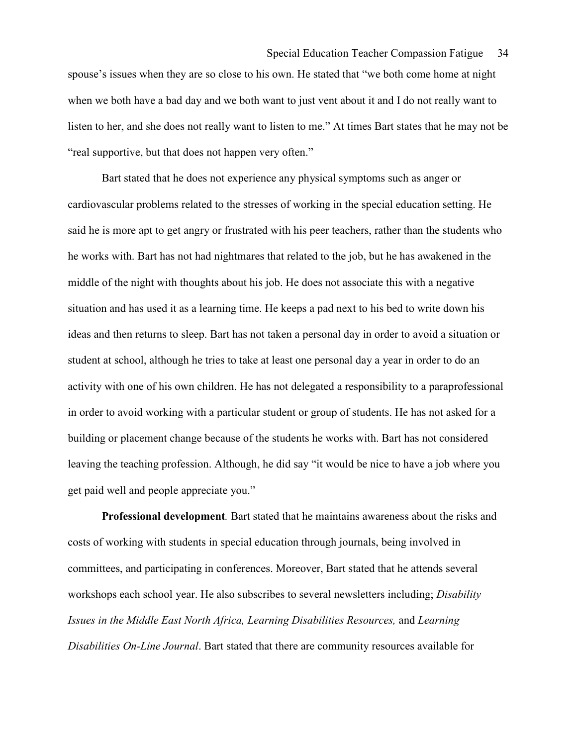spouse's issues when they are so close to his own. He stated that "we both come home at night when we both have a bad day and we both want to just vent about it and I do not really want to listen to her, and she does not really want to listen to me." At times Bart states that he may not be "real supportive, but that does not happen very often."

Bart stated that he does not experience any physical symptoms such as anger or cardiovascular problems related to the stresses of working in the special education setting. He said he is more apt to get angry or frustrated with his peer teachers, rather than the students who he works with. Bart has not had nightmares that related to the job, but he has awakened in the middle of the night with thoughts about his job. He does not associate this with a negative situation and has used it as a learning time. He keeps a pad next to his bed to write down his ideas and then returns to sleep. Bart has not taken a personal day in order to avoid a situation or student at school, although he tries to take at least one personal day a year in order to do an activity with one of his own children. He has not delegated a responsibility to a paraprofessional in order to avoid working with a particular student or group of students. He has not asked for a building or placement change because of the students he works with. Bart has not considered leaving the teaching profession. Although, he did say "it would be nice to have a job where you get paid well and people appreciate you."

**Professional development***.* Bart stated that he maintains awareness about the risks and costs of working with students in special education through journals, being involved in committees, and participating in conferences. Moreover, Bart stated that he attends several workshops each school year. He also subscribes to several newsletters including; *Disability Issues in the Middle East North Africa, Learning Disabilities Resources,* and *Learning Disabilities On-Line Journal*. Bart stated that there are community resources available for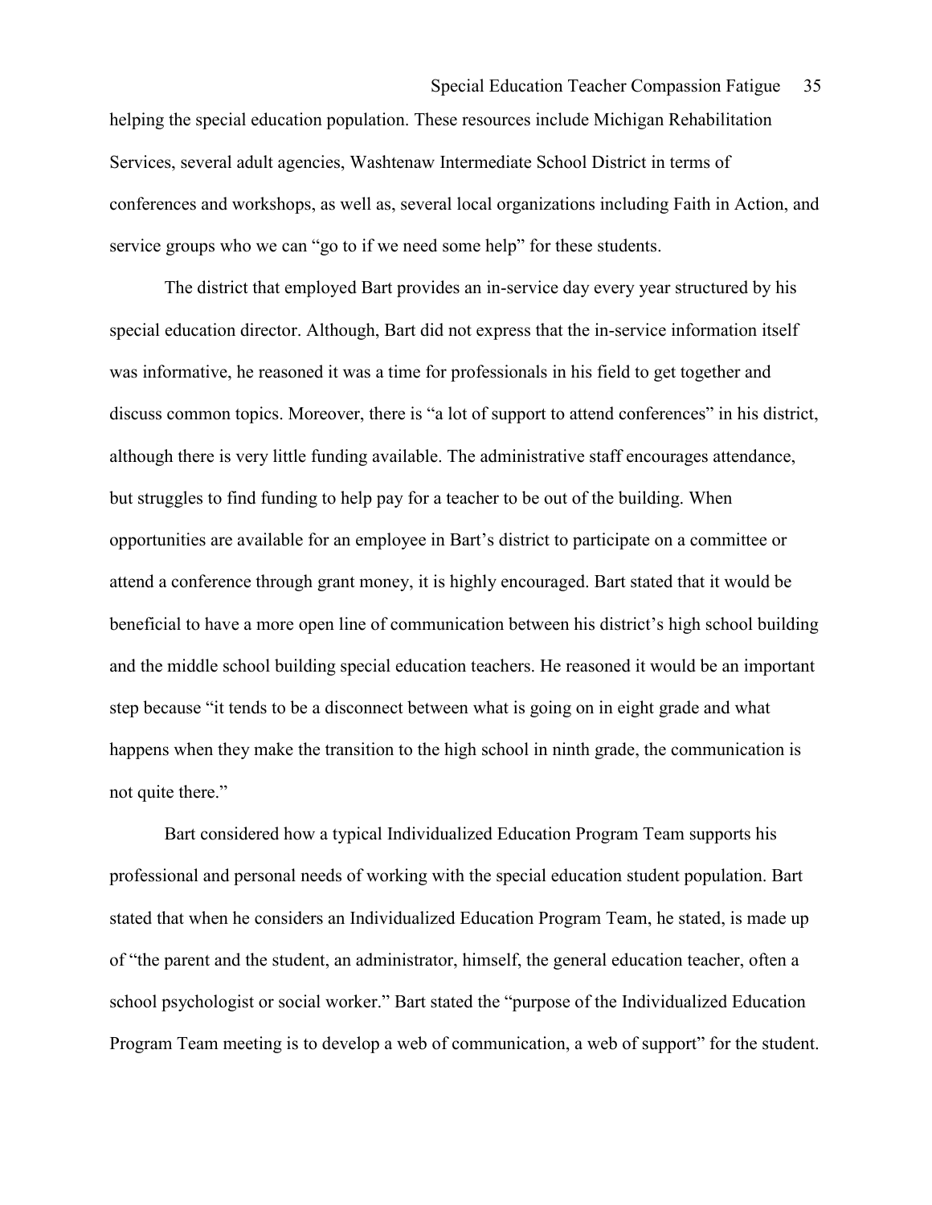helping the special education population. These resources include Michigan Rehabilitation Services, several adult agencies, Washtenaw Intermediate School District in terms of conferences and workshops, as well as, several local organizations including Faith in Action, and service groups who we can "go to if we need some help" for these students.

The district that employed Bart provides an in-service day every year structured by his special education director. Although, Bart did not express that the in-service information itself was informative, he reasoned it was a time for professionals in his field to get together and discuss common topics. Moreover, there is "a lot of support to attend conferences" in his district, although there is very little funding available. The administrative staff encourages attendance, but struggles to find funding to help pay for a teacher to be out of the building. When opportunities are available for an employee in Bart's district to participate on a committee or attend a conference through grant money, it is highly encouraged. Bart stated that it would be beneficial to have a more open line of communication between his district's high school building and the middle school building special education teachers. He reasoned it would be an important step because "it tends to be a disconnect between what is going on in eight grade and what happens when they make the transition to the high school in ninth grade, the communication is not quite there."

Bart considered how a typical Individualized Education Program Team supports his professional and personal needs of working with the special education student population. Bart stated that when he considers an Individualized Education Program Team, he stated, is made up of "the parent and the student, an administrator, himself, the general education teacher, often a school psychologist or social worker." Bart stated the "purpose of the Individualized Education Program Team meeting is to develop a web of communication, a web of support" for the student.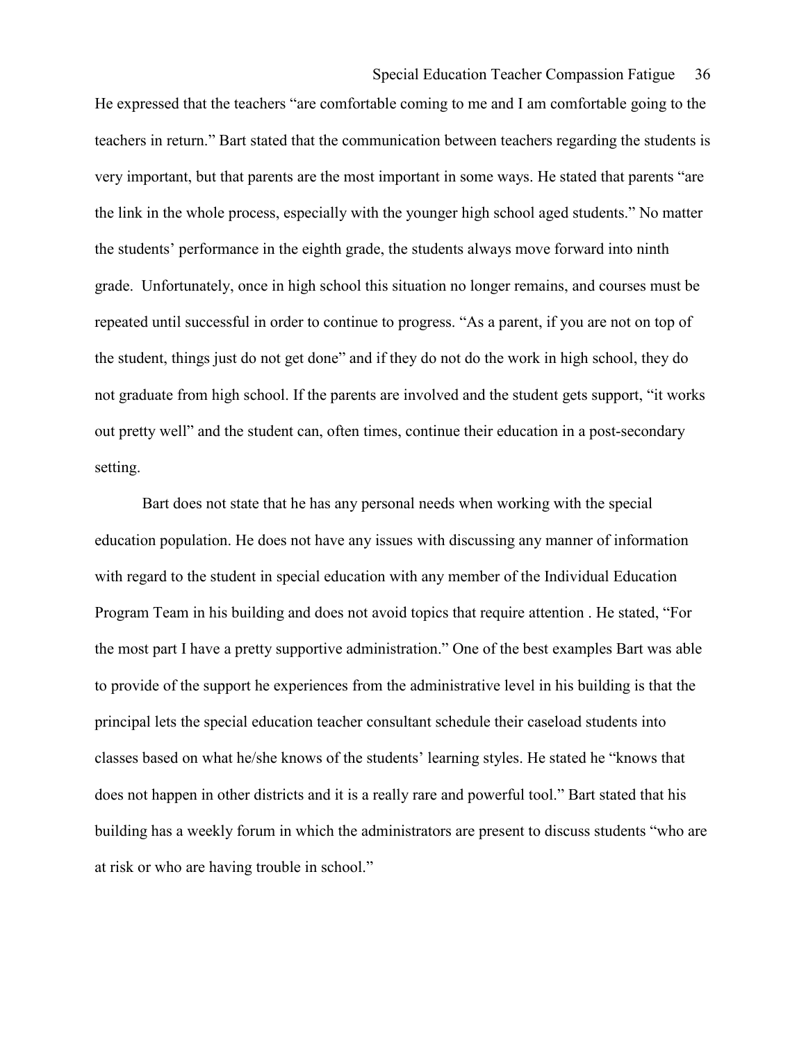He expressed that the teachers "are comfortable coming to me and I am comfortable going to the teachers in return." Bart stated that the communication between teachers regarding the students is very important, but that parents are the most important in some ways. He stated that parents "are the link in the whole process, especially with the younger high school aged students." No matter the students' performance in the eighth grade, the students always move forward into ninth grade. Unfortunately, once in high school this situation no longer remains, and courses must be repeated until successful in order to continue to progress. "As a parent, if you are not on top of the student, things just do not get done" and if they do not do the work in high school, they do not graduate from high school. If the parents are involved and the student gets support, "it works out pretty well" and the student can, often times, continue their education in a post-secondary setting.

Bart does not state that he has any personal needs when working with the special education population. He does not have any issues with discussing any manner of information with regard to the student in special education with any member of the Individual Education Program Team in his building and does not avoid topics that require attention . He stated, "For the most part I have a pretty supportive administration." One of the best examples Bart was able to provide of the support he experiences from the administrative level in his building is that the principal lets the special education teacher consultant schedule their caseload students into classes based on what he/she knows of the students' learning styles. He stated he "knows that does not happen in other districts and it is a really rare and powerful tool." Bart stated that his building has a weekly forum in which the administrators are present to discuss students "who are at risk or who are having trouble in school."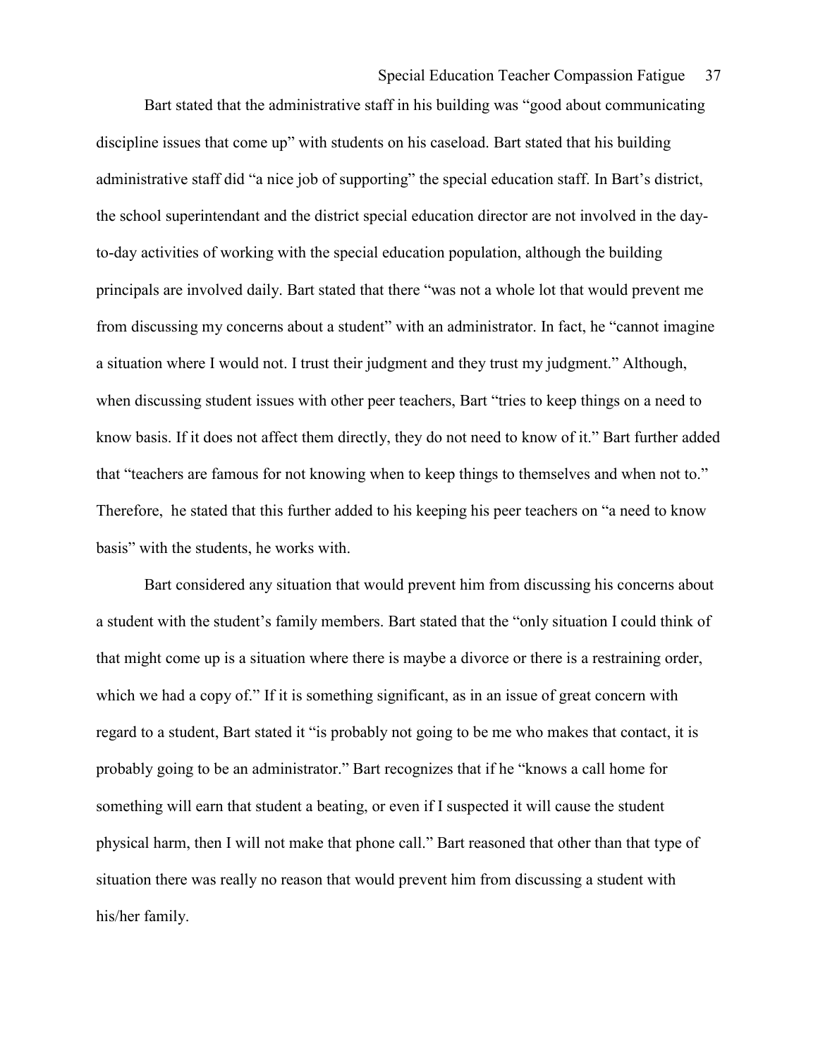Bart stated that the administrative staff in his building was "good about communicating discipline issues that come up" with students on his caseload. Bart stated that his building administrative staff did "a nice job of supporting" the special education staff. In Bart's district, the school superintendant and the district special education director are not involved in the day-to-day activities of working with the special education population, although the building principals are involved daily. Bart stated that there "was not a whole lot that would prevent me from discussing my concerns about a student" with an administrator. In fact, he "cannot imagine a situation where I would not. I trust their judgment and they trust my judgment." Although, when discussing student issues with other peer teachers, Bart "tries to keep things on a need to know basis. If it does not affect them directly, they do not need to know of it." Bart further added that "teachers are famous for not knowing when to keep things to themselves and when not to." Therefore, he stated that this further added to his keeping his peer teachers on "a need to know basis" with the students, he works with.

Bart considered any situation that would prevent him from discussing his concerns about a student with the student's family members. Bart stated that the "only situation I could think of that might come up is a situation where there is maybe a divorce or there is a restraining order, which we had a copy of." If it is something significant, as in an issue of great concern with regard to a student, Bart stated it "is probably not going to be me who makes that contact, it is probably going to be an administrator." Bart recognizes that if he "knows a call home for something will earn that student a beating, or even if I suspected it will cause the student physical harm, then I will not make that phone call." Bart reasoned that other than that type of situation there was really no reason that would prevent him from discussing a student with his/her family.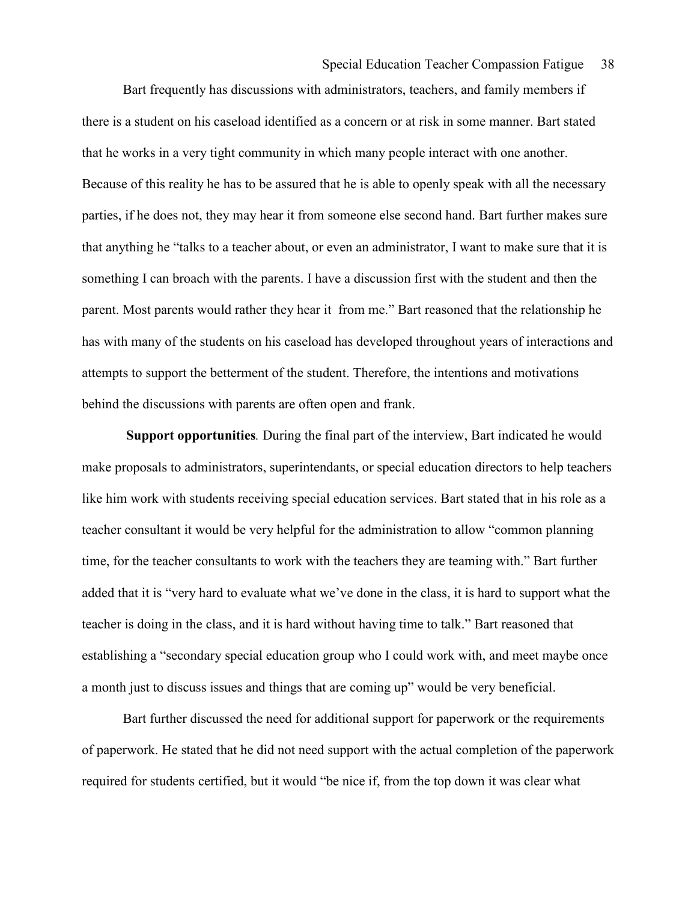Bart frequently has discussions with administrators, teachers, and family members if there is a student on his caseload identified as a concern or at risk in some manner. Bart stated that he works in a very tight community in which many people interact with one another. Because of this reality he has to be assured that he is able to openly speak with all the necessary parties, if he does not, they may hear it from someone else second hand. Bart further makes sure that anything he "talks to a teacher about, or even an administrator, I want to make sure that it is something I can broach with the parents. I have a discussion first with the student and then the parent. Most parents would rather they hear it from me." Bart reasoned that the relationship he has with many of the students on his caseload has developed throughout years of interactions and attempts to support the betterment of the student. Therefore, the intentions and motivations behind the discussions with parents are often open and frank.

**Support opportunities***.* During the final part of the interview, Bart indicated he would make proposals to administrators, superintendants, or special education directors to help teachers like him work with students receiving special education services. Bart stated that in his role as a teacher consultant it would be very helpful for the administration to allow "common planning time, for the teacher consultants to work with the teachers they are teaming with." Bart further added that it is "very hard to evaluate what we've done in the class, it is hard to support what the teacher is doing in the class, and it is hard without having time to talk." Bart reasoned that establishing a "secondary special education group who I could work with, and meet maybe once a month just to discuss issues and things that are coming up" would be very beneficial.

Bart further discussed the need for additional support for paperwork or the requirements of paperwork. He stated that he did not need support with the actual completion of the paperwork required for students certified, but it would "be nice if, from the top down it was clear what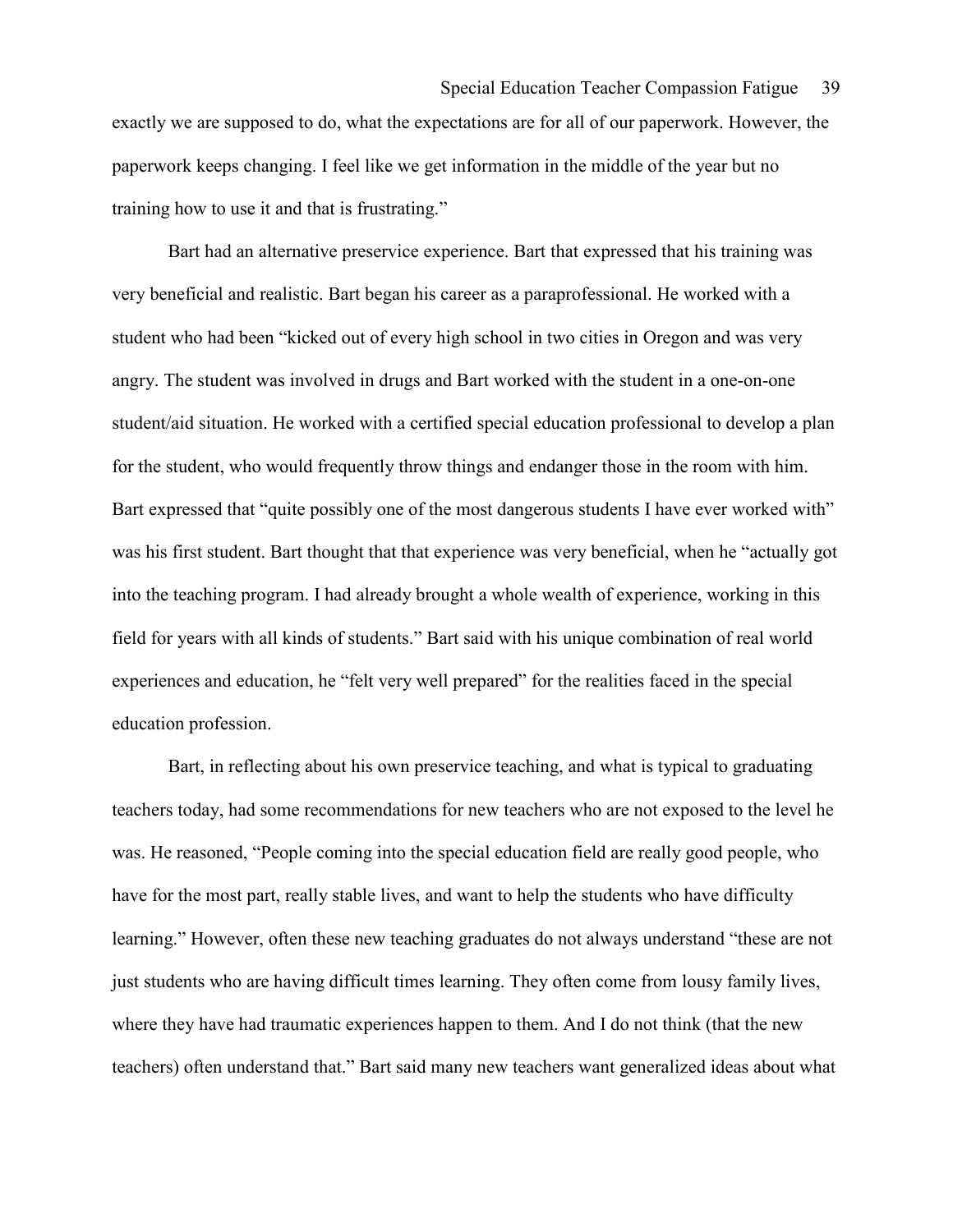exactly we are supposed to do, what the expectations are for all of our paperwork. However, the paperwork keeps changing. I feel like we get information in the middle of the year but no training how to use it and that is frustrating."

Bart had an alternative preservice experience. Bart that expressed that his training was very beneficial and realistic. Bart began his career as a paraprofessional. He worked with a student who had been "kicked out of every high school in two cities in Oregon and was very angry. The student was involved in drugs and Bart worked with the student in a one-on-one student/aid situation. He worked with a certified special education professional to develop a plan for the student, who would frequently throw things and endanger those in the room with him. Bart expressed that "quite possibly one of the most dangerous students I have ever worked with" was his first student. Bart thought that that experience was very beneficial, when he "actually got into the teaching program. I had already brought a whole wealth of experience, working in this field for years with all kinds of students." Bart said with his unique combination of real world experiences and education, he "felt very well prepared" for the realities faced in the special education profession.

Bart, in reflecting about his own preservice teaching, and what is typical to graduating teachers today, had some recommendations for new teachers who are not exposed to the level he was. He reasoned, "People coming into the special education field are really good people, who have for the most part, really stable lives, and want to help the students who have difficulty learning." However, often these new teaching graduates do not always understand "these are not just students who are having difficult times learning. They often come from lousy family lives, where they have had traumatic experiences happen to them. And I do not think (that the new teachers) often understand that." Bart said many new teachers want generalized ideas about what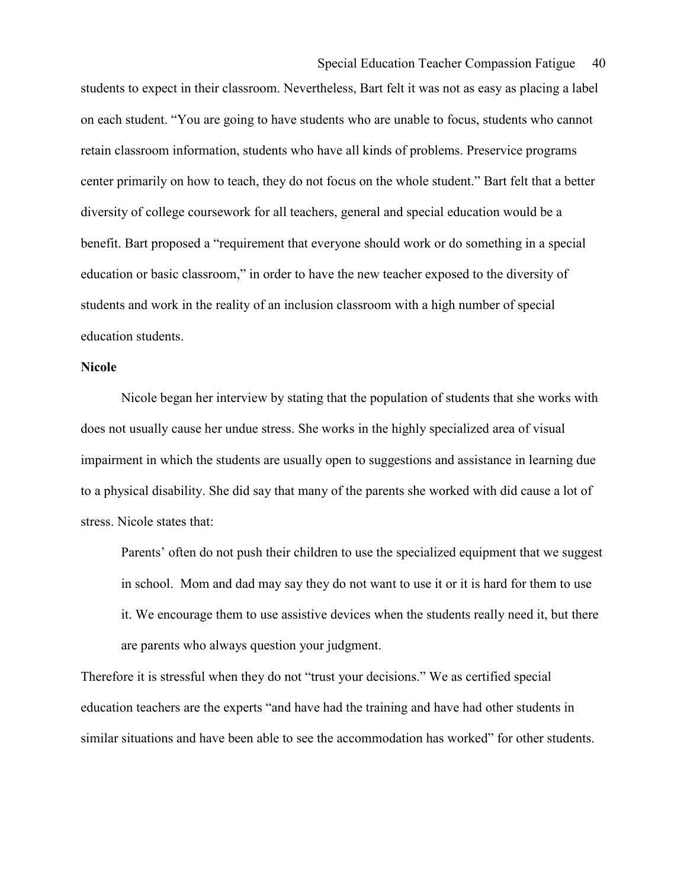students to expect in their classroom. Nevertheless, Bart felt it was not as easy as placing a label on each student. "You are going to have students who are unable to focus, students who cannot retain classroom information, students who have all kinds of problems. Preservice programs center primarily on how to teach, they do not focus on the whole student." Bart felt that a better diversity of college coursework for all teachers, general and special education would be a benefit. Bart proposed a "requirement that everyone should work or do something in a special education or basic classroom," in order to have the new teacher exposed to the diversity of students and work in the reality of an inclusion classroom with a high number of special education students.

**Nicole**

Nicole began her interview by stating that the population of students that she works with does not usually cause her undue stress. She works in the highly specialized area of visual impairment in which the students are usually open to suggestions and assistance in learning due to a physical disability. She did say that many of the parents she worked with did cause a lot of stress. Nicole states that:

> Parents' often do not push their children to use the specialized equipment that we suggest in school. Mom and dad may say they do not want to use it or it is hard for them to use it. We encourage them to use assistive devices when the students really need it, but there are parents who always question your judgment.

Therefore it is stressful when they do not "trust your decisions." We as certified special education teachers are the experts "and have had the training and have had other students in similar situations and have been able to see the accommodation has worked" for other students.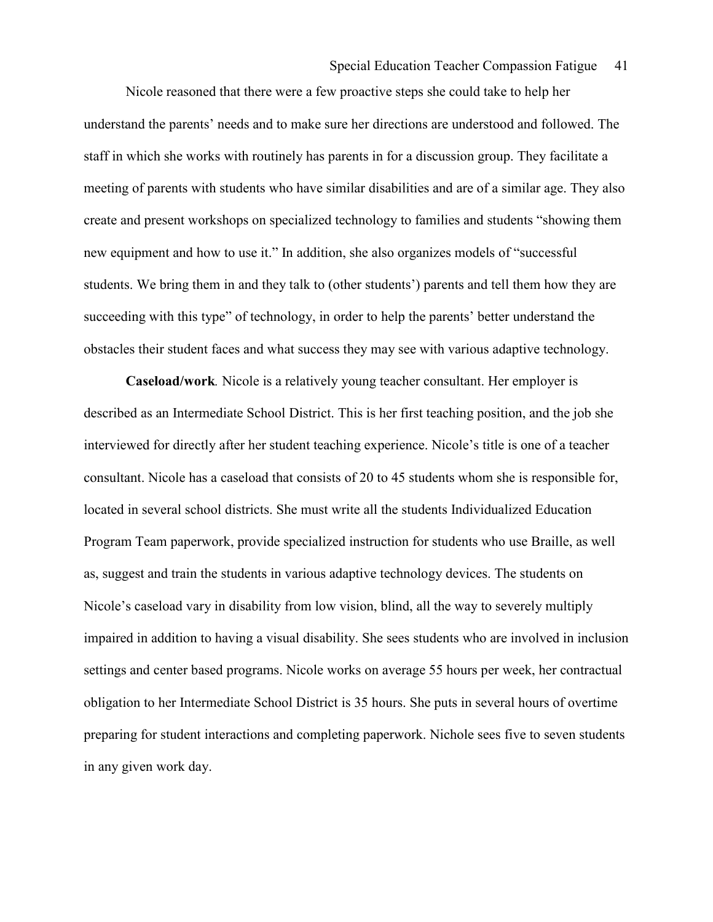Nicole reasoned that there were a few proactive steps she could take to help her understand the parents' needs and to make sure her directions are understood and followed. The staff in which she works with routinely has parents in for a discussion group. They facilitate a meeting of parents with students who have similar disabilities and are of a similar age. They also create and present workshops on specialized technology to families and students "showing them new equipment and how to use it." In addition, she also organizes models of "successful students. We bring them in and they talk to (other students') parents and tell them how they are succeeding with this type" of technology, in order to help the parents' better understand the obstacles their student faces and what success they may see with various adaptive technology.

**Caseload/work***.* Nicole is a relatively young teacher consultant. Her employer is described as an Intermediate School District. This is her first teaching position, and the job she interviewed for directly after her student teaching experience. Nicole's title is one of a teacher consultant. Nicole has a caseload that consists of 20 to 45 students whom she is responsible for, located in several school districts. She must write all the students Individualized Education Program Team paperwork, provide specialized instruction for students who use Braille, as well as, suggest and train the students in various adaptive technology devices. The students on Nicole's caseload vary in disability from low vision, blind, all the way to severely multiply impaired in addition to having a visual disability. She sees students who are involved in inclusion settings and center based programs. Nicole works on average 55 hours per week, her contractual obligation to her Intermediate School District is 35 hours. She puts in several hours of overtime preparing for student interactions and completing paperwork. Nichole sees five to seven students in any given work day.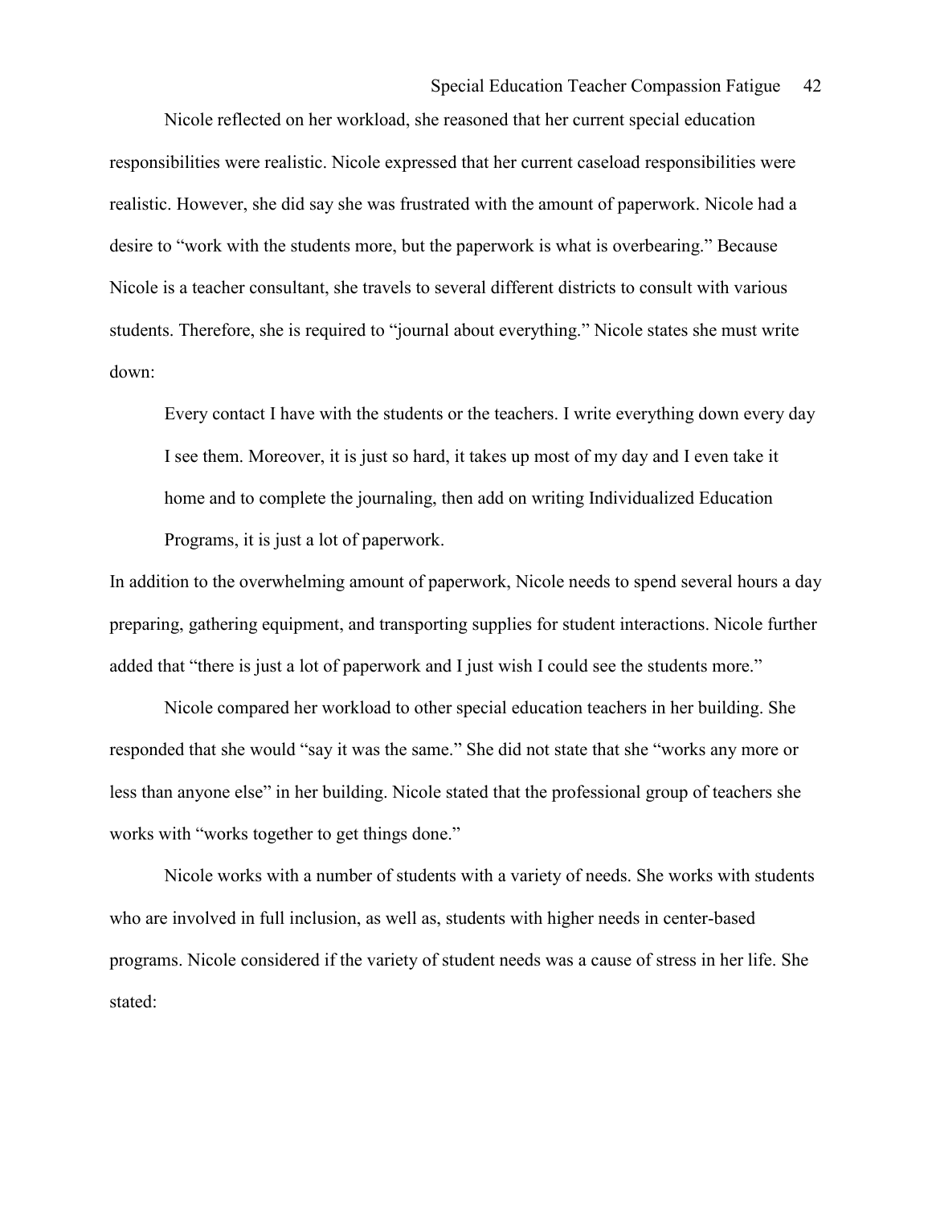Nicole reflected on her workload, she reasoned that her current special education responsibilities were realistic. Nicole expressed that her current caseload responsibilities were realistic. However, she did say she was frustrated with the amount of paperwork. Nicole had a desire to "work with the students more, but the paperwork is what is overbearing." Because Nicole is a teacher consultant, she travels to several different districts to consult with various students. Therefore, she is required to "journal about everything." Nicole states she must write down:

> Every contact I have with the students or the teachers. I write everything down every day I see them. Moreover, it is just so hard, it takes up most of my day and I even take it home and to complete the journaling, then add on writing Individualized Education Programs, it is just a lot of paperwork.

In addition to the overwhelming amount of paperwork, Nicole needs to spend several hours a day preparing, gathering equipment, and transporting supplies for student interactions. Nicole further added that "there is just a lot of paperwork and I just wish I could see the students more."

Nicole compared her workload to other special education teachers in her building. She responded that she would "say it was the same." She did not state that she "works any more or less than anyone else" in her building. Nicole stated that the professional group of teachers she works with "works together to get things done."

Nicole works with a number of students with a variety of needs. She works with students who are involved in full inclusion, as well as, students with higher needs in center-based programs. Nicole considered if the variety of student needs was a cause of stress in her life. She stated: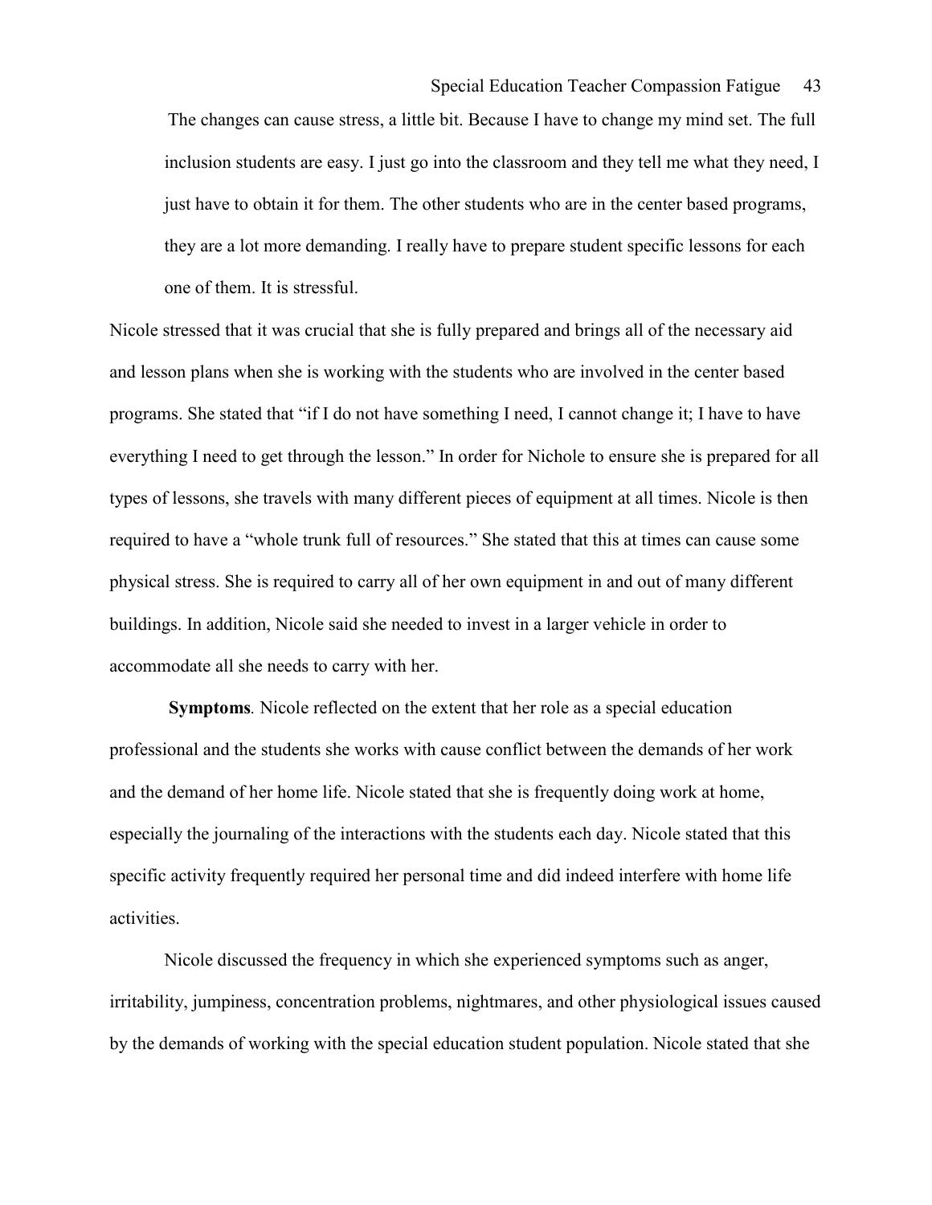> The changes can cause stress, a little bit. Because I have to change my mind set. The full inclusion students are easy. I just go into the classroom and they tell me what they need, I just have to obtain it for them. The other students who are in the center based programs, they are a lot more demanding. I really have to prepare student specific lessons for each one of them. It is stressful.

Nicole stressed that it was crucial that she is fully prepared and brings all of the necessary aid and lesson plans when she is working with the students who are involved in the center based programs. She stated that "if I do not have something I need, I cannot change it; I have to have everything I need to get through the lesson." In order for Nichole to ensure she is prepared for all types of lessons, she travels with many different pieces of equipment at all times. Nicole is then required to have a "whole trunk full of resources." She stated that this at times can cause some physical stress. She is required to carry all of her own equipment in and out of many different buildings. In addition, Nicole said she needed to invest in a larger vehicle in order to accommodate all she needs to carry with her.

**Symptoms***.* Nicole reflected on the extent that her role as a special education professional and the students she works with cause conflict between the demands of her work and the demand of her home life. Nicole stated that she is frequently doing work at home, especially the journaling of the interactions with the students each day. Nicole stated that this specific activity frequently required her personal time and did indeed interfere with home life activities.

Nicole discussed the frequency in which she experienced symptoms such as anger, irritability, jumpiness, concentration problems, nightmares, and other physiological issues caused by the demands of working with the special education student population. Nicole stated that she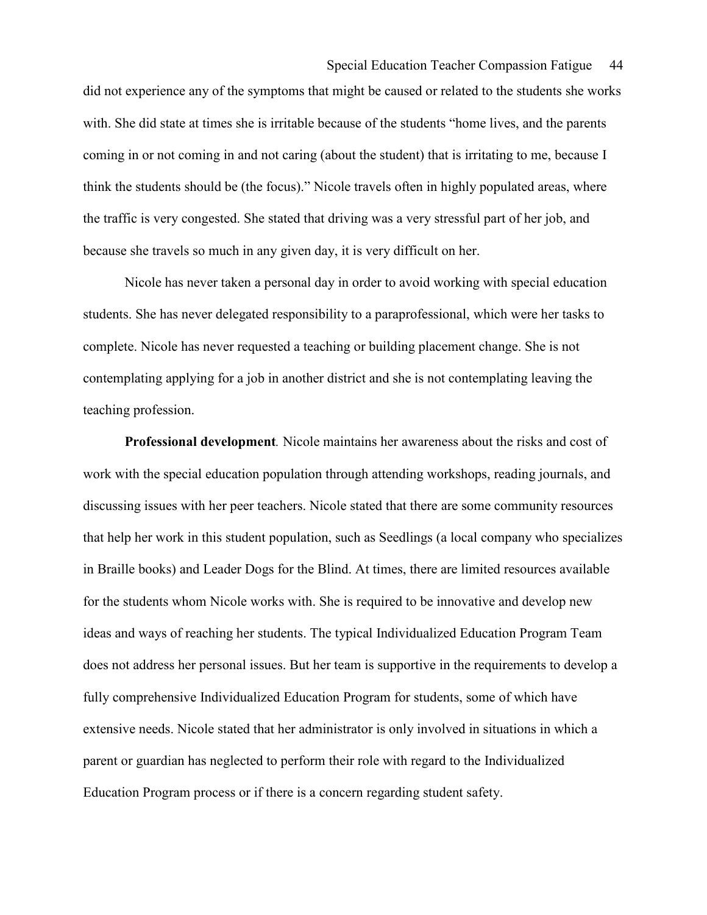did not experience any of the symptoms that might be caused or related to the students she works with. She did state at times she is irritable because of the students "home lives, and the parents coming in or not coming in and not caring (about the student) that is irritating to me, because I think the students should be (the focus)." Nicole travels often in highly populated areas, where the traffic is very congested. She stated that driving was a very stressful part of her job, and because she travels so much in any given day, it is very difficult on her.

Nicole has never taken a personal day in order to avoid working with special education students. She has never delegated responsibility to a paraprofessional, which were her tasks to complete. Nicole has never requested a teaching or building placement change. She is not contemplating applying for a job in another district and she is not contemplating leaving the teaching profession.

**Professional development***.* Nicole maintains her awareness about the risks and cost of work with the special education population through attending workshops, reading journals, and discussing issues with her peer teachers. Nicole stated that there are some community resources that help her work in this student population, such as Seedlings (a local company who specializes in Braille books) and Leader Dogs for the Blind. At times, there are limited resources available for the students whom Nicole works with. She is required to be innovative and develop new ideas and ways of reaching her students. The typical Individualized Education Program Team does not address her personal issues. But her team is supportive in the requirements to develop a fully comprehensive Individualized Education Program for students, some of which have extensive needs. Nicole stated that her administrator is only involved in situations in which a parent or guardian has neglected to perform their role with regard to the Individualized Education Program process or if there is a concern regarding student safety.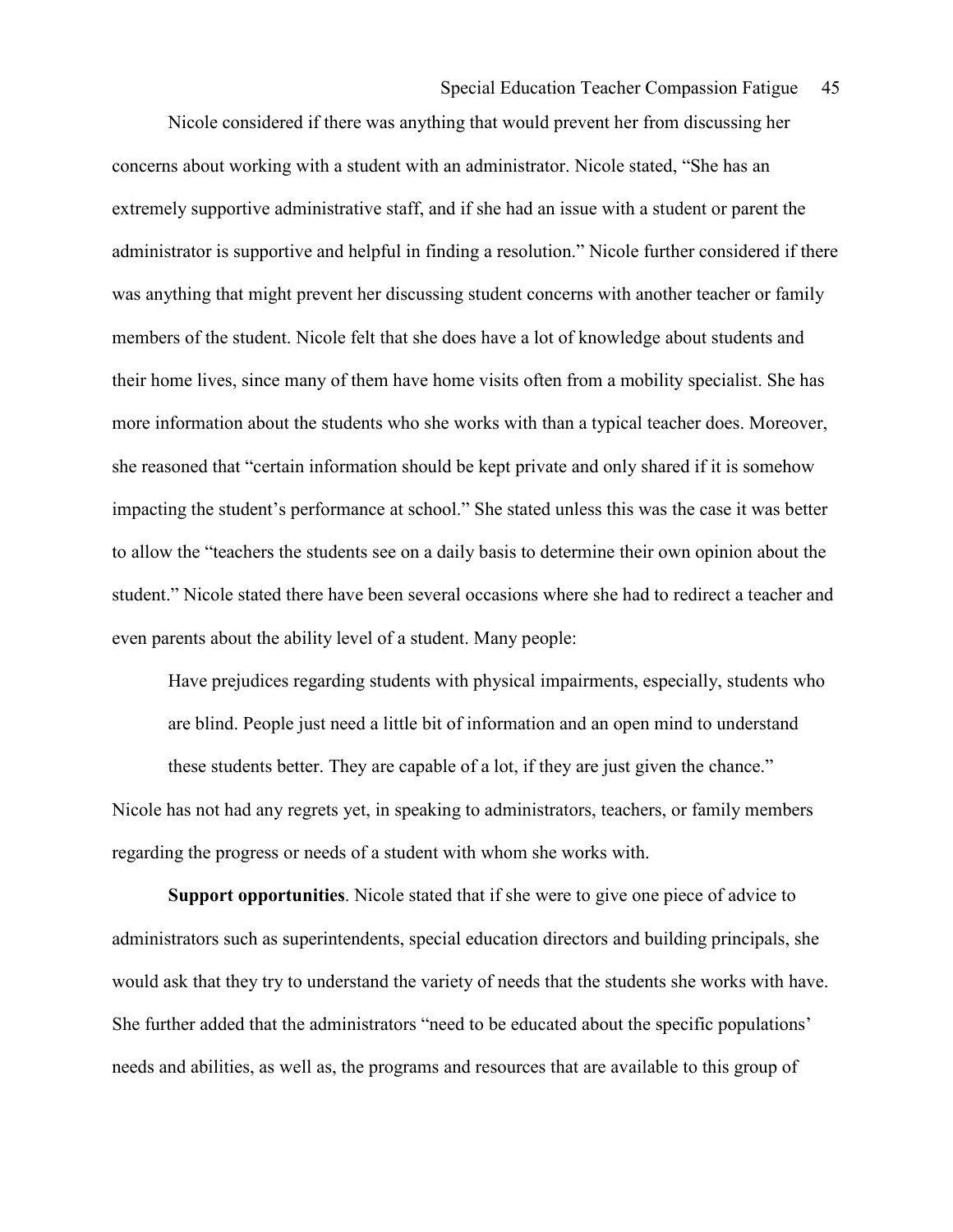Nicole considered if there was anything that would prevent her from discussing her concerns about working with a student with an administrator. Nicole stated, "She has an extremely supportive administrative staff, and if she had an issue with a student or parent the administrator is supportive and helpful in finding a resolution." Nicole further considered if there was anything that might prevent her discussing student concerns with another teacher or family members of the student. Nicole felt that she does have a lot of knowledge about students and their home lives, since many of them have home visits often from a mobility specialist. She has more information about the students who she works with than a typical teacher does. Moreover, she reasoned that "certain information should be kept private and only shared if it is somehow impacting the student's performance at school." She stated unless this was the case it was better to allow the "teachers the students see on a daily basis to determine their own opinion about the student." Nicole stated there have been several occasions where she had to redirect a teacher and even parents about the ability level of a student. Many people:

> Have prejudices regarding students with physical impairments, especially, students who are blind. People just need a little bit of information and an open mind to understand these students better. They are capable of a lot, if they are just given the chance."

Nicole has not had any regrets yet, in speaking to administrators, teachers, or family members regarding the progress or needs of a student with whom she works with.

**Support opportunities**. Nicole stated that if she were to give one piece of advice to administrators such as superintendents, special education directors and building principals, she would ask that they try to understand the variety of needs that the students she works with have. She further added that the administrators "need to be educated about the specific populations' needs and abilities, as well as, the programs and resources that are available to this group of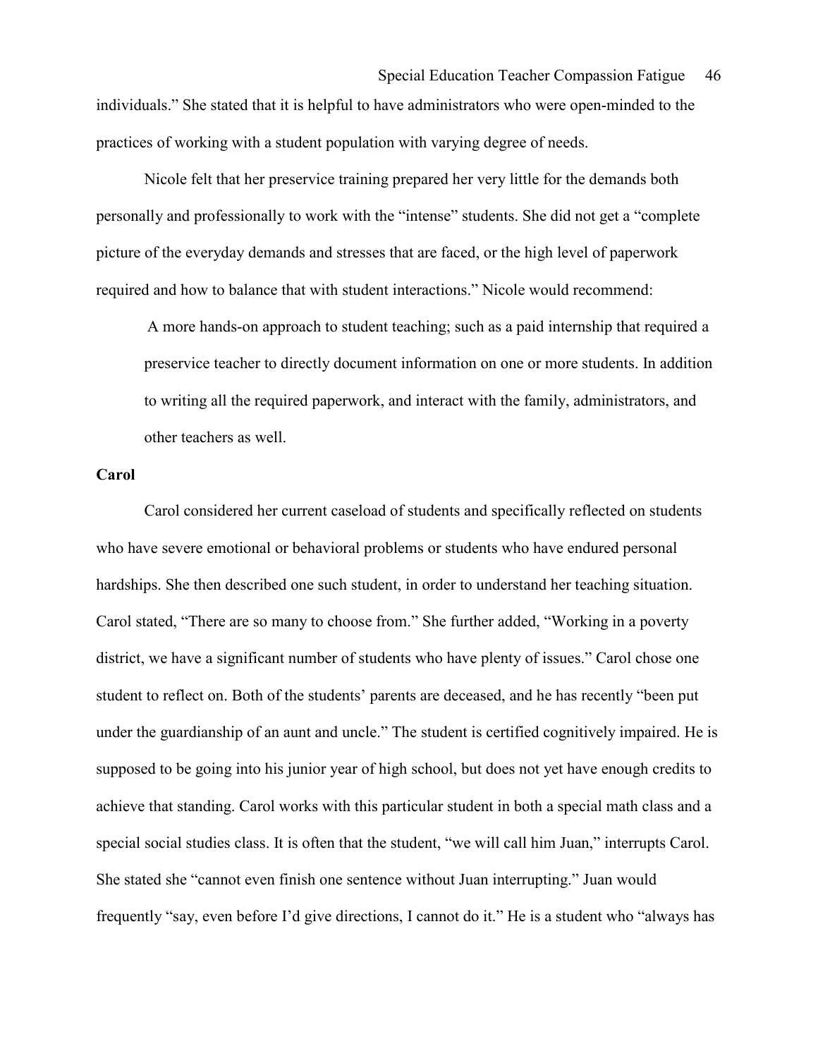individuals." She stated that it is helpful to have administrators who were open-minded to the practices of working with a student population with varying degree of needs.

Nicole felt that her preservice training prepared her very little for the demands both personally and professionally to work with the "intense" students. She did not get a "complete picture of the everyday demands and stresses that are faced, or the high level of paperwork required and how to balance that with student interactions." Nicole would recommend:

> A more hands-on approach to student teaching; such as a paid internship that required a preservice teacher to directly document information on one or more students. In addition to writing all the required paperwork, and interact with the family, administrators, and other teachers as well.

**Carol**

Carol considered her current caseload of students and specifically reflected on students who have severe emotional or behavioral problems or students who have endured personal hardships. She then described one such student, in order to understand her teaching situation. Carol stated, "There are so many to choose from." She further added, "Working in a poverty district, we have a significant number of students who have plenty of issues." Carol chose one student to reflect on. Both of the students' parents are deceased, and he has recently "been put under the guardianship of an aunt and uncle." The student is certified cognitively impaired. He is supposed to be going into his junior year of high school, but does not yet have enough credits to achieve that standing. Carol works with this particular student in both a special math class and a special social studies class. It is often that the student, "we will call him Juan," interrupts Carol. She stated she "cannot even finish one sentence without Juan interrupting." Juan would frequently "say, even before I'd give directions, I cannot do it." He is a student who "always has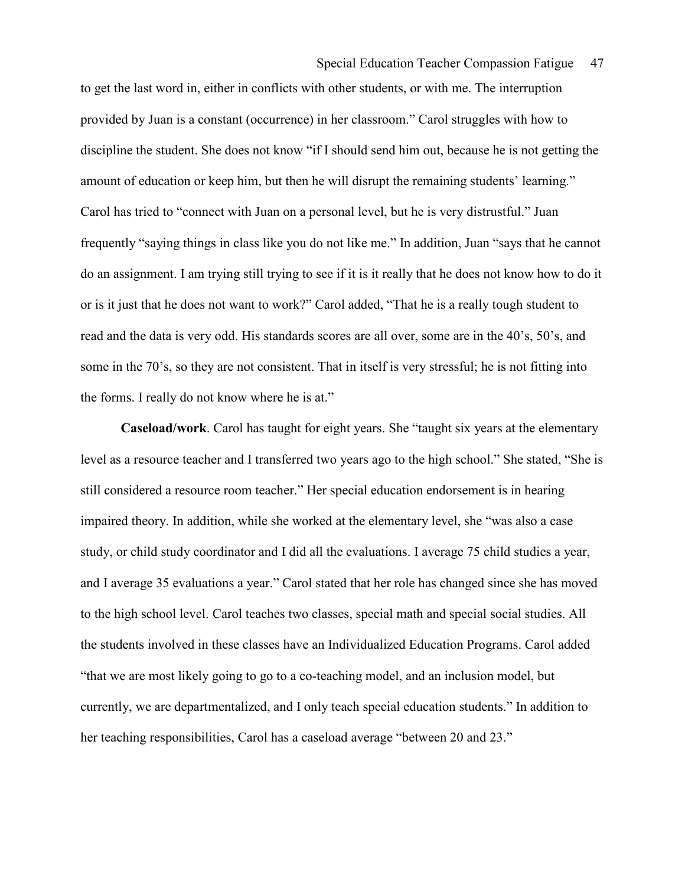to get the last word in, either in conflicts with other students, or with me. The interruption provided by Juan is a constant (occurrence) in her classroom." Carol struggles with how to discipline the student. She does not know "if I should send him out, because he is not getting the amount of education or keep him, but then he will disrupt the remaining students' learning." Carol has tried to "connect with Juan on a personal level, but he is very distrustful." Juan frequently "saying things in class like you do not like me." In addition, Juan "says that he cannot do an assignment. I am trying still trying to see if it is it really that he does not know how to do it or is it just that he does not want to work?" Carol added, "That he is a really tough student to read and the data is very odd. His standards scores are all over, some are in the 40's, 50's, and some in the 70's, so they are not consistent. That in itself is very stressful; he is not fitting into the forms. I really do not know where he is at."

**Caseload/work**. Carol has taught for eight years. She "taught six years at the elementary level as a resource teacher and I transferred two years ago to the high school." She stated, "She is still considered a resource room teacher." Her special education endorsement is in hearing impaired theory. In addition, while she worked at the elementary level, she "was also a case study, or child study coordinator and I did all the evaluations. I average 75 child studies a year, and I average 35 evaluations a year." Carol stated that her role has changed since she has moved to the high school level. Carol teaches two classes, special math and special social studies. All the students involved in these classes have an Individualized Education Programs. Carol added "that we are most likely going to go to a co-teaching model, and an inclusion model, but currently, we are departmentalized, and I only teach special education students." In addition to her teaching responsibilities, Carol has a caseload average "between 20 and 23."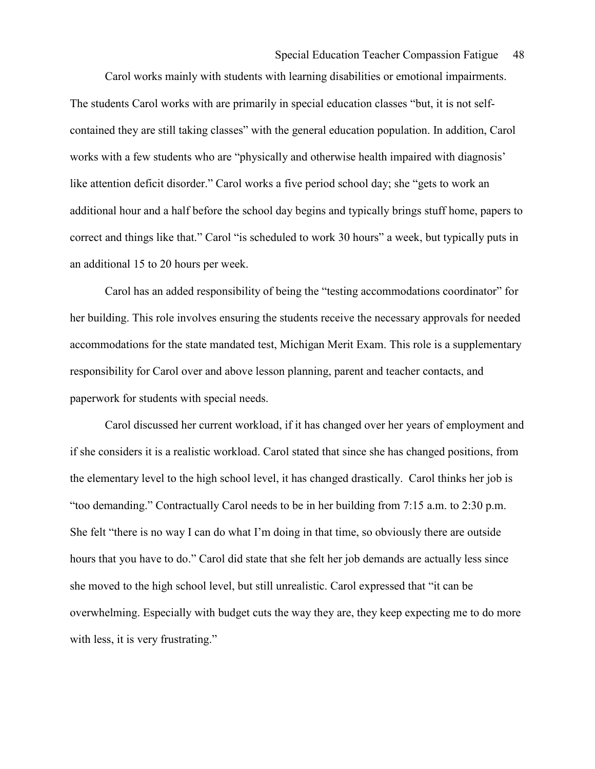Carol works mainly with students with learning disabilities or emotional impairments. The students Carol works with are primarily in special education classes "but, it is not self-contained they are still taking classes" with the general education population. In addition, Carol works with a few students who are "physically and otherwise health impaired with diagnosis' like attention deficit disorder." Carol works a five period school day; she "gets to work an additional hour and a half before the school day begins and typically brings stuff home, papers to correct and things like that." Carol "is scheduled to work 30 hours" a week, but typically puts in an additional 15 to 20 hours per week.

Carol has an added responsibility of being the "testing accommodations coordinator" for her building. This role involves ensuring the students receive the necessary approvals for needed accommodations for the state mandated test, Michigan Merit Exam. This role is a supplementary responsibility for Carol over and above lesson planning, parent and teacher contacts, and paperwork for students with special needs.

Carol discussed her current workload, if it has changed over her years of employment and if she considers it is a realistic workload. Carol stated that since she has changed positions, from the elementary level to the high school level, it has changed drastically. Carol thinks her job is "too demanding." Contractually Carol needs to be in her building from 7:15 a.m. to 2:30 p.m. She felt "there is no way I can do what I'm doing in that time, so obviously there are outside hours that you have to do." Carol did state that she felt her job demands are actually less since she moved to the high school level, but still unrealistic. Carol expressed that "it can be overwhelming. Especially with budget cuts the way they are, they keep expecting me to do more with less, it is very frustrating."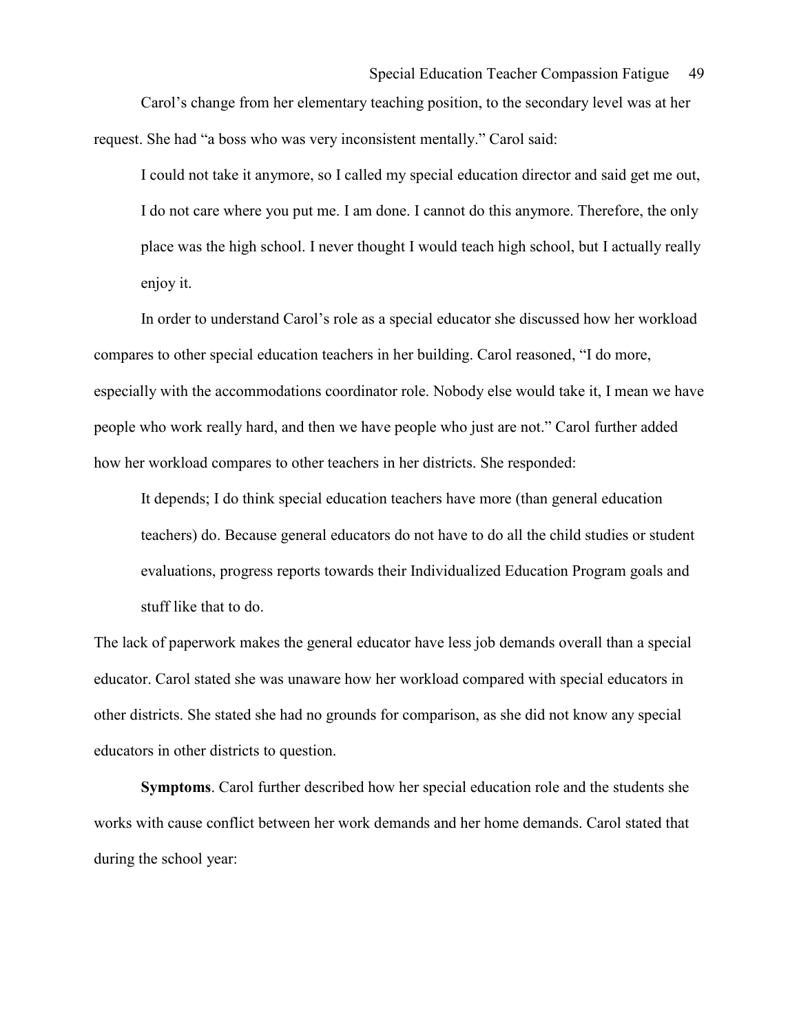Carol's change from her elementary teaching position, to the secondary level was at her request. She had "a boss who was very inconsistent mentally." Carol said:

> I could not take it anymore, so I called my special education director and said get me out, I do not care where you put me. I am done. I cannot do this anymore. Therefore, the only place was the high school. I never thought I would teach high school, but I actually really enjoy it.

In order to understand Carol's role as a special educator she discussed how her workload compares to other special education teachers in her building. Carol reasoned, "I do more, especially with the accommodations coordinator role. Nobody else would take it, I mean we have people who work really hard, and then we have people who just are not." Carol further added how her workload compares to other teachers in her districts. She responded:

> It depends; I do think special education teachers have more (than general education teachers) do. Because general educators do not have to do all the child studies or student evaluations, progress reports towards their Individualized Education Program goals and stuff like that to do.

The lack of paperwork makes the general educator have less job demands overall than a special educator. Carol stated she was unaware how her workload compared with special educators in other districts. She stated she had no grounds for comparison, as she did not know any special educators in other districts to question.

**Symptoms**. Carol further described how her special education role and the students she works with cause conflict between her work demands and her home demands. Carol stated that during the school year: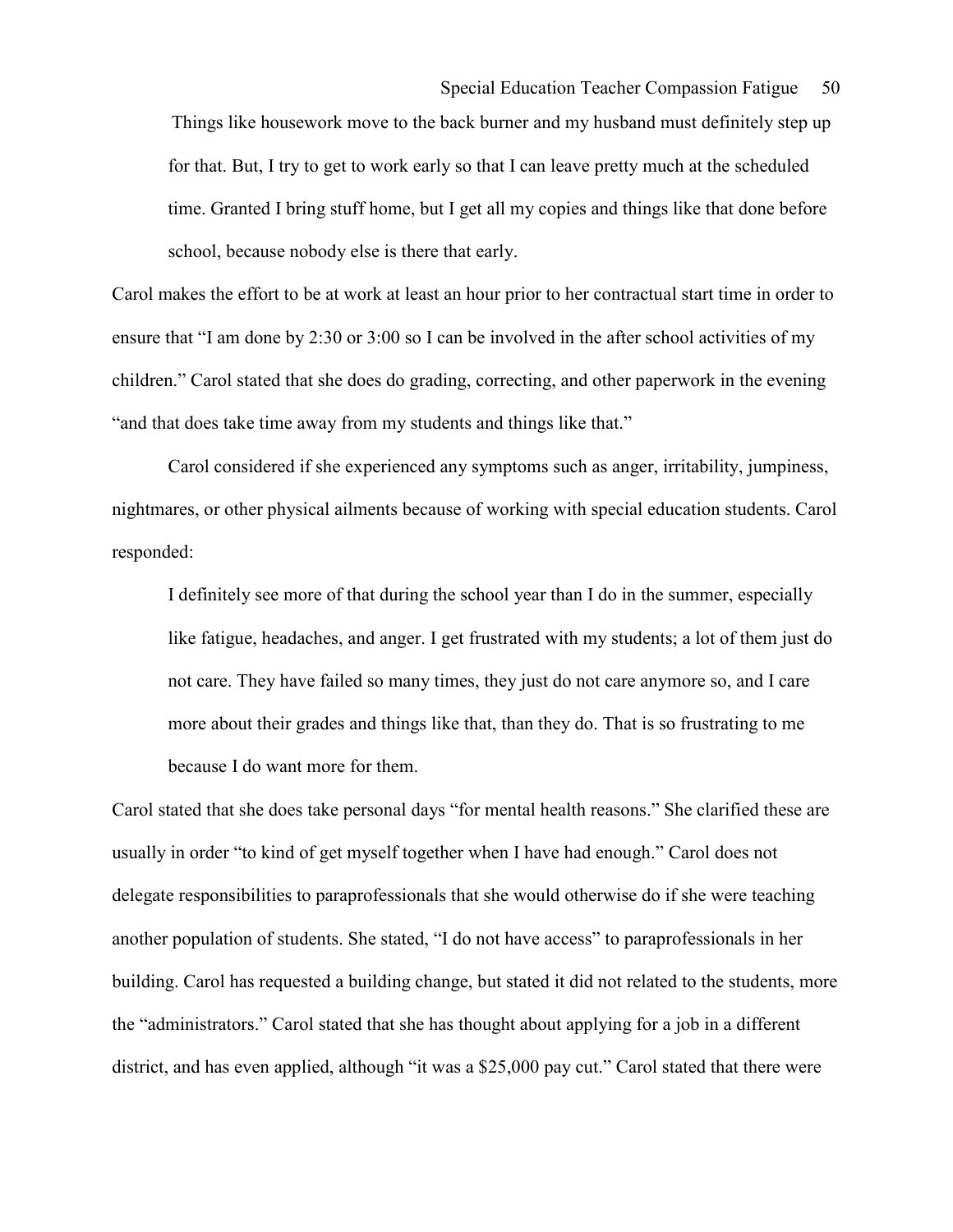> Things like housework move to the back burner and my husband must definitely step up for that. But, I try to get to work early so that I can leave pretty much at the scheduled time. Granted I bring stuff home, but I get all my copies and things like that done before school, because nobody else is there that early.

Carol makes the effort to be at work at least an hour prior to her contractual start time in order to ensure that "I am done by 2:30 or 3:00 so I can be involved in the after school activities of my children." Carol stated that she does do grading, correcting, and other paperwork in the evening "and that does take time away from my students and things like that."

Carol considered if she experienced any symptoms such as anger, irritability, jumpiness, nightmares, or other physical ailments because of working with special education students. Carol responded:

> I definitely see more of that during the school year than I do in the summer, especially like fatigue, headaches, and anger. I get frustrated with my students; a lot of them just do not care. They have failed so many times, they just do not care anymore so, and I care more about their grades and things like that, than they do. That is so frustrating to me because I do want more for them.

Carol stated that she does take personal days "for mental health reasons." She clarified these are usually in order "to kind of get myself together when I have had enough." Carol does not delegate responsibilities to paraprofessionals that she would otherwise do if she were teaching another population of students. She stated, "I do not have access" to paraprofessionals in her building. Carol has requested a building change, but stated it did not related to the students, more the "administrators." Carol stated that she has thought about applying for a job in a different district, and has even applied, although "it was a $25,000 pay cut." Carol stated that there were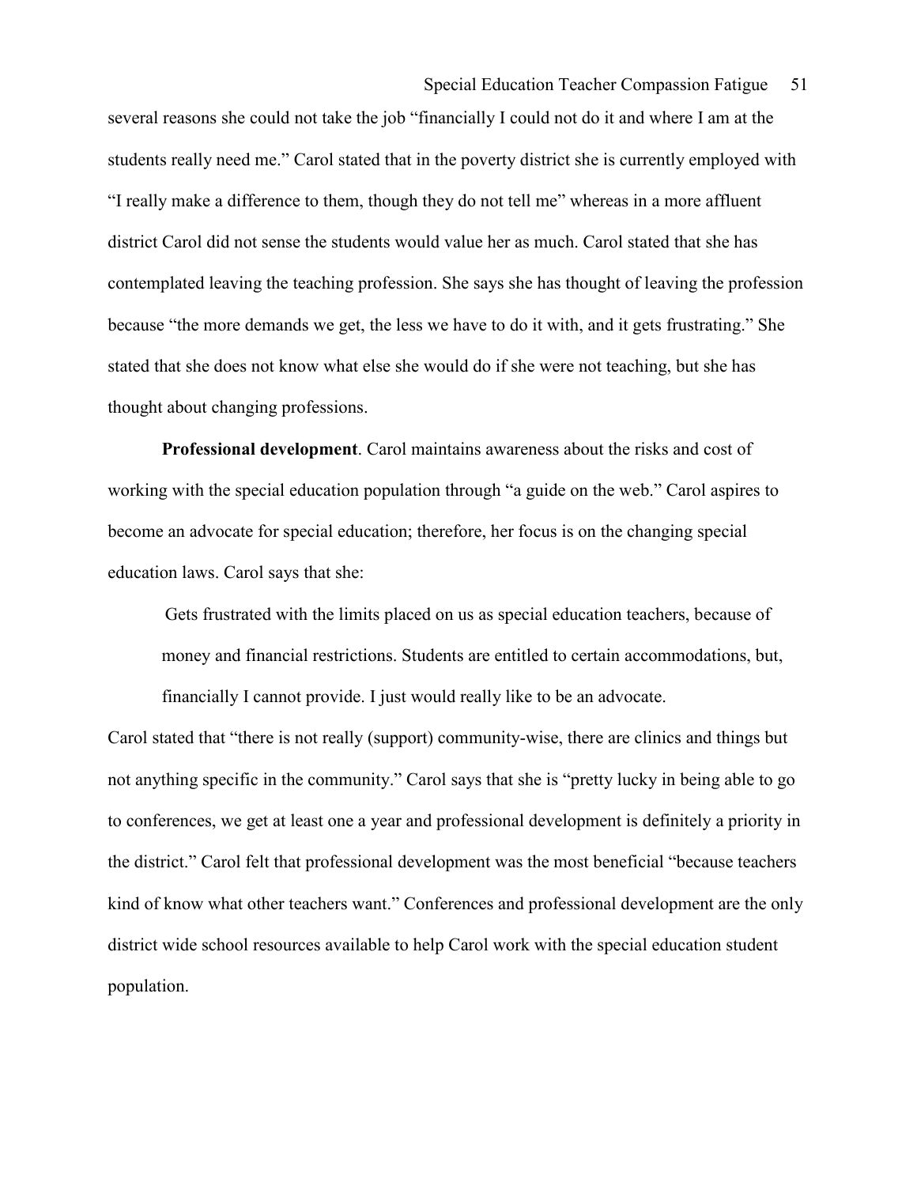several reasons she could not take the job "financially I could not do it and where I am at the students really need me." Carol stated that in the poverty district she is currently employed with "I really make a difference to them, though they do not tell me" whereas in a more affluent district Carol did not sense the students would value her as much. Carol stated that she has contemplated leaving the teaching profession. She says she has thought of leaving the profession because "the more demands we get, the less we have to do it with, and it gets frustrating." She stated that she does not know what else she would do if she were not teaching, but she has thought about changing professions.

**Professional development**. Carol maintains awareness about the risks and cost of working with the special education population through "a guide on the web." Carol aspires to become an advocate for special education; therefore, her focus is on the changing special education laws. Carol says that she:

> Gets frustrated with the limits placed on us as special education teachers, because of money and financial restrictions. Students are entitled to certain accommodations, but, financially I cannot provide. I just would really like to be an advocate.

Carol stated that "there is not really (support) community-wise, there are clinics and things but not anything specific in the community." Carol says that she is "pretty lucky in being able to go to conferences, we get at least one a year and professional development is definitely a priority in the district." Carol felt that professional development was the most beneficial "because teachers kind of know what other teachers want." Conferences and professional development are the only district wide school resources available to help Carol work with the special education student population.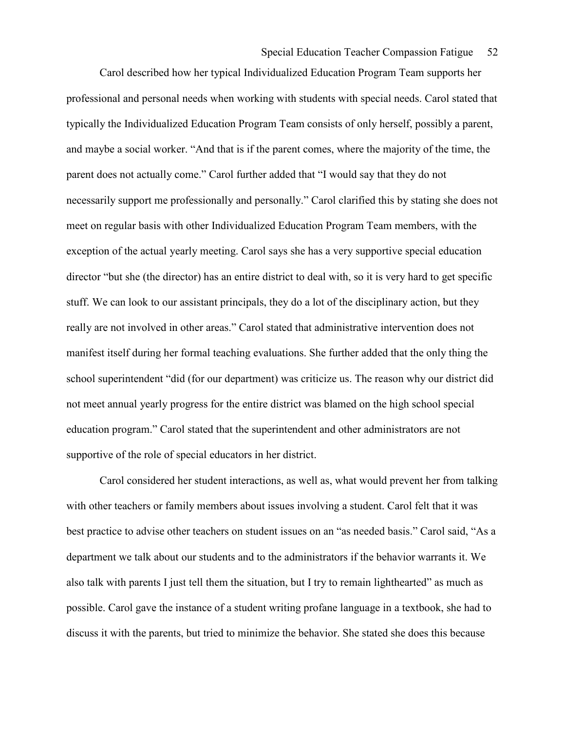Carol described how her typical Individualized Education Program Team supports her professional and personal needs when working with students with special needs. Carol stated that typically the Individualized Education Program Team consists of only herself, possibly a parent, and maybe a social worker. “And that is if the parent comes, where the majority of the time, the parent does not actually come.” Carol further added that “I would say that they do not necessarily support me professionally and personally.” Carol clarified this by stating she does not meet on regular basis with other Individualized Education Program Team members, with the exception of the actual yearly meeting. Carol says she has a very supportive special education director “but she (the director) has an entire district to deal with, so it is very hard to get specific stuff. We can look to our assistant principals, they do a lot of the disciplinary action, but they really are not involved in other areas.” Carol stated that administrative intervention does not manifest itself during her formal teaching evaluations. She further added that the only thing the school superintendent “did (for our department) was criticize us. The reason why our district did not meet annual yearly progress for the entire district was blamed on the high school special education program.” Carol stated that the superintendent and other administrators are not supportive of the role of special educators in her district.

Carol considered her student interactions, as well as, what would prevent her from talking with other teachers or family members about issues involving a student. Carol felt that it was best practice to advise other teachers on student issues on an “as needed basis.” Carol said, “As a department we talk about our students and to the administrators if the behavior warrants it. We also talk with parents I just tell them the situation, but I try to remain lighthearted” as much as possible. Carol gave the instance of a student writing profane language in a textbook, she had to discuss it with the parents, but tried to minimize the behavior. She stated she does this because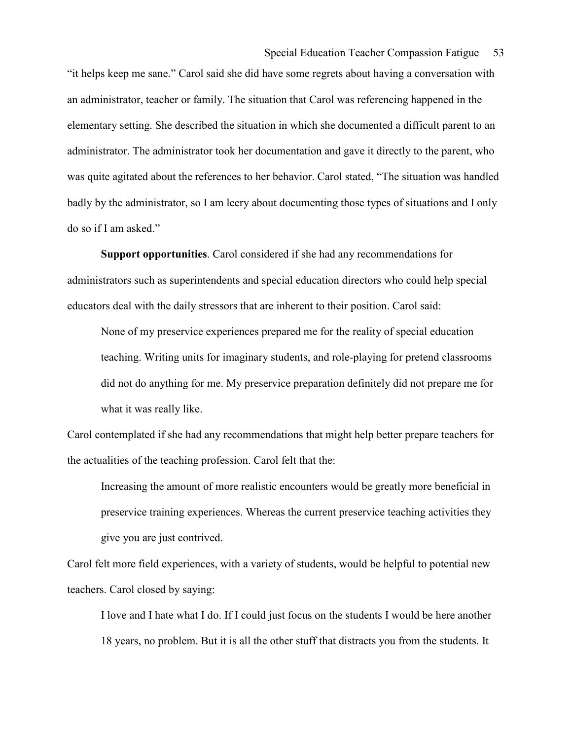"it helps keep me sane." Carol said she did have some regrets about having a conversation with an administrator, teacher or family. The situation that Carol was referencing happened in the elementary setting. She described the situation in which she documented a difficult parent to an administrator. The administrator took her documentation and gave it directly to the parent, who was quite agitated about the references to her behavior. Carol stated, "The situation was handled badly by the administrator, so I am leery about documenting those types of situations and I only do so if I am asked."

**Support opportunities**. Carol considered if she had any recommendations for administrators such as superintendents and special education directors who could help special educators deal with the daily stressors that are inherent to their position. Carol said:

> None of my preservice experiences prepared me for the reality of special education teaching. Writing units for imaginary students, and role-playing for pretend classrooms did not do anything for me. My preservice preparation definitely did not prepare me for what it was really like.

Carol contemplated if she had any recommendations that might help better prepare teachers for the actualities of the teaching profession. Carol felt that the:

> Increasing the amount of more realistic encounters would be greatly more beneficial in preservice training experiences. Whereas the current preservice teaching activities they give you are just contrived.

Carol felt more field experiences, with a variety of students, would be helpful to potential new teachers. Carol closed by saying:

> I love and I hate what I do. If I could just focus on the students I would be here another 18 years, no problem. But it is all the other stuff that distracts you from the students. It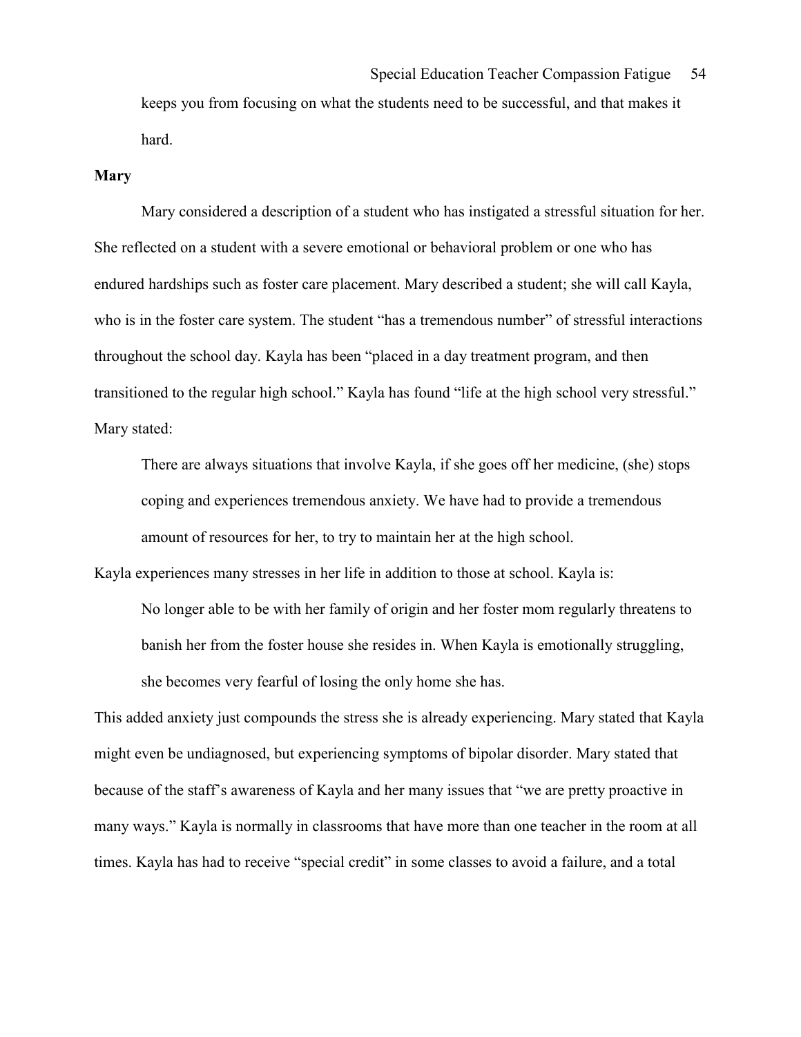keeps you from focusing on what the students need to be successful, and that makes it hard.

**Mary**

Mary considered a description of a student who has instigated a stressful situation for her. She reflected on a student with a severe emotional or behavioral problem or one who has endured hardships such as foster care placement. Mary described a student; she will call Kayla, who is in the foster care system. The student "has a tremendous number" of stressful interactions throughout the school day. Kayla has been "placed in a day treatment program, and then transitioned to the regular high school." Kayla has found "life at the high school very stressful." Mary stated:

> There are always situations that involve Kayla, if she goes off her medicine, (she) stops coping and experiences tremendous anxiety. We have had to provide a tremendous amount of resources for her, to try to maintain her at the high school.

Kayla experiences many stresses in her life in addition to those at school. Kayla is:

> No longer able to be with her family of origin and her foster mom regularly threatens to banish her from the foster house she resides in. When Kayla is emotionally struggling, she becomes very fearful of losing the only home she has.

This added anxiety just compounds the stress she is already experiencing. Mary stated that Kayla might even be undiagnosed, but experiencing symptoms of bipolar disorder. Mary stated that because of the staff's awareness of Kayla and her many issues that "we are pretty proactive in many ways." Kayla is normally in classrooms that have more than one teacher in the room at all times. Kayla has had to receive "special credit" in some classes to avoid a failure, and a total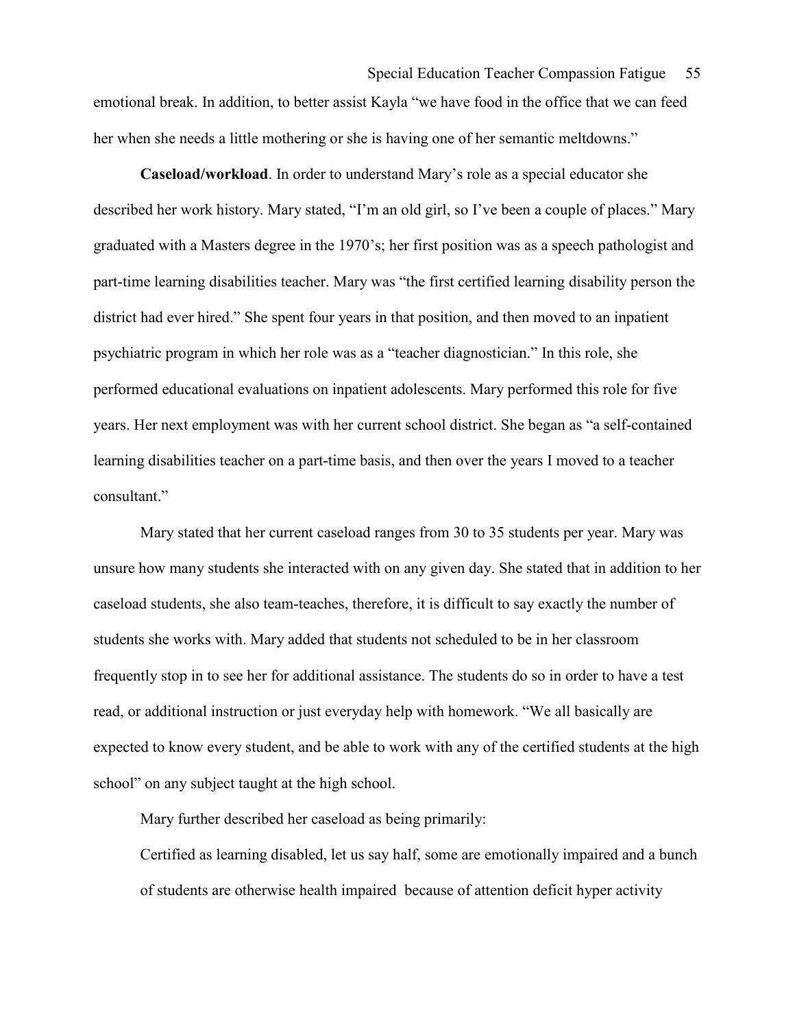emotional break. In addition, to better assist Kayla "we have food in the office that we can feed her when she needs a little mothering or she is having one of her semantic meltdowns."

**Caseload/workload**. In order to understand Mary's role as a special educator she described her work history. Mary stated, "I'm an old girl, so I've been a couple of places." Mary graduated with a Masters degree in the 1970's; her first position was as a speech pathologist and part-time learning disabilities teacher. Mary was "the first certified learning disability person the district had ever hired." She spent four years in that position, and then moved to an inpatient psychiatric program in which her role was as a "teacher diagnostician." In this role, she performed educational evaluations on inpatient adolescents. Mary performed this role for five years. Her next employment was with her current school district. She began as "a self-contained learning disabilities teacher on a part-time basis, and then over the years I moved to a teacher consultant."

Mary stated that her current caseload ranges from 30 to 35 students per year. Mary was unsure how many students she interacted with on any given day. She stated that in addition to her caseload students, she also team-teaches, therefore, it is difficult to say exactly the number of students she works with. Mary added that students not scheduled to be in her classroom frequently stop in to see her for additional assistance. The students do so in order to have a test read, or additional instruction or just everyday help with homework. "We all basically are expected to know every student, and be able to work with any of the certified students at the high school" on any subject taught at the high school.

Mary further described her caseload as being primarily:

> Certified as learning disabled, let us say half, some are emotionally impaired and a bunch of students are otherwise health impaired because of attention deficit hyper activity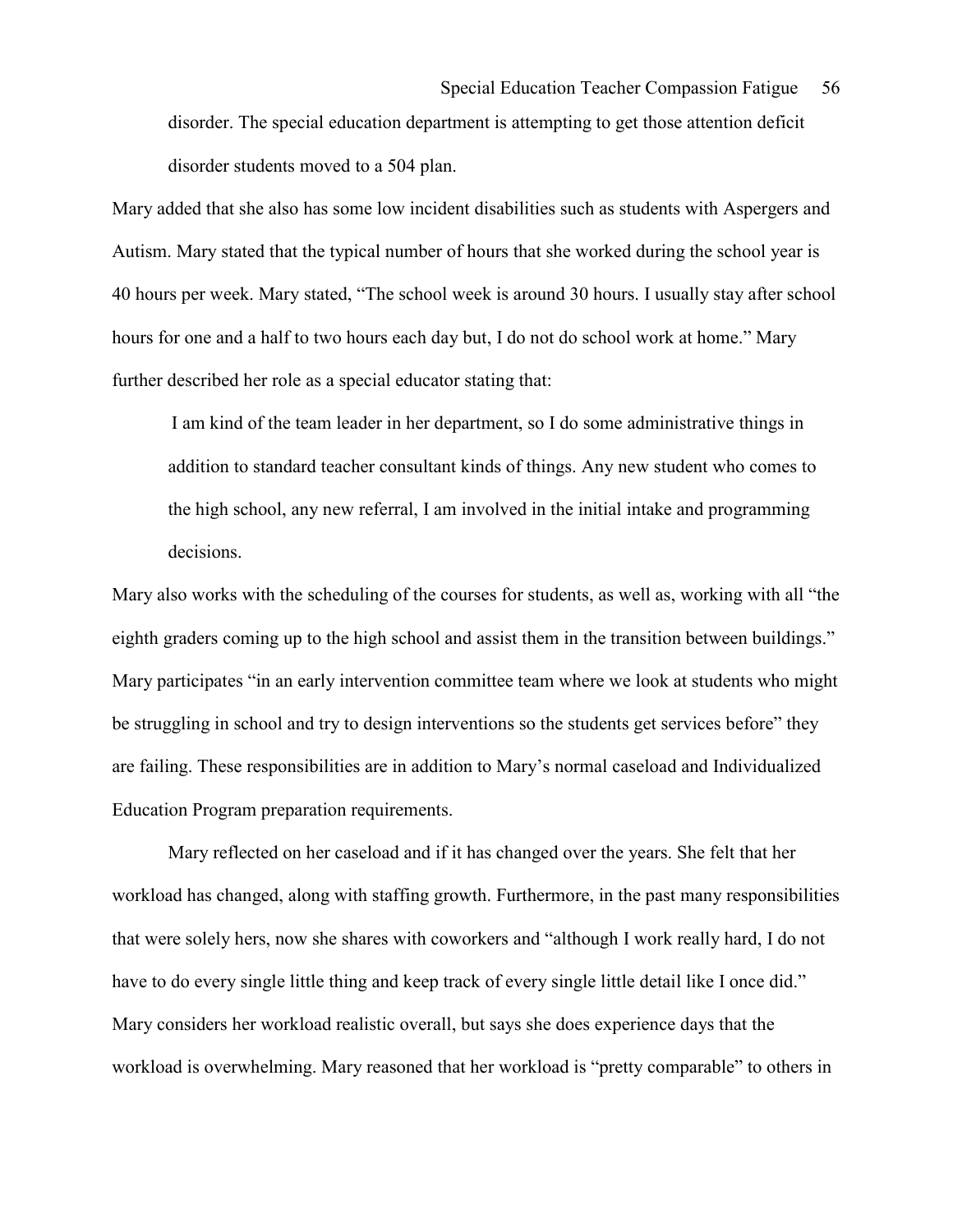disorder. The special education department is attempting to get those attention deficit disorder students moved to a 504 plan.

Mary added that she also has some low incident disabilities such as students with Aspergers and Autism. Mary stated that the typical number of hours that she worked during the school year is 40 hours per week. Mary stated, "The school week is around 30 hours. I usually stay after school hours for one and a half to two hours each day but, I do not do school work at home." Mary further described her role as a special educator stating that:

> I am kind of the team leader in her department, so I do some administrative things in addition to standard teacher consultant kinds of things. Any new student who comes to the high school, any new referral, I am involved in the initial intake and programming decisions.

Mary also works with the scheduling of the courses for students, as well as, working with all "the eighth graders coming up to the high school and assist them in the transition between buildings." Mary participates "in an early intervention committee team where we look at students who might be struggling in school and try to design interventions so the students get services before" they are failing. These responsibilities are in addition to Mary's normal caseload and Individualized Education Program preparation requirements.

Mary reflected on her caseload and if it has changed over the years. She felt that her workload has changed, along with staffing growth. Furthermore, in the past many responsibilities that were solely hers, now she shares with coworkers and "although I work really hard, I do not have to do every single little thing and keep track of every single little detail like I once did." Mary considers her workload realistic overall, but says she does experience days that the workload is overwhelming. Mary reasoned that her workload is "pretty comparable" to others in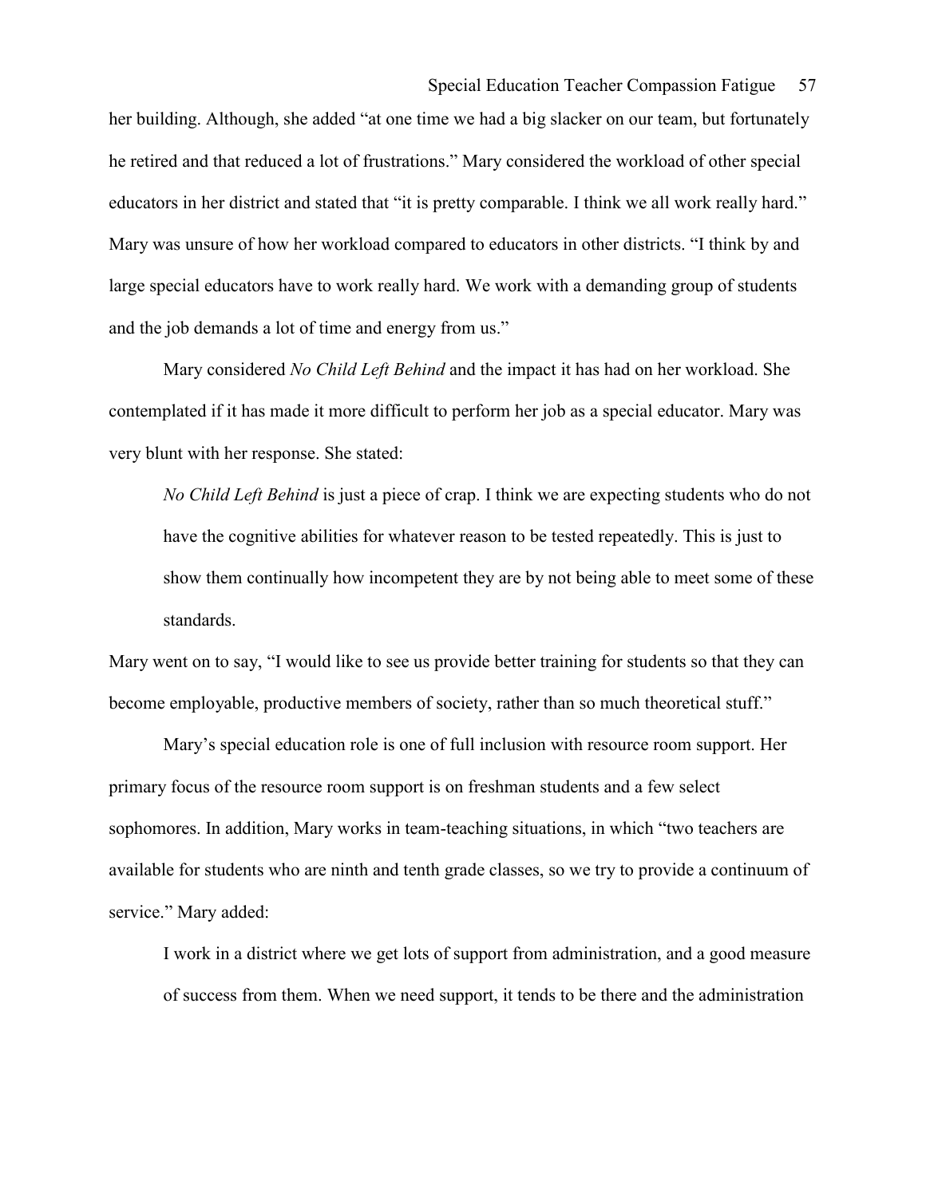her building. Although, she added "at one time we had a big slacker on our team, but fortunately he retired and that reduced a lot of frustrations." Mary considered the workload of other special educators in her district and stated that "it is pretty comparable. I think we all work really hard." Mary was unsure of how her workload compared to educators in other districts. "I think by and large special educators have to work really hard. We work with a demanding group of students and the job demands a lot of time and energy from us."

Mary considered *No Child Left Behind* and the impact it has had on her workload. She contemplated if it has made it more difficult to perform her job as a special educator. Mary was very blunt with her response. She stated:

> *No Child Left Behind* is just a piece of crap. I think we are expecting students who do not have the cognitive abilities for whatever reason to be tested repeatedly. This is just to show them continually how incompetent they are by not being able to meet some of these standards.

Mary went on to say, "I would like to see us provide better training for students so that they can become employable, productive members of society, rather than so much theoretical stuff."

Mary's special education role is one of full inclusion with resource room support. Her primary focus of the resource room support is on freshman students and a few select sophomores. In addition, Mary works in team-teaching situations, in which "two teachers are available for students who are ninth and tenth grade classes, so we try to provide a continuum of service." Mary added:

> I work in a district where we get lots of support from administration, and a good measure of success from them. When we need support, it tends to be there and the administration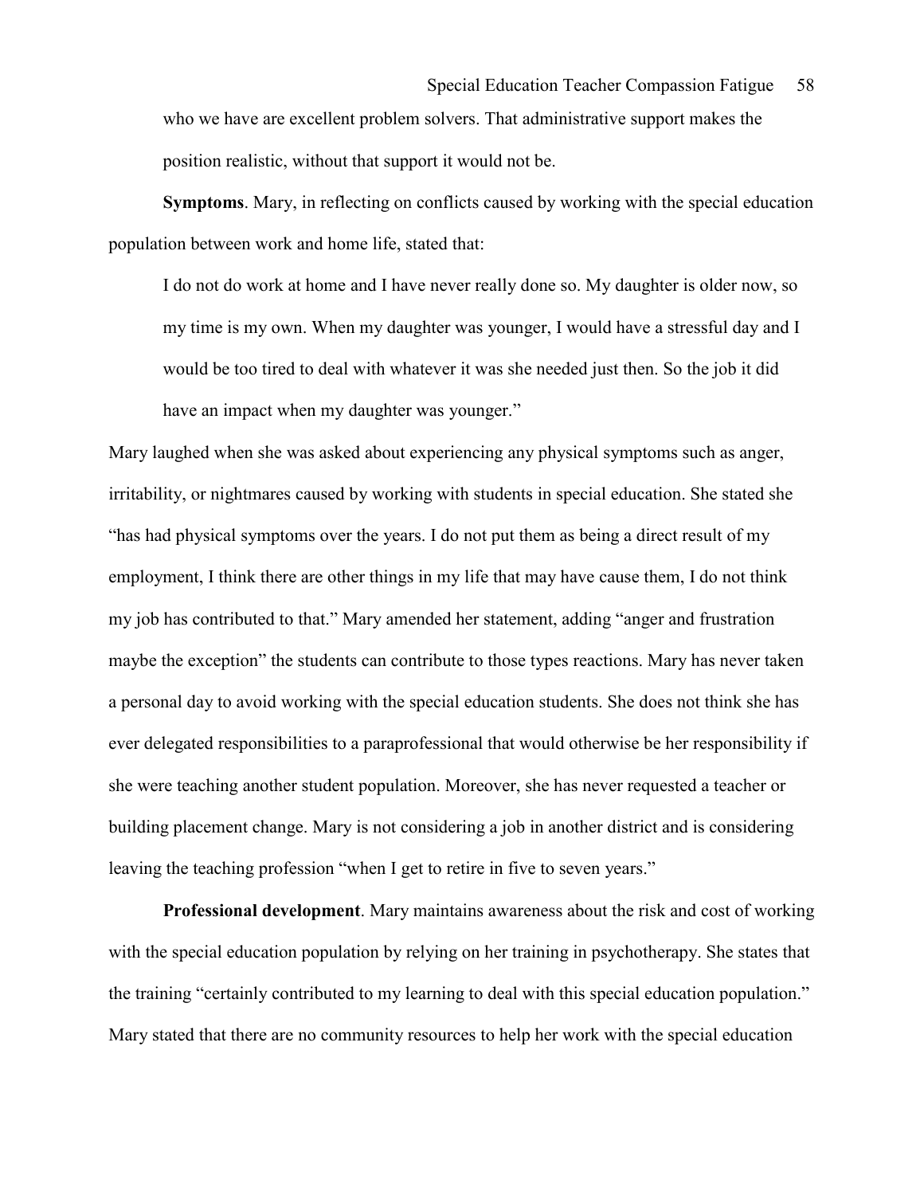who we have are excellent problem solvers. That administrative support makes the position realistic, without that support it would not be.

**Symptoms**. Mary, in reflecting on conflicts caused by working with the special education population between work and home life, stated that:

> I do not do work at home and I have never really done so. My daughter is older now, so my time is my own. When my daughter was younger, I would have a stressful day and I would be too tired to deal with whatever it was she needed just then. So the job it did have an impact when my daughter was younger."

Mary laughed when she was asked about experiencing any physical symptoms such as anger, irritability, or nightmares caused by working with students in special education. She stated she "has had physical symptoms over the years. I do not put them as being a direct result of my employment, I think there are other things in my life that may have cause them, I do not think my job has contributed to that." Mary amended her statement, adding "anger and frustration maybe the exception" the students can contribute to those types reactions. Mary has never taken a personal day to avoid working with the special education students. She does not think she has ever delegated responsibilities to a paraprofessional that would otherwise be her responsibility if she were teaching another student population. Moreover, she has never requested a teacher or building placement change. Mary is not considering a job in another district and is considering leaving the teaching profession "when I get to retire in five to seven years."

**Professional development**. Mary maintains awareness about the risk and cost of working with the special education population by relying on her training in psychotherapy. She states that the training "certainly contributed to my learning to deal with this special education population." Mary stated that there are no community resources to help her work with the special education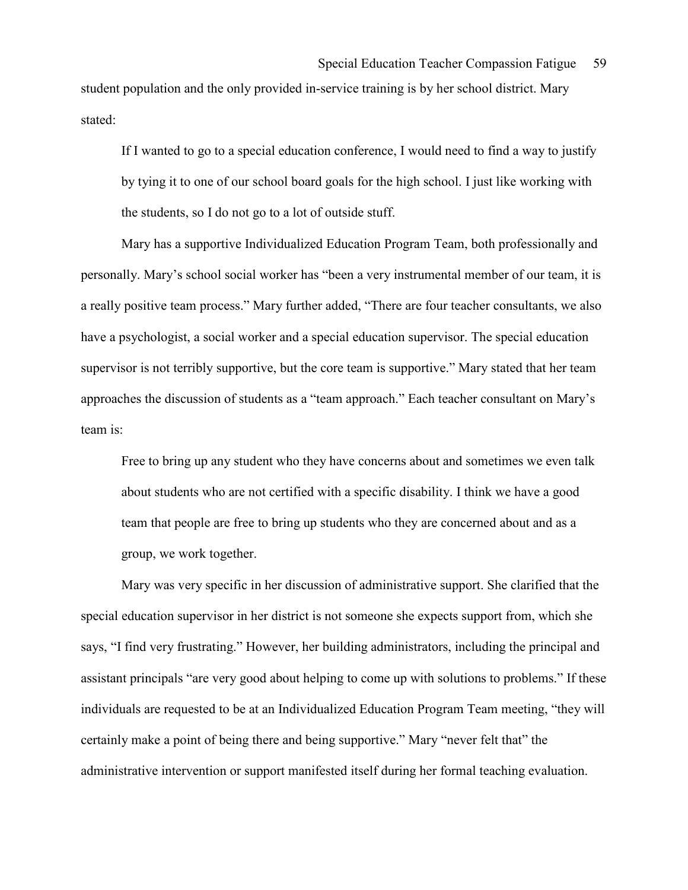student population and the only provided in-service training is by her school district. Mary stated:

> If I wanted to go to a special education conference, I would need to find a way to justify by tying it to one of our school board goals for the high school. I just like working with the students, so I do not go to a lot of outside stuff.

Mary has a supportive Individualized Education Program Team, both professionally and personally. Mary's school social worker has "been a very instrumental member of our team, it is a really positive team process." Mary further added, "There are four teacher consultants, we also have a psychologist, a social worker and a special education supervisor. The special education supervisor is not terribly supportive, but the core team is supportive." Mary stated that her team approaches the discussion of students as a "team approach." Each teacher consultant on Mary's team is:

> Free to bring up any student who they have concerns about and sometimes we even talk about students who are not certified with a specific disability. I think we have a good team that people are free to bring up students who they are concerned about and as a group, we work together.

Mary was very specific in her discussion of administrative support. She clarified that the special education supervisor in her district is not someone she expects support from, which she says, "I find very frustrating." However, her building administrators, including the principal and assistant principals "are very good about helping to come up with solutions to problems." If these individuals are requested to be at an Individualized Education Program Team meeting, "they will certainly make a point of being there and being supportive." Mary "never felt that" the administrative intervention or support manifested itself during her formal teaching evaluation.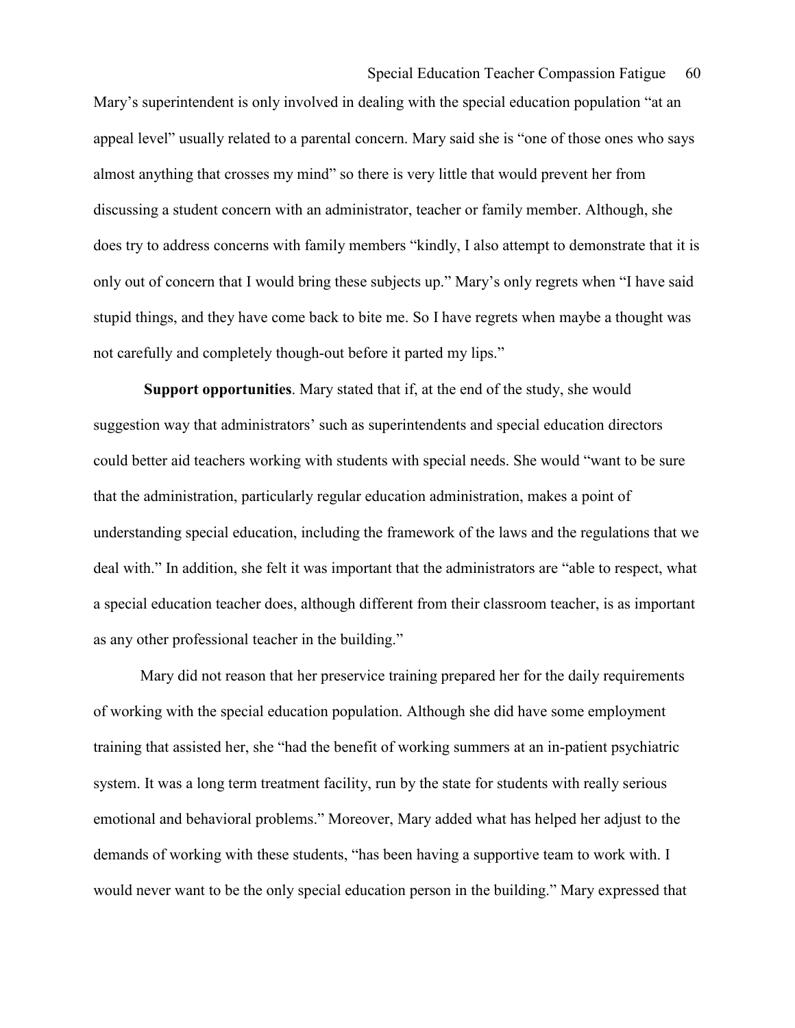Mary's superintendent is only involved in dealing with the special education population "at an appeal level" usually related to a parental concern. Mary said she is "one of those ones who says almost anything that crosses my mind" so there is very little that would prevent her from discussing a student concern with an administrator, teacher or family member. Although, she does try to address concerns with family members "kindly, I also attempt to demonstrate that it is only out of concern that I would bring these subjects up." Mary's only regrets when "I have said stupid things, and they have come back to bite me. So I have regrets when maybe a thought was not carefully and completely though-out before it parted my lips."

**Support opportunities**. Mary stated that if, at the end of the study, she would suggestion way that administrators' such as superintendents and special education directors could better aid teachers working with students with special needs. She would "want to be sure that the administration, particularly regular education administration, makes a point of understanding special education, including the framework of the laws and the regulations that we deal with." In addition, she felt it was important that the administrators are "able to respect, what a special education teacher does, although different from their classroom teacher, is as important as any other professional teacher in the building."

Mary did not reason that her preservice training prepared her for the daily requirements of working with the special education population. Although she did have some employment training that assisted her, she "had the benefit of working summers at an in-patient psychiatric system. It was a long term treatment facility, run by the state for students with really serious emotional and behavioral problems." Moreover, Mary added what has helped her adjust to the demands of working with these students, "has been having a supportive team to work with. I would never want to be the only special education person in the building." Mary expressed that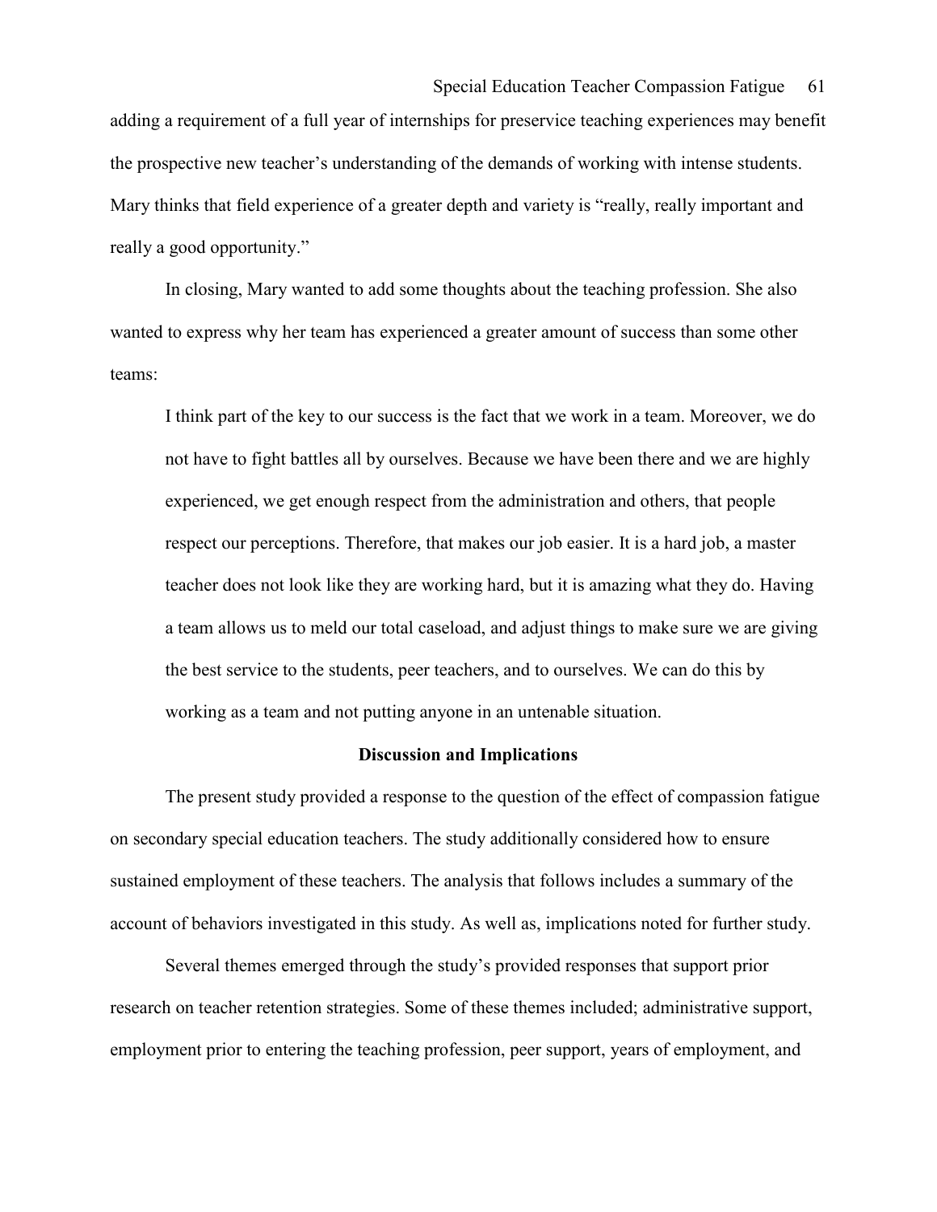adding a requirement of a full year of internships for preservice teaching experiences may benefit the prospective new teacher's understanding of the demands of working with intense students. Mary thinks that field experience of a greater depth and variety is "really, really important and really a good opportunity."

In closing, Mary wanted to add some thoughts about the teaching profession. She also wanted to express why her team has experienced a greater amount of success than some other teams:

> I think part of the key to our success is the fact that we work in a team. Moreover, we do not have to fight battles all by ourselves. Because we have been there and we are highly experienced, we get enough respect from the administration and others, that people respect our perceptions. Therefore, that makes our job easier. It is a hard job, a master teacher does not look like they are working hard, but it is amazing what they do. Having a team allows us to meld our total caseload, and adjust things to make sure we are giving the best service to the students, peer teachers, and to ourselves. We can do this by working as a team and not putting anyone in an untenable situation.

## Discussion and Implications

The present study provided a response to the question of the effect of compassion fatigue on secondary special education teachers. The study additionally considered how to ensure sustained employment of these teachers. The analysis that follows includes a summary of the account of behaviors investigated in this study. As well as, implications noted for further study.

Several themes emerged through the study's provided responses that support prior research on teacher retention strategies. Some of these themes included; administrative support, employment prior to entering the teaching profession, peer support, years of employment, and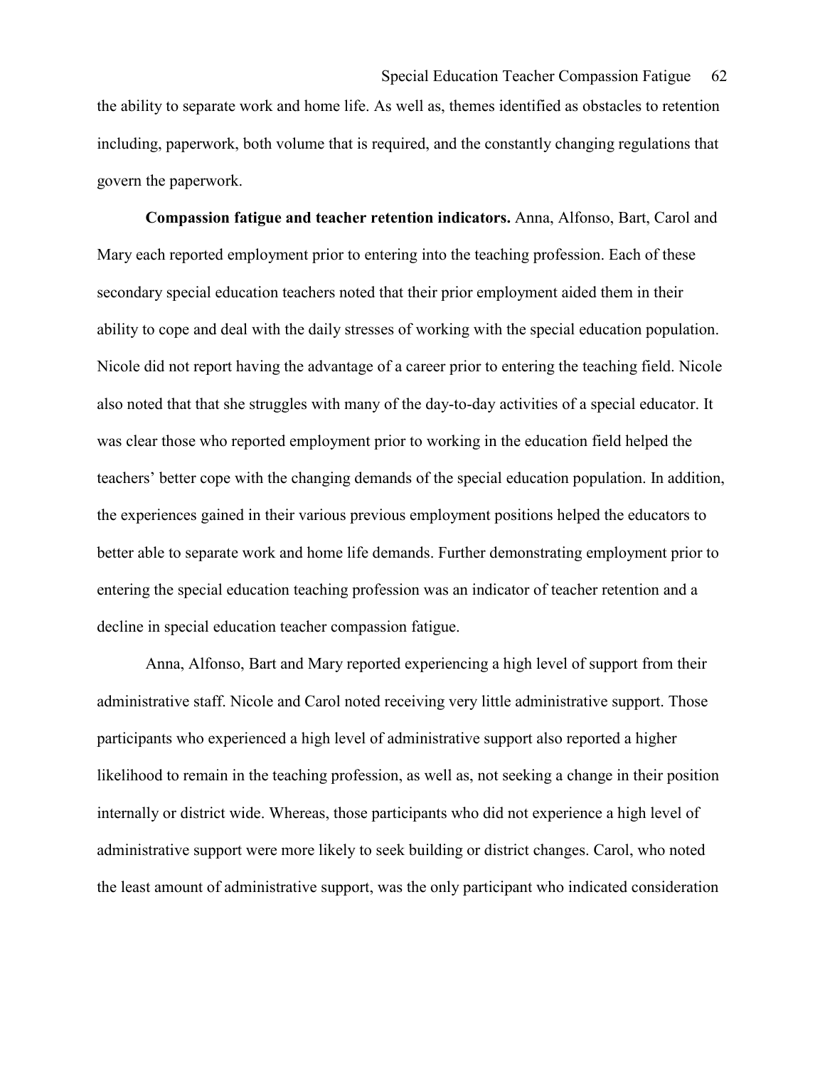the ability to separate work and home life. As well as, themes identified as obstacles to retention including, paperwork, both volume that is required, and the constantly changing regulations that govern the paperwork.

**Compassion fatigue and teacher retention indicators.** Anna, Alfonso, Bart, Carol and Mary each reported employment prior to entering into the teaching profession. Each of these secondary special education teachers noted that their prior employment aided them in their ability to cope and deal with the daily stresses of working with the special education population. Nicole did not report having the advantage of a career prior to entering the teaching field. Nicole also noted that that she struggles with many of the day-to-day activities of a special educator. It was clear those who reported employment prior to working in the education field helped the teachers' better cope with the changing demands of the special education population. In addition, the experiences gained in their various previous employment positions helped the educators to better able to separate work and home life demands. Further demonstrating employment prior to entering the special education teaching profession was an indicator of teacher retention and a decline in special education teacher compassion fatigue.

Anna, Alfonso, Bart and Mary reported experiencing a high level of support from their administrative staff. Nicole and Carol noted receiving very little administrative support. Those participants who experienced a high level of administrative support also reported a higher likelihood to remain in the teaching profession, as well as, not seeking a change in their position internally or district wide. Whereas, those participants who did not experience a high level of administrative support were more likely to seek building or district changes. Carol, who noted the least amount of administrative support, was the only participant who indicated consideration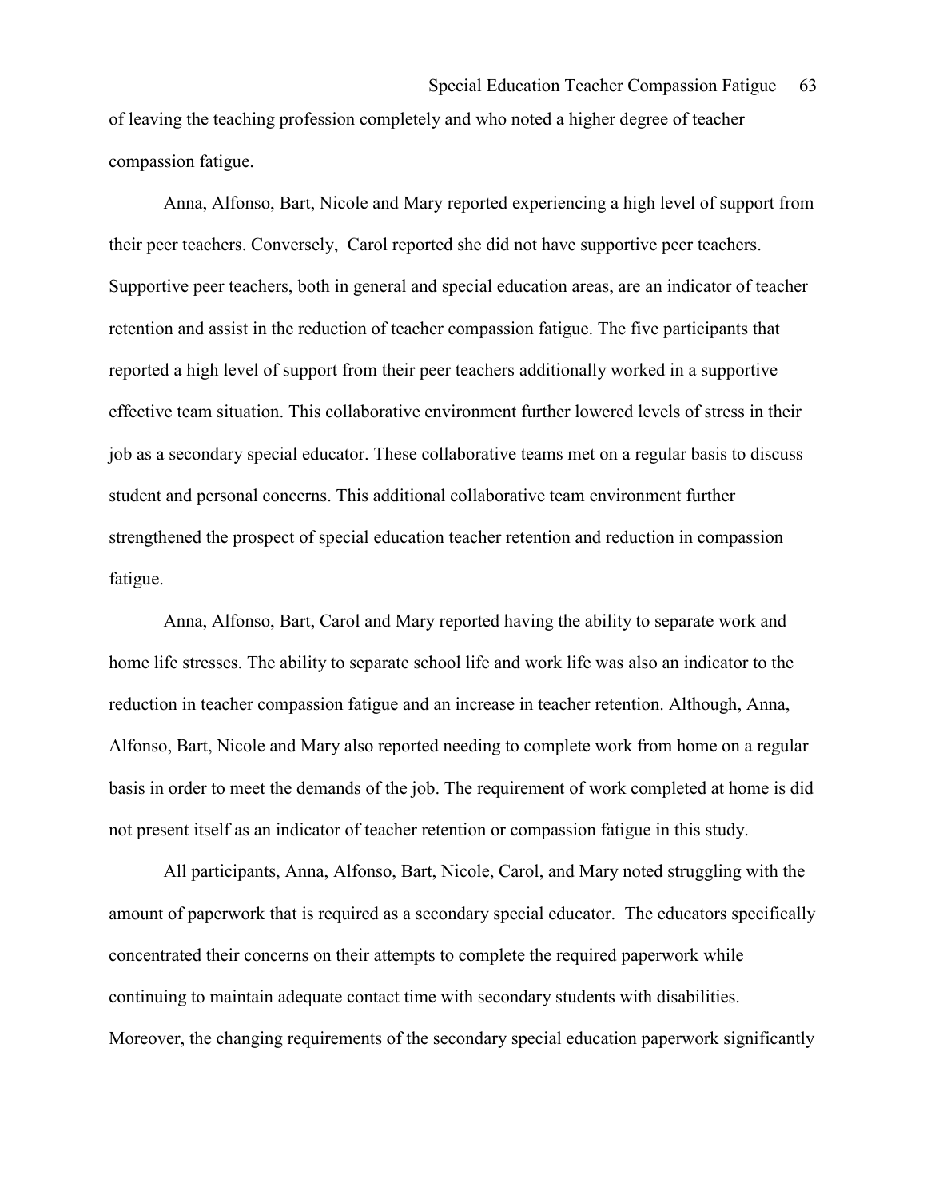of leaving the teaching profession completely and who noted a higher degree of teacher compassion fatigue.

Anna, Alfonso, Bart, Nicole and Mary reported experiencing a high level of support from their peer teachers. Conversely, Carol reported she did not have supportive peer teachers. Supportive peer teachers, both in general and special education areas, are an indicator of teacher retention and assist in the reduction of teacher compassion fatigue. The five participants that reported a high level of support from their peer teachers additionally worked in a supportive effective team situation. This collaborative environment further lowered levels of stress in their job as a secondary special educator. These collaborative teams met on a regular basis to discuss student and personal concerns. This additional collaborative team environment further strengthened the prospect of special education teacher retention and reduction in compassion fatigue.

Anna, Alfonso, Bart, Carol and Mary reported having the ability to separate work and home life stresses. The ability to separate school life and work life was also an indicator to the reduction in teacher compassion fatigue and an increase in teacher retention. Although, Anna, Alfonso, Bart, Nicole and Mary also reported needing to complete work from home on a regular basis in order to meet the demands of the job. The requirement of work completed at home is did not present itself as an indicator of teacher retention or compassion fatigue in this study.

All participants, Anna, Alfonso, Bart, Nicole, Carol, and Mary noted struggling with the amount of paperwork that is required as a secondary special educator. The educators specifically concentrated their concerns on their attempts to complete the required paperwork while continuing to maintain adequate contact time with secondary students with disabilities. Moreover, the changing requirements of the secondary special education paperwork significantly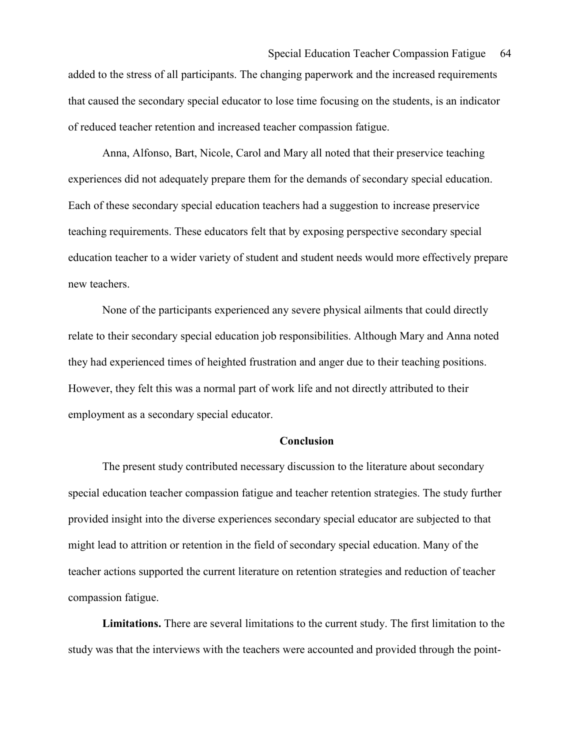added to the stress of all participants. The changing paperwork and the increased requirements that caused the secondary special educator to lose time focusing on the students, is an indicator of reduced teacher retention and increased teacher compassion fatigue.

Anna, Alfonso, Bart, Nicole, Carol and Mary all noted that their preservice teaching experiences did not adequately prepare them for the demands of secondary special education. Each of these secondary special education teachers had a suggestion to increase preservice teaching requirements. These educators felt that by exposing perspective secondary special education teacher to a wider variety of student and student needs would more effectively prepare new teachers.

None of the participants experienced any severe physical ailments that could directly relate to their secondary special education job responsibilities. Although Mary and Anna noted they had experienced times of heighted frustration and anger due to their teaching positions. However, they felt this was a normal part of work life and not directly attributed to their employment as a secondary special educator.

## Conclusion

The present study contributed necessary discussion to the literature about secondary special education teacher compassion fatigue and teacher retention strategies. The study further provided insight into the diverse experiences secondary special educator are subjected to that might lead to attrition or retention in the field of secondary special education. Many of the teacher actions supported the current literature on retention strategies and reduction of teacher compassion fatigue.

**Limitations.** There are several limitations to the current study. The first limitation to the study was that the interviews with the teachers were accounted and provided through the point-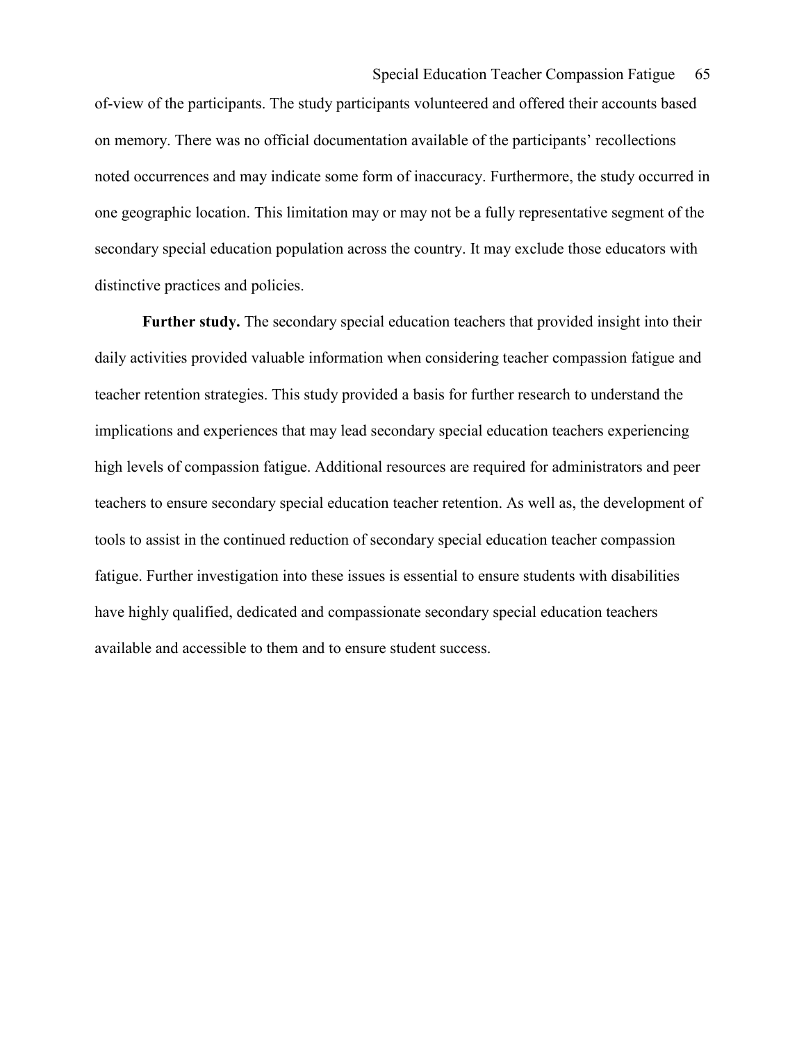of-view of the participants. The study participants volunteered and offered their accounts based on memory. There was no official documentation available of the participants' recollections noted occurrences and may indicate some form of inaccuracy. Furthermore, the study occurred in one geographic location. This limitation may or may not be a fully representative segment of the secondary special education population across the country. It may exclude those educators with distinctive practices and policies.

**Further study.** The secondary special education teachers that provided insight into their daily activities provided valuable information when considering teacher compassion fatigue and teacher retention strategies. This study provided a basis for further research to understand the implications and experiences that may lead secondary special education teachers experiencing high levels of compassion fatigue. Additional resources are required for administrators and peer teachers to ensure secondary special education teacher retention. As well as, the development of tools to assist in the continued reduction of secondary special education teacher compassion fatigue. Further investigation into these issues is essential to ensure students with disabilities have highly qualified, dedicated and compassionate secondary special education teachers available and accessible to them and to ensure student success.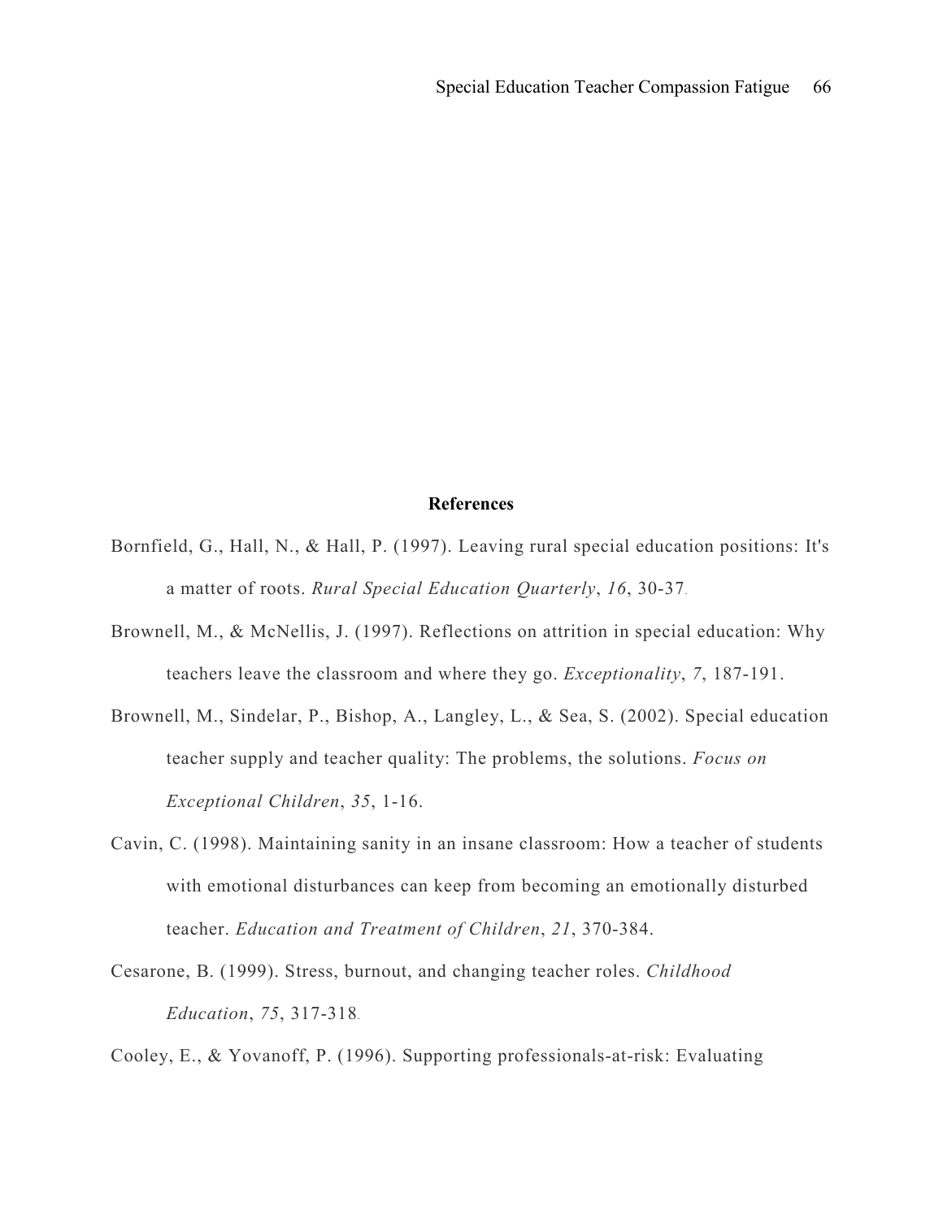## References

Bornfield, G., Hall, N., & Hall, P. (1997). Leaving rural special education positions: It's a matter of roots. *Rural Special Education Quarterly*, *16*, 30-37.

Brownell, M., & McNellis, J. (1997). Reflections on attrition in special education: Why teachers leave the classroom and where they go. *Exceptionality*, *7*, 187-191.

Brownell, M., Sindelar, P., Bishop, A., Langley, L., & Sea, S. (2002). Special education teacher supply and teacher quality: The problems, the solutions. *Focus on Exceptional Children*, *35*, 1-16.

Cavin, C. (1998). Maintaining sanity in an insane classroom: How a teacher of students with emotional disturbances can keep from becoming an emotionally disturbed teacher. *Education and Treatment of Children*, *21*, 370-384.

Cesarone, B. (1999). Stress, burnout, and changing teacher roles. *Childhood Education*, *75*, 317-318.

Cooley, E., & Yovanoff, P. (1996). Supporting professionals-at-risk: Evaluating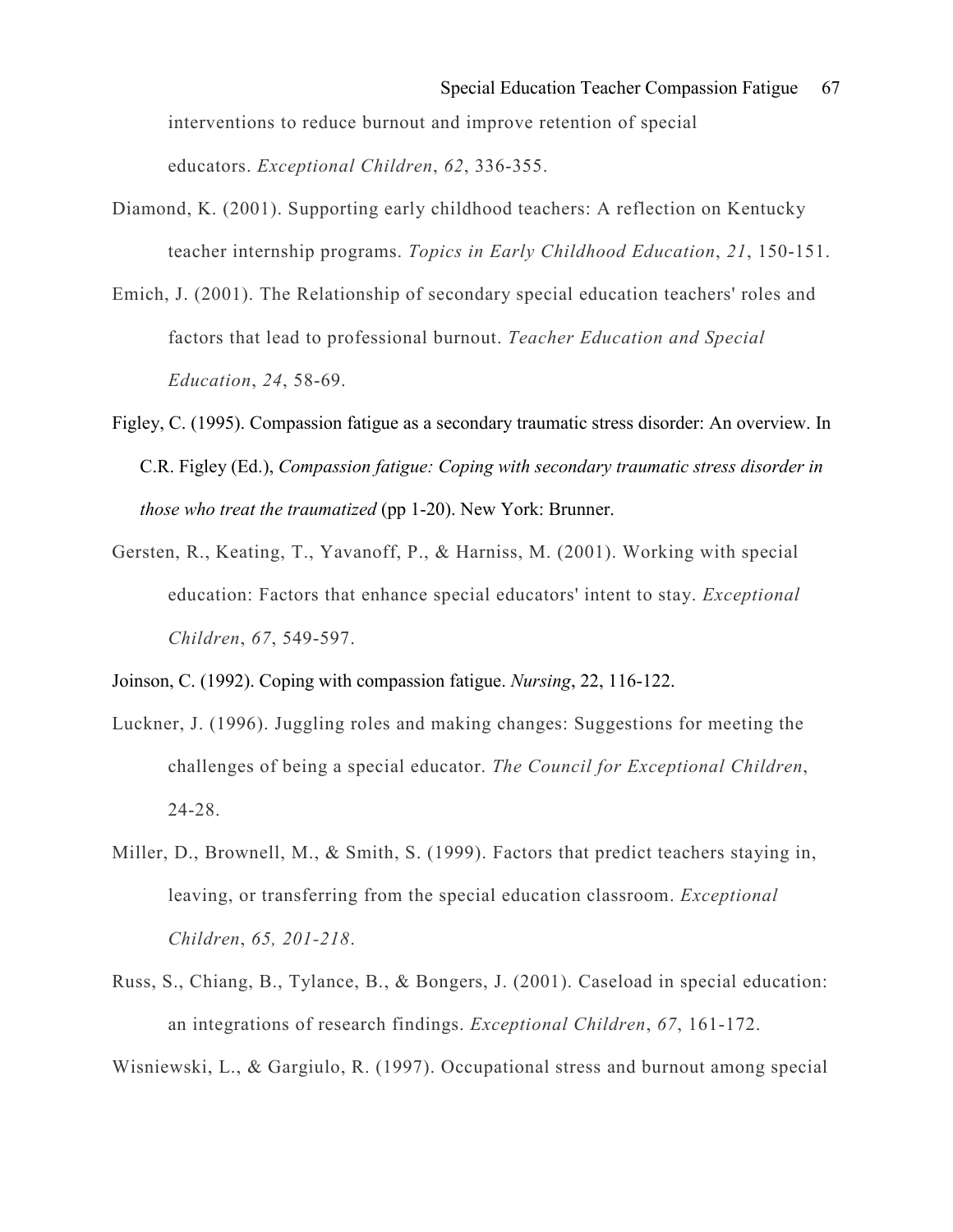interventions to reduce burnout and improve retention of special educators. *Exceptional Children*, *62*, 336-355.

Diamond, K. (2001). Supporting early childhood teachers: A reflection on Kentucky teacher internship programs. *Topics in Early Childhood Education*, *21*, 150-151.

Emich, J. (2001). The Relationship of secondary special education teachers' roles and factors that lead to professional burnout. *Teacher Education and Special Education*, *24*, 58-69.

Figley, C. (1995). Compassion fatigue as a secondary traumatic stress disorder: An overview. In C.R. Figley (Ed.), *Compassion fatigue: Coping with secondary traumatic stress disorder in those who treat the traumatized* (pp 1-20). New York: Brunner.

Gersten, R., Keating, T., Yavanoff, P., & Harniss, M. (2001). Working with special education: Factors that enhance special educators' intent to stay. *Exceptional Children*, *67*, 549-597.

Joinson, C. (1992). Coping with compassion fatigue. *Nursing*, 22, 116-122.

Luckner, J. (1996). Juggling roles and making changes: Suggestions for meeting the challenges of being a special educator. *The Council for Exceptional Children*, 24-28.

Miller, D., Brownell, M., & Smith, S. (1999). Factors that predict teachers staying in, leaving, or transferring from the special education classroom. *Exceptional Children*, *65, 201-218*.

Russ, S., Chiang, B., Tylance, B., & Bongers, J. (2001). Caseload in special education: an integrations of research findings. *Exceptional Children*, *67*, 161-172.

Wisniewski, L., & Gargiulo, R. (1997). Occupational stress and burnout among special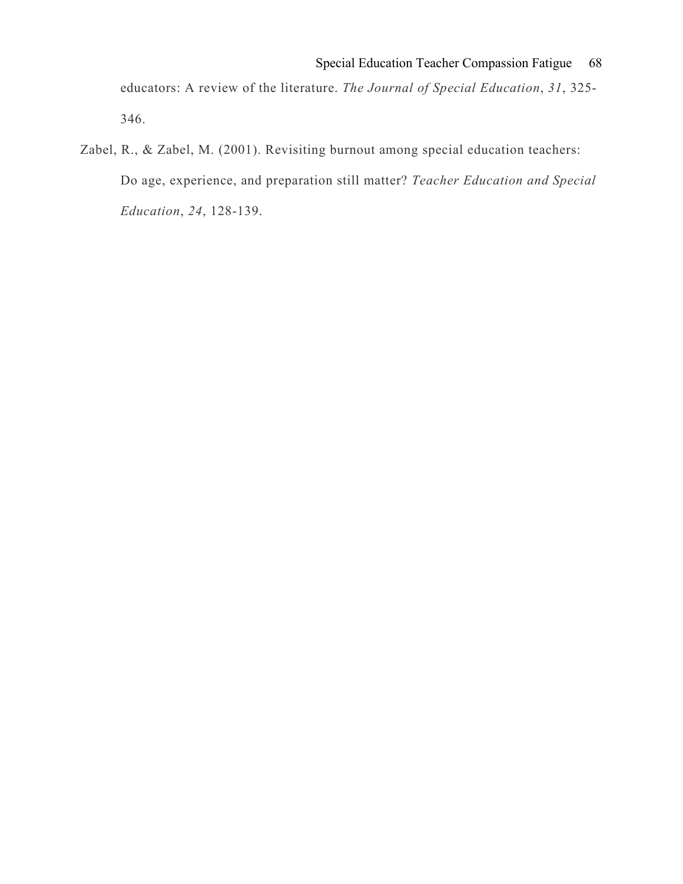educators: A review of the literature. *The Journal of Special Education*, *31*, 325-346.

Zabel, R., & Zabel, M. (2001). Revisiting burnout among special education teachers: Do age, experience, and preparation still matter? *Teacher Education and Special Education*, *24*, 128-139.